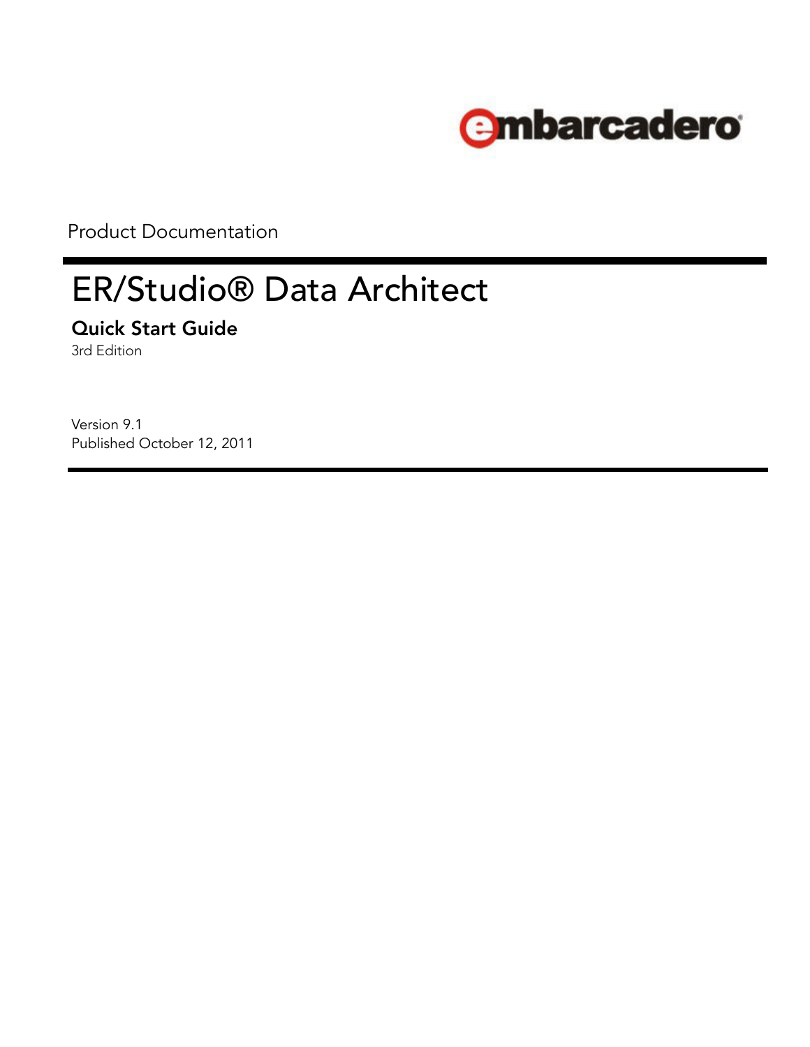embarcadero

Product Documentation

# ER/Studio® Data Architect

## Quick Start Guide

3rd Edition

Version 9.1
Published October 12, 2011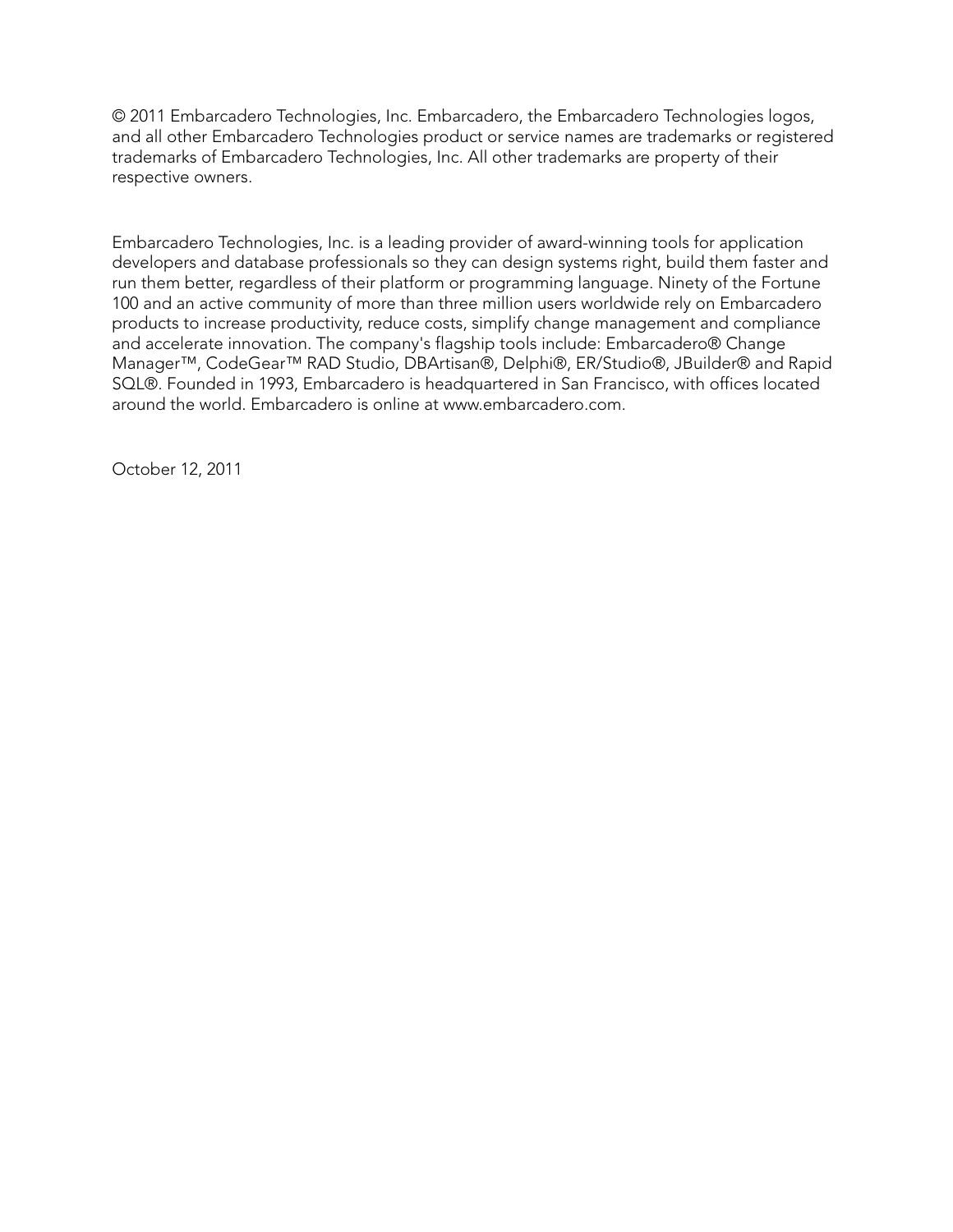© 2011 Embarcadero Technologies, Inc. Embarcadero, the Embarcadero Technologies logos, and all other Embarcadero Technologies product or service names are trademarks or registered trademarks of Embarcadero Technologies, Inc. All other trademarks are property of their respective owners.

Embarcadero Technologies, Inc. is a leading provider of award-winning tools for application developers and database professionals so they can design systems right, build them faster and run them better, regardless of their platform or programming language. Ninety of the Fortune 100 and an active community of more than three million users worldwide rely on Embarcadero products to increase productivity, reduce costs, simplify change management and compliance and accelerate innovation. The company's flagship tools include: Embarcadero® Change Manager™, CodeGear™ RAD Studio, DBArtisan®, Delphi®, ER/Studio®, JBuilder® and Rapid SQL®. Founded in 1993, Embarcadero is headquartered in San Francisco, with offices located around the world. Embarcadero is online at www.embarcadero.com.

October 12, 2011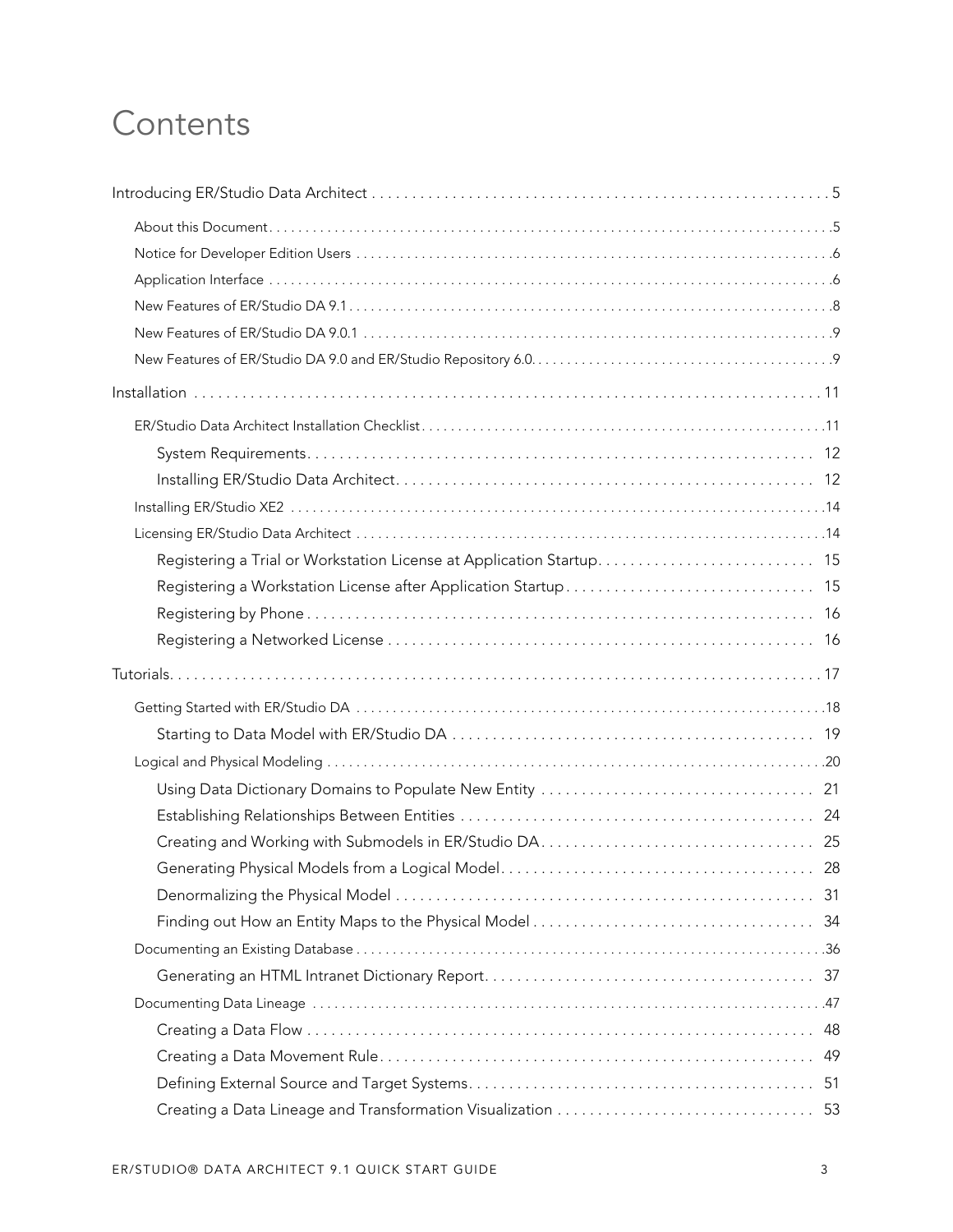# Contents

Introducing ER/Studio Data Architect . . . . . . . . . . . . . . . . . . . . . . . . . . . . . . . . . . . . . . . . . . . . . . . . . . . . . . 5

- About this Document . . . . . . . . . . . . . . . . . . . . . . . . . . . . . . . . . . . . . . . . . . . . . . . . . . . . . . . . . . . . . . . . . . . . .5
- Notice for Developer Edition Users . . . . . . . . . . . . . . . . . . . . . . . . . . . . . . . . . . . . . . . . . . . . . . . . . . . . . . . . . . .6
- Application Interface . . . . . . . . . . . . . . . . . . . . . . . . . . . . . . . . . . . . . . . . . . . . . . . . . . . . . . . . . . . . . . . . . . . . . .6
- New Features of ER/Studio DA 9.1 . . . . . . . . . . . . . . . . . . . . . . . . . . . . . . . . . . . . . . . . . . . . . . . . . . . . . . . . . . .8
- New Features of ER/Studio DA 9.0.1 . . . . . . . . . . . . . . . . . . . . . . . . . . . . . . . . . . . . . . . . . . . . . . . . . . . . . . . . . .9
- New Features of ER/Studio DA 9.0 and ER/Studio Repository 6.0. . . . . . . . . . . . . . . . . . . . . . . . . . . . . . . . . . . .9

Installation . . . . . . . . . . . . . . . . . . . . . . . . . . . . . . . . . . . . . . . . . . . . . . . . . . . . . . . . . . . . . . . . . . . . . . . . . . . . 11

- ER/Studio Data Architect Installation Checklist . . . . . . . . . . . . . . . . . . . . . . . . . . . . . . . . . . . . . . . . . . . . . . . . .11
  - System Requirements. . . . . . . . . . . . . . . . . . . . . . . . . . . . . . . . . . . . . . . . . . . . . . . . . . . . . . . . . . . . . . 12
  - Installing ER/Studio Data Architect. . . . . . . . . . . . . . . . . . . . . . . . . . . . . . . . . . . . . . . . . . . . . . . . . . . . 12
- Installing ER/Studio XE2 . . . . . . . . . . . . . . . . . . . . . . . . . . . . . . . . . . . . . . . . . . . . . . . . . . . . . . . . . . . . . . . . . .14
- Licensing ER/Studio Data Architect . . . . . . . . . . . . . . . . . . . . . . . . . . . . . . . . . . . . . . . . . . . . . . . . . . . . . . . . . .14
  - Registering a Trial or Workstation License at Application Startup. . . . . . . . . . . . . . . . . . . . . . . . . . . 15
  - Registering a Workstation License after Application Startup . . . . . . . . . . . . . . . . . . . . . . . . . . . . . . 15
  - Registering by Phone . . . . . . . . . . . . . . . . . . . . . . . . . . . . . . . . . . . . . . . . . . . . . . . . . . . . . . . . . . . . . . 16
  - Registering a Networked License . . . . . . . . . . . . . . . . . . . . . . . . . . . . . . . . . . . . . . . . . . . . . . . . . . . . . 16

Tutorials. . . . . . . . . . . . . . . . . . . . . . . . . . . . . . . . . . . . . . . . . . . . . . . . . . . . . . . . . . . . . . . . . . . . . . . . . . . . . 17

- Getting Started with ER/Studio DA . . . . . . . . . . . . . . . . . . . . . . . . . . . . . . . . . . . . . . . . . . . . . . . . . . . . . . . . . .18
  - Starting to Data Model with ER/Studio DA . . . . . . . . . . . . . . . . . . . . . . . . . . . . . . . . . . . . . . . . . . . . . 19
- Logical and Physical Modeling . . . . . . . . . . . . . . . . . . . . . . . . . . . . . . . . . . . . . . . . . . . . . . . . . . . . . . . . . . . . . .20
  - Using Data Dictionary Domains to Populate New Entity . . . . . . . . . . . . . . . . . . . . . . . . . . . . . . . . . . 21
  - Establishing Relationships Between Entities . . . . . . . . . . . . . . . . . . . . . . . . . . . . . . . . . . . . . . . . . . . . 24
  - Creating and Working with Submodels in ER/Studio DA. . . . . . . . . . . . . . . . . . . . . . . . . . . . . . . . . . 25
  - Generating Physical Models from a Logical Model. . . . . . . . . . . . . . . . . . . . . . . . . . . . . . . . . . . . . . . 28
  - Denormalizing the Physical Model . . . . . . . . . . . . . . . . . . . . . . . . . . . . . . . . . . . . . . . . . . . . . . . . . . . . 31
  - Finding out How an Entity Maps to the Physical Model . . . . . . . . . . . . . . . . . . . . . . . . . . . . . . . . . . . 34
- Documenting an Existing Database . . . . . . . . . . . . . . . . . . . . . . . . . . . . . . . . . . . . . . . . . . . . . . . . . . . . . . . . . .36
  - Generating an HTML Intranet Dictionary Report. . . . . . . . . . . . . . . . . . . . . . . . . . . . . . . . . . . . . . . . . 37
- Documenting Data Lineage . . . . . . . . . . . . . . . . . . . . . . . . . . . . . . . . . . . . . . . . . . . . . . . . . . . . . . . . . . . . . . . .47
  - Creating a Data Flow . . . . . . . . . . . . . . . . . . . . . . . . . . . . . . . . . . . . . . . . . . . . . . . . . . . . . . . . . . . . . . . 48
  - Creating a Data Movement Rule. . . . . . . . . . . . . . . . . . . . . . . . . . . . . . . . . . . . . . . . . . . . . . . . . . . . . . 49
  - Defining External Source and Target Systems. . . . . . . . . . . . . . . . . . . . . . . . . . . . . . . . . . . . . . . . . . . 51
  - Creating a Data Lineage and Transformation Visualization . . . . . . . . . . . . . . . . . . . . . . . . . . . . . . . . 53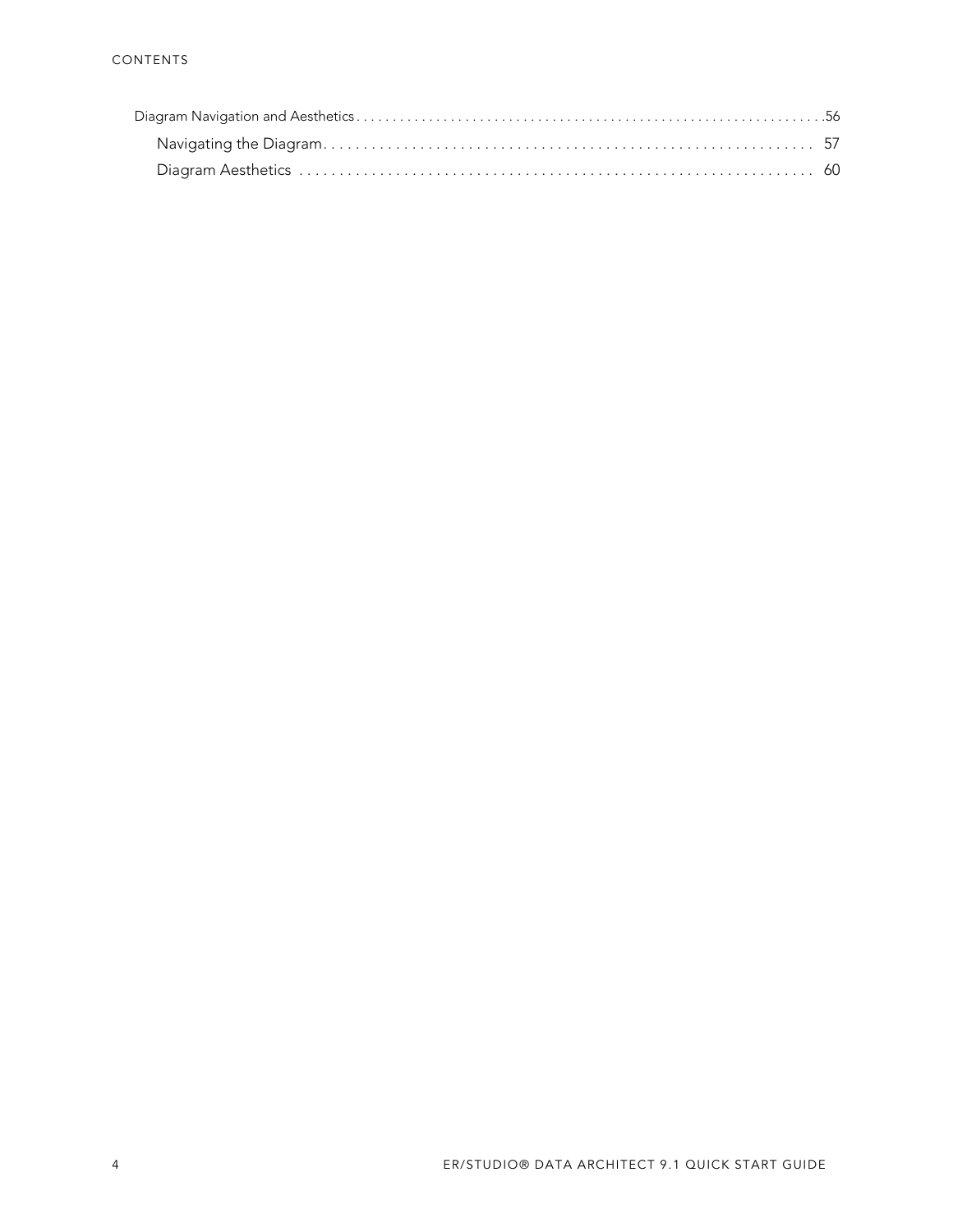Diagram Navigation and Aesthetics . . . . . . . . . . . . . . . . . . . . . . . . . . . . . . . . . . . . . . . . . . . . . . . . . . . . . . . . . . . . . .56

Navigating the Diagram. . . . . . . . . . . . . . . . . . . . . . . . . . . . . . . . . . . . . . . . . . . . . . . . . . . . . . . . . . . 57

Diagram Aesthetics . . . . . . . . . . . . . . . . . . . . . . . . . . . . . . . . . . . . . . . . . . . . . . . . . . . . . . . . . . . . . 60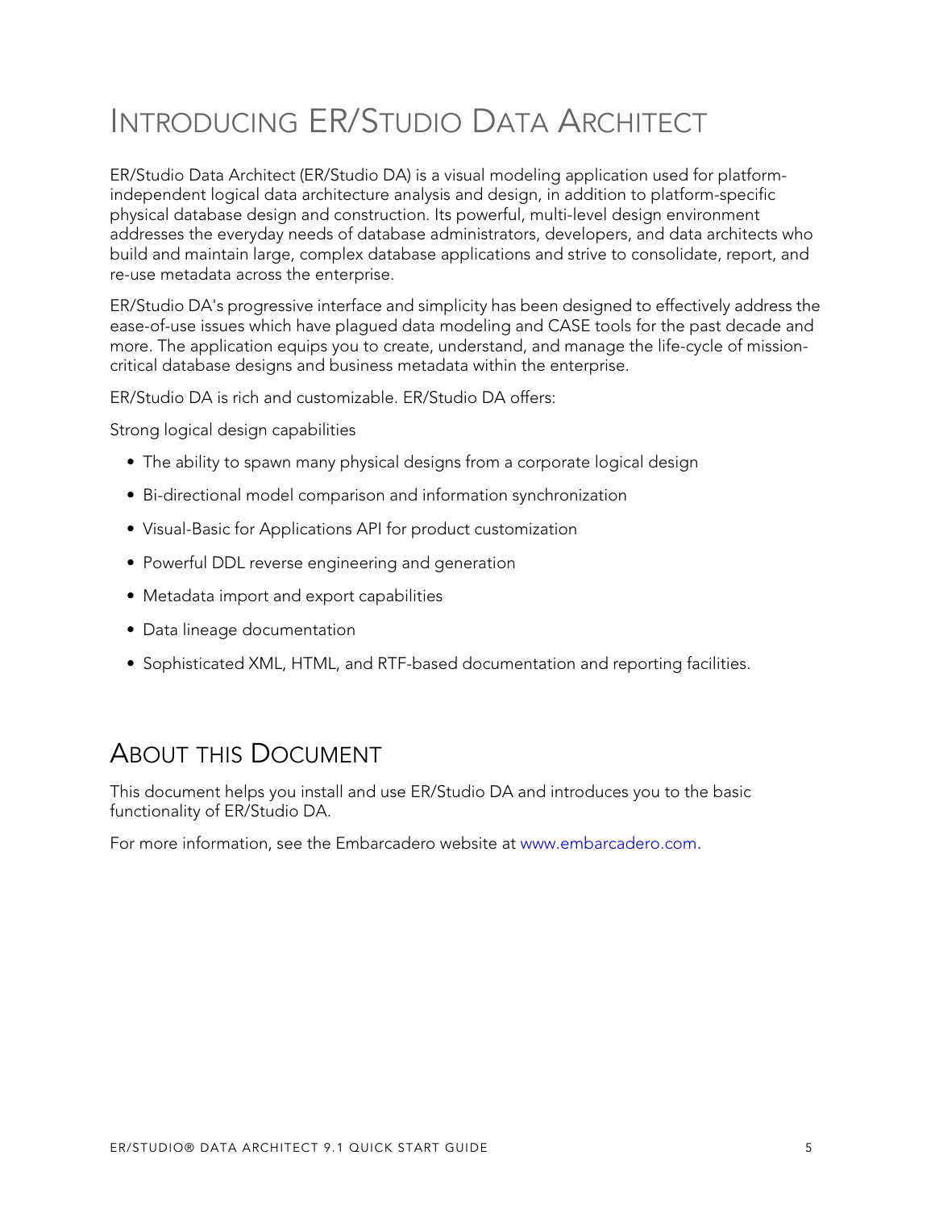# Introducing ER/Studio Data Architect

ER/Studio Data Architect (ER/Studio DA) is a visual modeling application used for platform-independent logical data architecture analysis and design, in addition to platform-specific physical database design and construction. Its powerful, multi-level design environment addresses the everyday needs of database administrators, developers, and data architects who build and maintain large, complex database applications and strive to consolidate, report, and re-use metadata across the enterprise.

ER/Studio DA's progressive interface and simplicity has been designed to effectively address the ease-of-use issues which have plagued data modeling and CASE tools for the past decade and more. The application equips you to create, understand, and manage the life-cycle of mission-critical database designs and business metadata within the enterprise.

ER/Studio DA is rich and customizable. ER/Studio DA offers:

Strong logical design capabilities

- The ability to spawn many physical designs from a corporate logical design
- Bi-directional model comparison and information synchronization
- Visual-Basic for Applications API for product customization
- Powerful DDL reverse engineering and generation
- Metadata import and export capabilities
- Data lineage documentation
- Sophisticated XML, HTML, and RTF-based documentation and reporting facilities.

## About this Document

This document helps you install and use ER/Studio DA and introduces you to the basic functionality of ER/Studio DA.

For more information, see the Embarcadero website at www.embarcadero.com.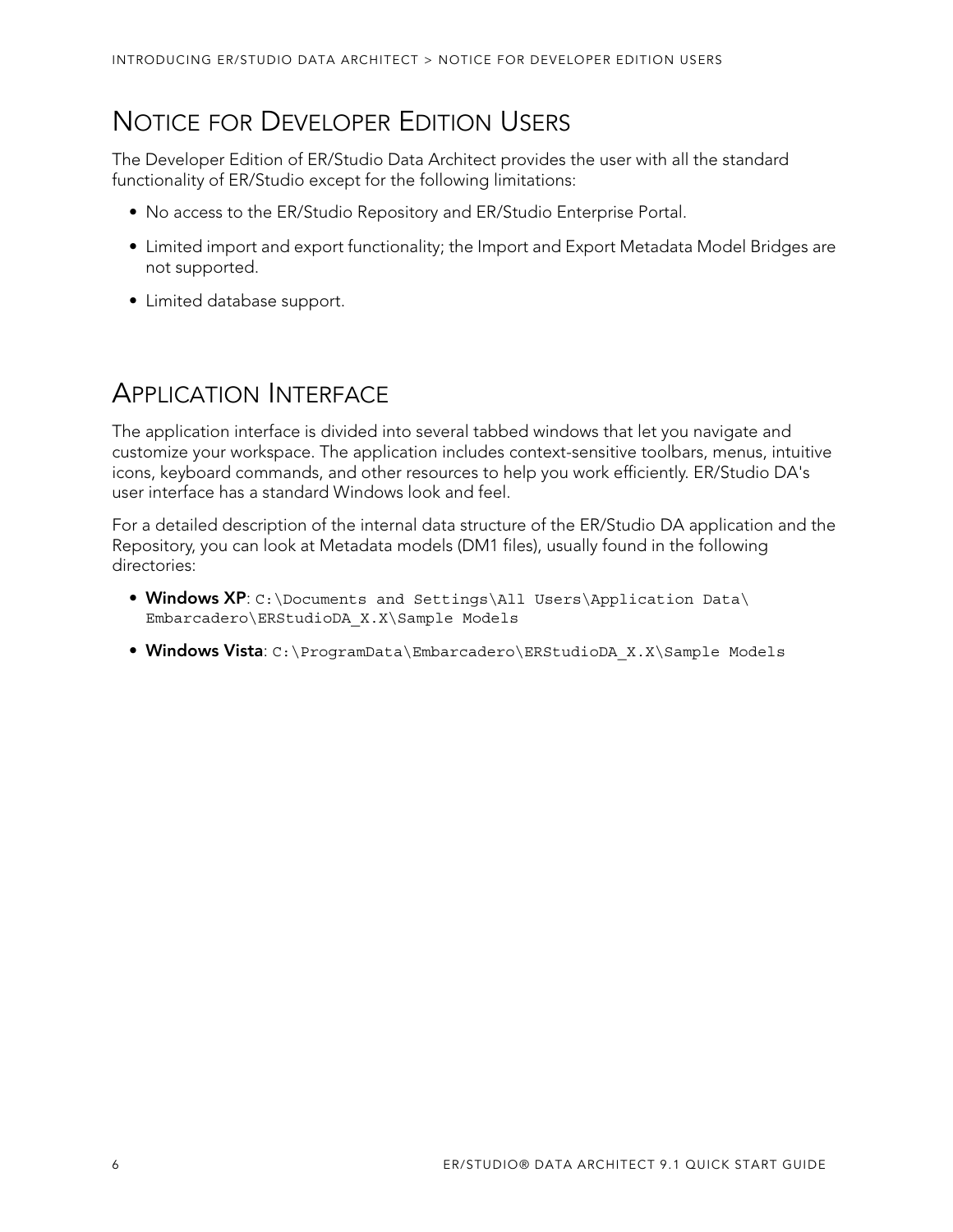## Notice for Developer Edition Users

The Developer Edition of ER/Studio Data Architect provides the user with all the standard functionality of ER/Studio except for the following limitations:

- No access to the ER/Studio Repository and ER/Studio Enterprise Portal.
- Limited import and export functionality; the Import and Export Metadata Model Bridges are not supported.
- Limited database support.

## Application Interface

The application interface is divided into several tabbed windows that let you navigate and customize your workspace. The application includes context-sensitive toolbars, menus, intuitive icons, keyboard commands, and other resources to help you work efficiently. ER/Studio DA's user interface has a standard Windows look and feel.

For a detailed description of the internal data structure of the ER/Studio DA application and the Repository, you can look at Metadata models (DM1 files), usually found in the following directories:

- **Windows XP**: `C:\Documents and Settings\All Users\Application Data\Embarcadero\ERStudioDA_X.X\Sample Models`
- **Windows Vista**: `C:\ProgramData\Embarcadero\ERStudioDA_X.X\Sample Models`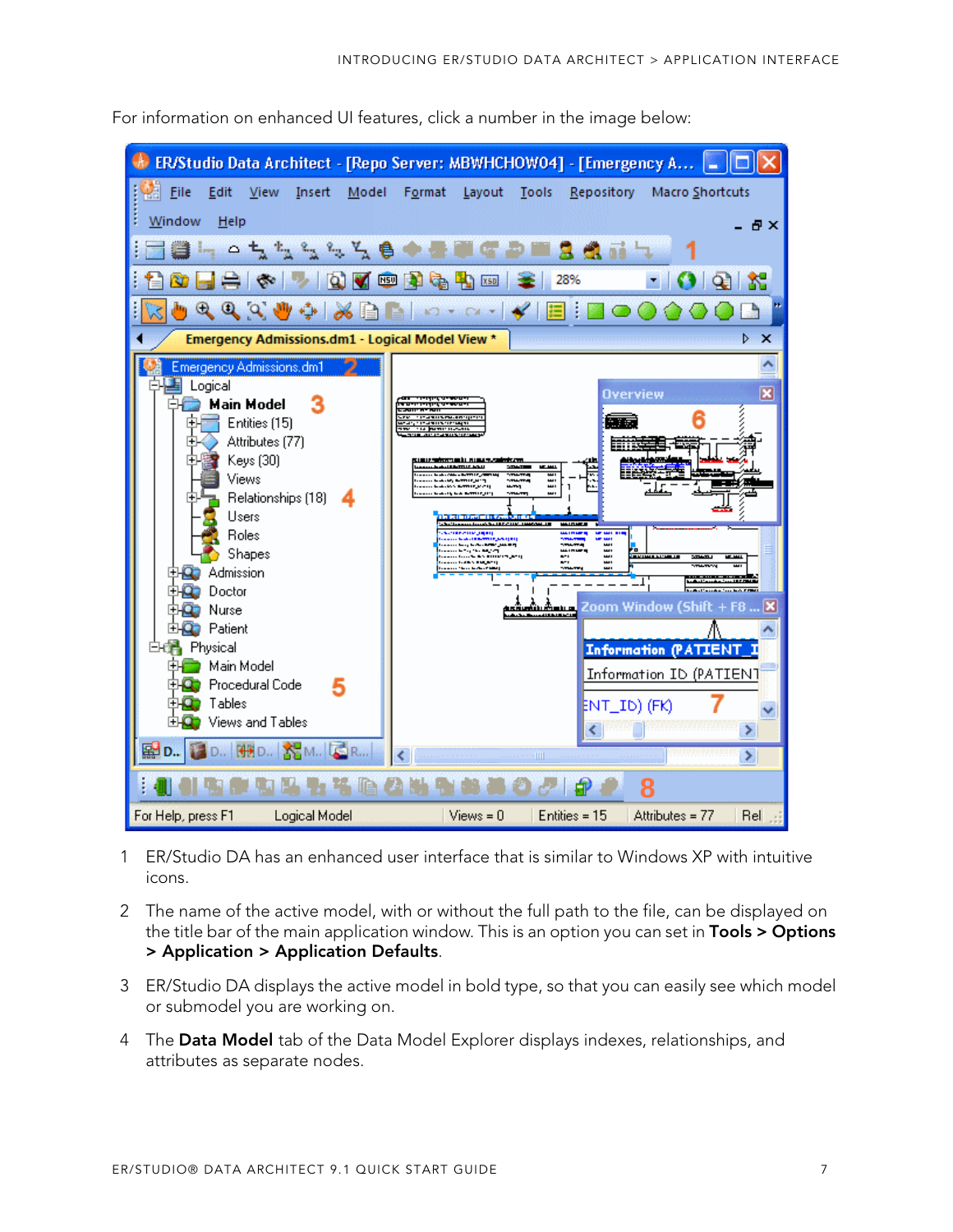For information on enhanced UI features, click a number in the image below:

1. ER/Studio DA has an enhanced user interface that is similar to Windows XP with intuitive icons.
2. The name of the active model, with or without the full path to the file, can be displayed on the title bar of the main application window. This is an option you can set in **Tools > Options > Application > Application Defaults**.
3. ER/Studio DA displays the active model in bold type, so that you can easily see which model or submodel you are working on.
4. The **Data Model** tab of the Data Model Explorer displays indexes, relationships, and attributes as separate nodes.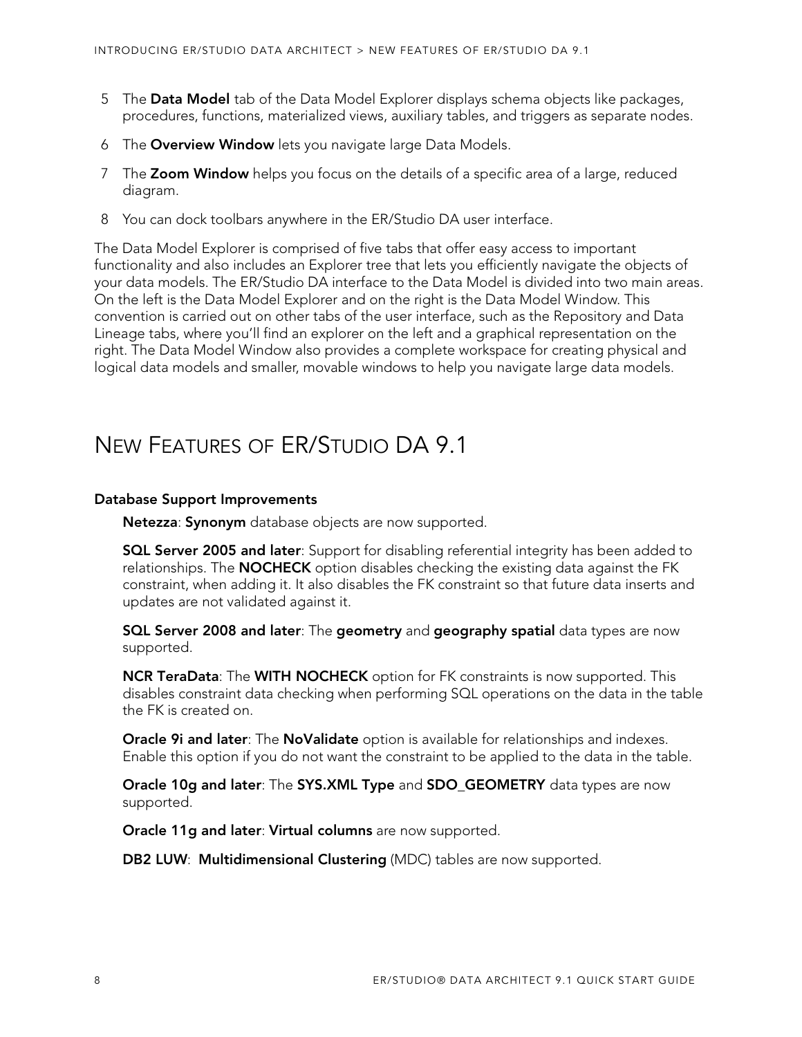5. The **Data Model** tab of the Data Model Explorer displays schema objects like packages, procedures, functions, materialized views, auxiliary tables, and triggers as separate nodes.
6. The **Overview Window** lets you navigate large Data Models.
7. The **Zoom Window** helps you focus on the details of a specific area of a large, reduced diagram.
8. You can dock toolbars anywhere in the ER/Studio DA user interface.

The Data Model Explorer is comprised of five tabs that offer easy access to important functionality and also includes an Explorer tree that lets you efficiently navigate the objects of your data models. The ER/Studio DA interface to the Data Model is divided into two main areas. On the left is the Data Model Explorer and on the right is the Data Model Window. This convention is carried out on other tabs of the user interface, such as the Repository and Data Lineage tabs, where you'll find an explorer on the left and a graphical representation on the right. The Data Model Window also provides a complete workspace for creating physical and logical data models and smaller, movable windows to help you navigate large data models.

# New Features of ER/Studio DA 9.1

**Database Support Improvements**

**Netezza**: **Synonym** database objects are now supported.

**SQL Server 2005 and later**: Support for disabling referential integrity has been added to relationships. The **NOCHECK** option disables checking the existing data against the FK constraint, when adding it. It also disables the FK constraint so that future data inserts and updates are not validated against it.

**SQL Server 2008 and later**: The **geometry** and **geography spatial** data types are now supported.

**NCR TeraData**: The **WITH NOCHECK** option for FK constraints is now supported. This disables constraint data checking when performing SQL operations on the data in the table the FK is created on.

**Oracle 9i and later**: The **NoValidate** option is available for relationships and indexes. Enable this option if you do not want the constraint to be applied to the data in the table.

**Oracle 10g and later**: The **SYS.XML Type** and **SDO_GEOMETRY** data types are now supported.

**Oracle 11g and later**: **Virtual columns** are now supported.

**DB2 LUW**: **Multidimensional Clustering** (MDC) tables are now supported.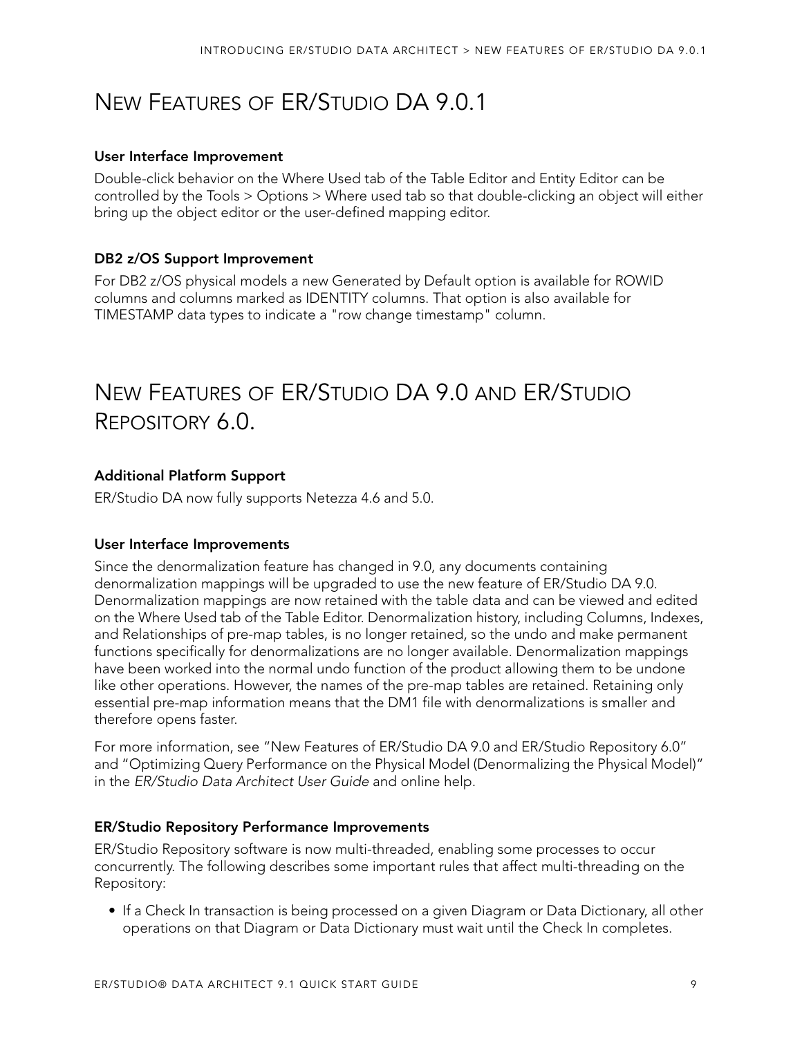## New Features of ER/Studio DA 9.0.1

### User Interface Improvement

Double-click behavior on the Where Used tab of the Table Editor and Entity Editor can be controlled by the Tools > Options > Where used tab so that double-clicking an object will either bring up the object editor or the user-defined mapping editor.

### DB2 z/OS Support Improvement

For DB2 z/OS physical models a new Generated by Default option is available for ROWID columns and columns marked as IDENTITY columns. That option is also available for TIMESTAMP data types to indicate a "row change timestamp" column.

## New Features of ER/Studio DA 9.0 and ER/Studio Repository 6.0.

### Additional Platform Support

ER/Studio DA now fully supports Netezza 4.6 and 5.0.

### User Interface Improvements

Since the denormalization feature has changed in 9.0, any documents containing denormalization mappings will be upgraded to use the new feature of ER/Studio DA 9.0. Denormalization mappings are now retained with the table data and can be viewed and edited on the Where Used tab of the Table Editor. Denormalization history, including Columns, Indexes, and Relationships of pre-map tables, is no longer retained, so the undo and make permanent functions specifically for denormalizations are no longer available. Denormalization mappings have been worked into the normal undo function of the product allowing them to be undone like other operations. However, the names of the pre-map tables are retained. Retaining only essential pre-map information means that the DM1 file with denormalizations is smaller and therefore opens faster.

For more information, see "New Features of ER/Studio DA 9.0 and ER/Studio Repository 6.0" and "Optimizing Query Performance on the Physical Model (Denormalizing the Physical Model)" in the *ER/Studio Data Architect User Guide* and online help.

### ER/Studio Repository Performance Improvements

ER/Studio Repository software is now multi-threaded, enabling some processes to occur concurrently. The following describes some important rules that affect multi-threading on the Repository:

- If a Check In transaction is being processed on a given Diagram or Data Dictionary, all other operations on that Diagram or Data Dictionary must wait until the Check In completes.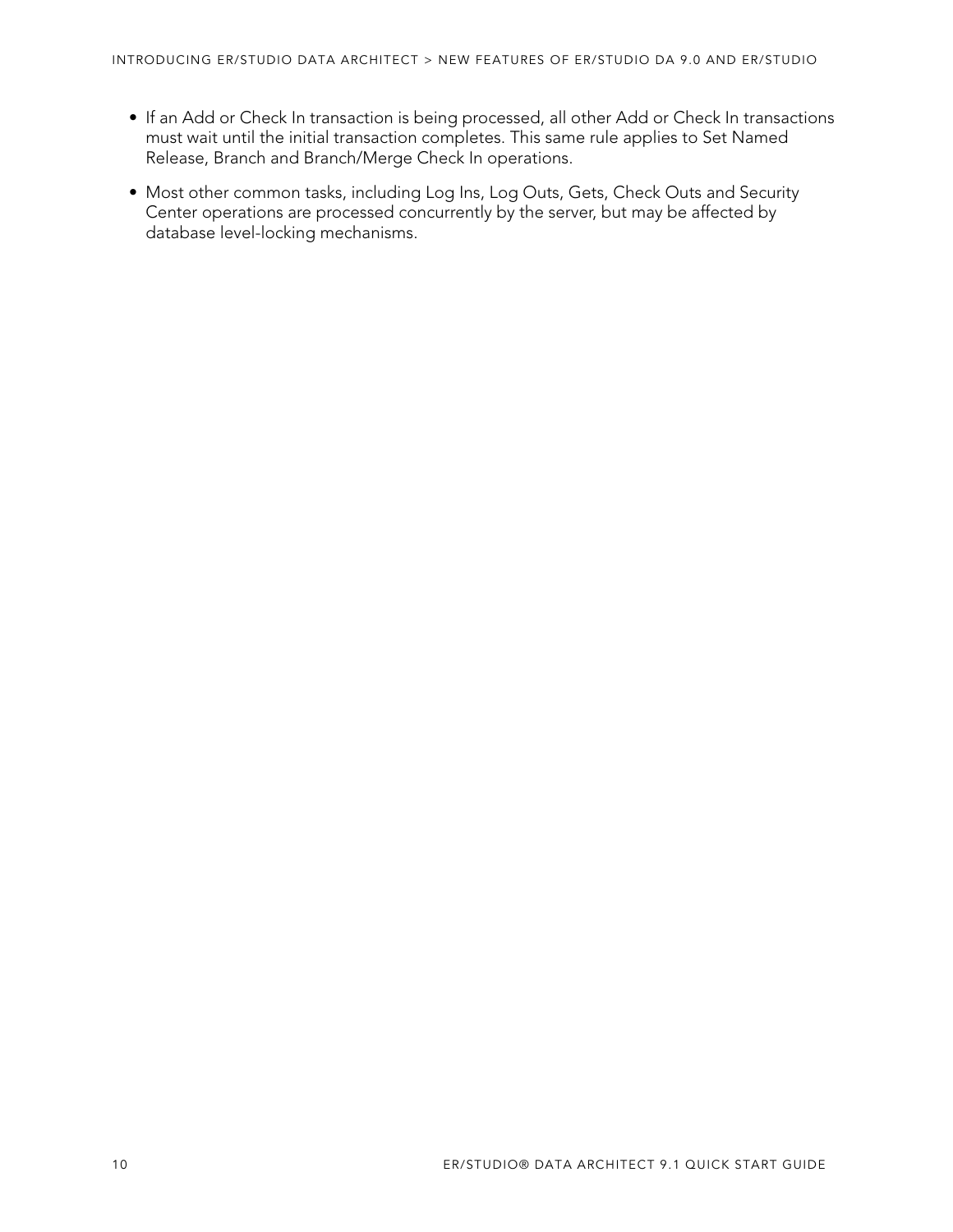- If an Add or Check In transaction is being processed, all other Add or Check In transactions must wait until the initial transaction completes. This same rule applies to Set Named Release, Branch and Branch/Merge Check In operations.
- Most other common tasks, including Log Ins, Log Outs, Gets, Check Outs and Security Center operations are processed concurrently by the server, but may be affected by database level-locking mechanisms.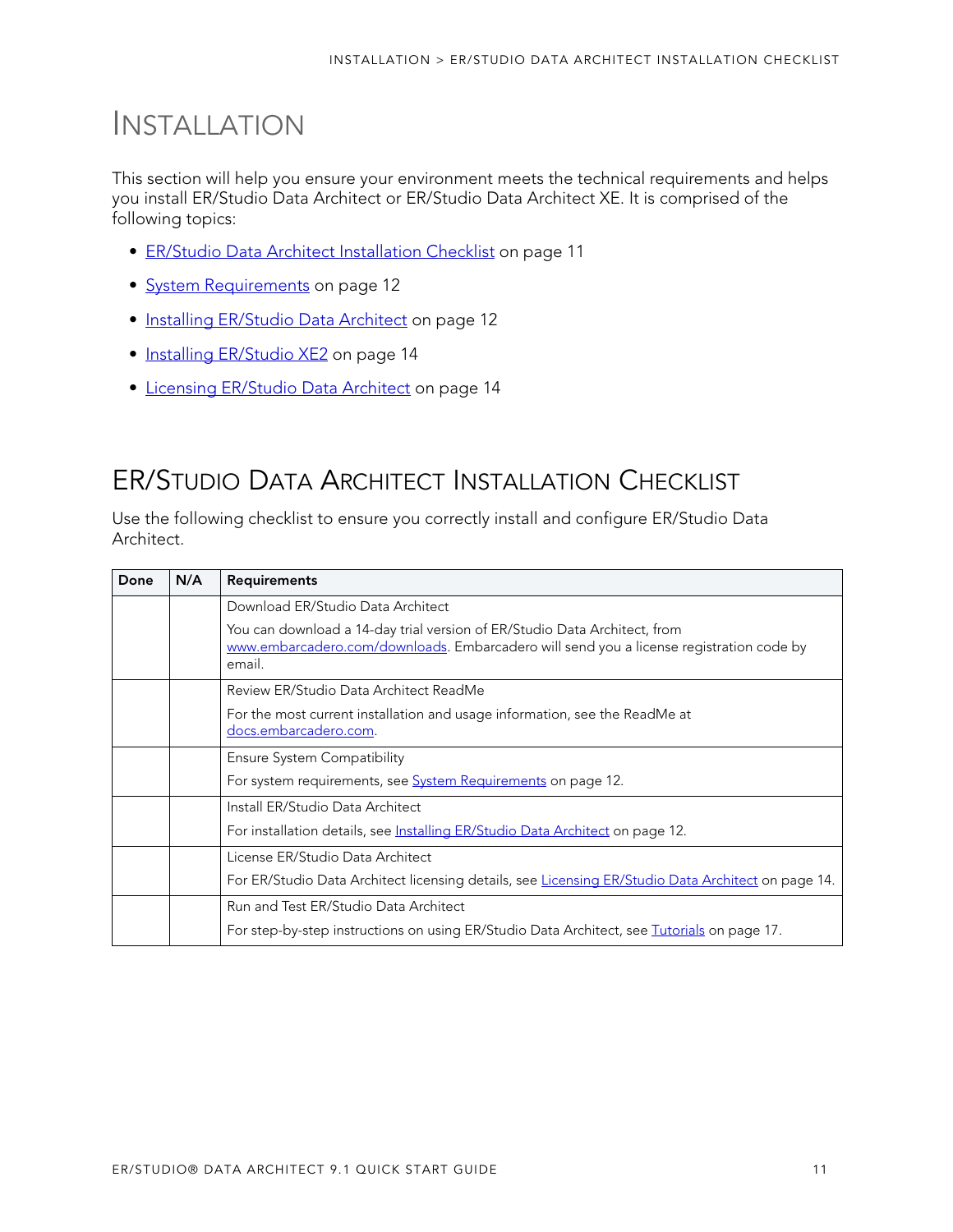# INSTALLATION

This section will help you ensure your environment meets the technical requirements and helps you install ER/Studio Data Architect or ER/Studio Data Architect XE. It is comprised of the following topics:

- ER/Studio Data Architect Installation Checklist on page 11
- System Requirements on page 12
- Installing ER/Studio Data Architect on page 12
- Installing ER/Studio XE2 on page 14
- Licensing ER/Studio Data Architect on page 14

## ER/STUDIO DATA ARCHITECT INSTALLATION CHECKLIST

Use the following checklist to ensure you correctly install and configure ER/Studio Data Architect.

| Done | N/A | Requirements |
|---|---|---|
| | | Download ER/Studio Data Architect<br><br>You can download a 14-day trial version of ER/Studio Data Architect, from www.embarcadero.com/downloads. Embarcadero will send you a license registration code by email. |
| | | Review ER/Studio Data Architect ReadMe<br><br>For the most current installation and usage information, see the ReadMe at docs.embarcadero.com. |
| | | Ensure System Compatibility<br><br>For system requirements, see System Requirements on page 12. |
| | | Install ER/Studio Data Architect<br><br>For installation details, see Installing ER/Studio Data Architect on page 12. |
| | | License ER/Studio Data Architect<br><br>For ER/Studio Data Architect licensing details, see Licensing ER/Studio Data Architect on page 14. |
| | | Run and Test ER/Studio Data Architect<br><br>For step-by-step instructions on using ER/Studio Data Architect, see Tutorials on page 17. |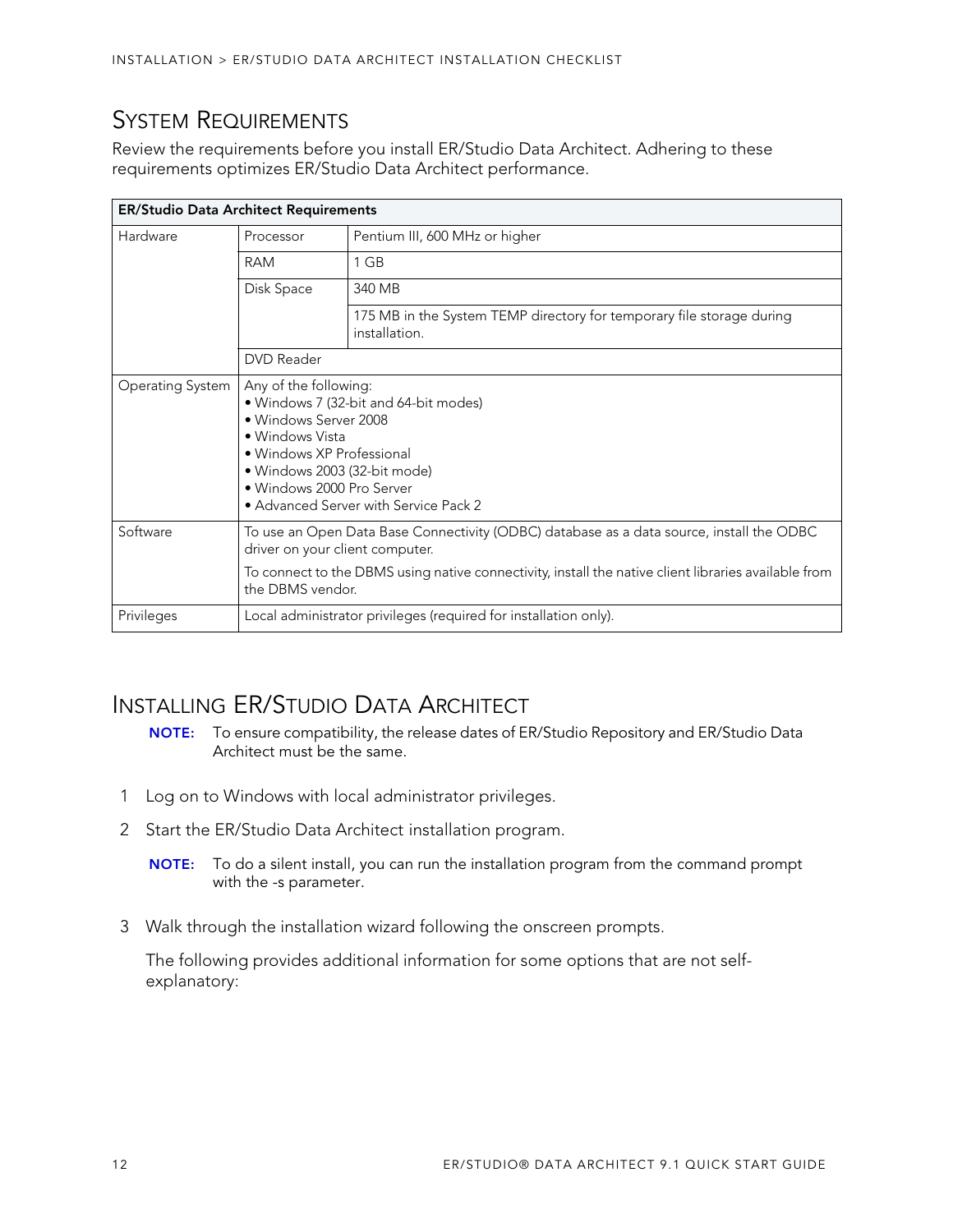## System Requirements

Review the requirements before you install ER/Studio Data Architect. Adhering to these requirements optimizes ER/Studio Data Architect performance.

| ER/Studio Data Architect Requirements | | |
|---|---|---|
| Hardware | Processor | Pentium III, 600 MHz or higher |
| | RAM | 1 GB |
| | Disk Space | 340 MB |
| | | 175 MB in the System TEMP directory for temporary file storage during installation. |
| | DVD Reader | |
| Operating System | Any of the following:<br>• Windows 7 (32-bit and 64-bit modes)<br>• Windows Server 2008<br>• Windows Vista<br>• Windows XP Professional<br>• Windows 2003 (32-bit mode)<br>• Windows 2000 Pro Server<br>• Advanced Server with Service Pack 2 | |
| Software | To use an Open Data Base Connectivity (ODBC) database as a data source, install the ODBC driver on your client computer.<br>To connect to the DBMS using native connectivity, install the native client libraries available from the DBMS vendor. | |
| Privileges | Local administrator privileges (required for installation only). | |

## Installing ER/Studio Data Architect

**NOTE:** To ensure compatibility, the release dates of ER/Studio Repository and ER/Studio Data Architect must be the same.

1 Log on to Windows with local administrator privileges.

2 Start the ER/Studio Data Architect installation program.

**NOTE:** To do a silent install, you can run the installation program from the command prompt with the -s parameter.

3 Walk through the installation wizard following the onscreen prompts.

The following provides additional information for some options that are not self-explanatory: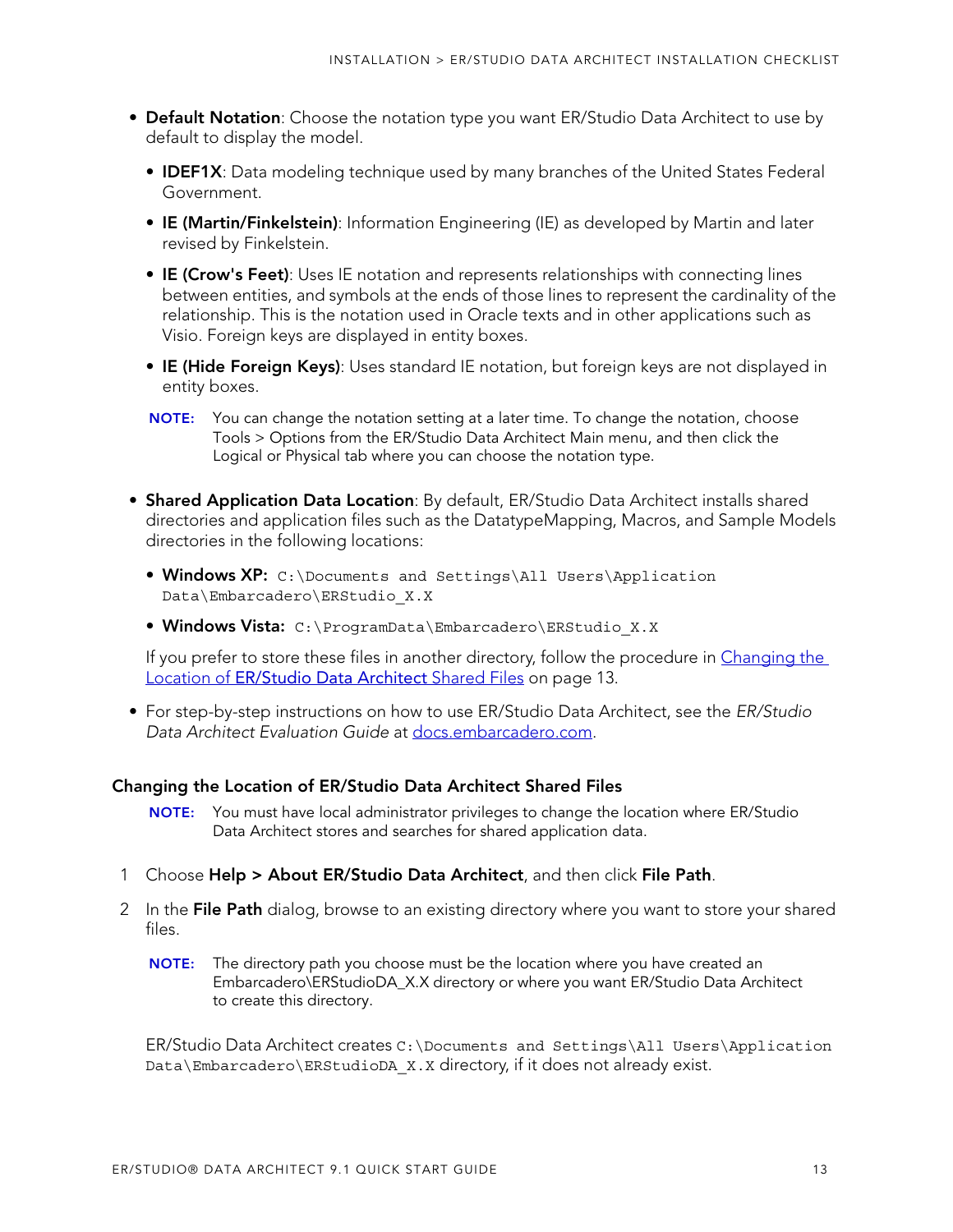- **Default Notation**: Choose the notation type you want ER/Studio Data Architect to use by default to display the model.
  - **IDEF1X**: Data modeling technique used by many branches of the United States Federal Government.
  - **IE (Martin/Finkelstein)**: Information Engineering (IE) as developed by Martin and later revised by Finkelstein.
  - **IE (Crow's Feet)**: Uses IE notation and represents relationships with connecting lines between entities, and symbols at the ends of those lines to represent the cardinality of the relationship. This is the notation used in Oracle texts and in other applications such as Visio. Foreign keys are displayed in entity boxes.
  - **IE (Hide Foreign Keys)**: Uses standard IE notation, but foreign keys are not displayed in entity boxes.

  **NOTE:** You can change the notation setting at a later time. To change the notation, choose Tools > Options from the ER/Studio Data Architect Main menu, and then click the Logical or Physical tab where you can choose the notation type.

- **Shared Application Data Location**: By default, ER/Studio Data Architect installs shared directories and application files such as the DatatypeMapping, Macros, and Sample Models directories in the following locations:
  - **Windows XP:** `C:\Documents and Settings\All Users\Application Data\Embarcadero\ERStudio_X.X`
  - **Windows Vista:** `C:\ProgramData\Embarcadero\ERStudio_X.X`

  If you prefer to store these files in another directory, follow the procedure in [Changing the Location of ER/Studio Data Architect Shared Files](#) on page 13.

- For step-by-step instructions on how to use ER/Studio Data Architect, see the *ER/Studio Data Architect Evaluation Guide* at [docs.embarcadero.com](docs.embarcadero.com).

### Changing the Location of ER/Studio Data Architect Shared Files

**NOTE:** You must have local administrator privileges to change the location where ER/Studio Data Architect stores and searches for shared application data.

1. Choose **Help > About ER/Studio Data Architect**, and then click **File Path**.
2. In the **File Path** dialog, browse to an existing directory where you want to store your shared files.

   **NOTE:** The directory path you choose must be the location where you have created an Embarcadero\ERStudioDA_X.X directory or where you want ER/Studio Data Architect to create this directory.

   ER/Studio Data Architect creates `C:\Documents and Settings\All Users\Application Data\Embarcadero\ERStudioDA_X.X` directory, if it does not already exist.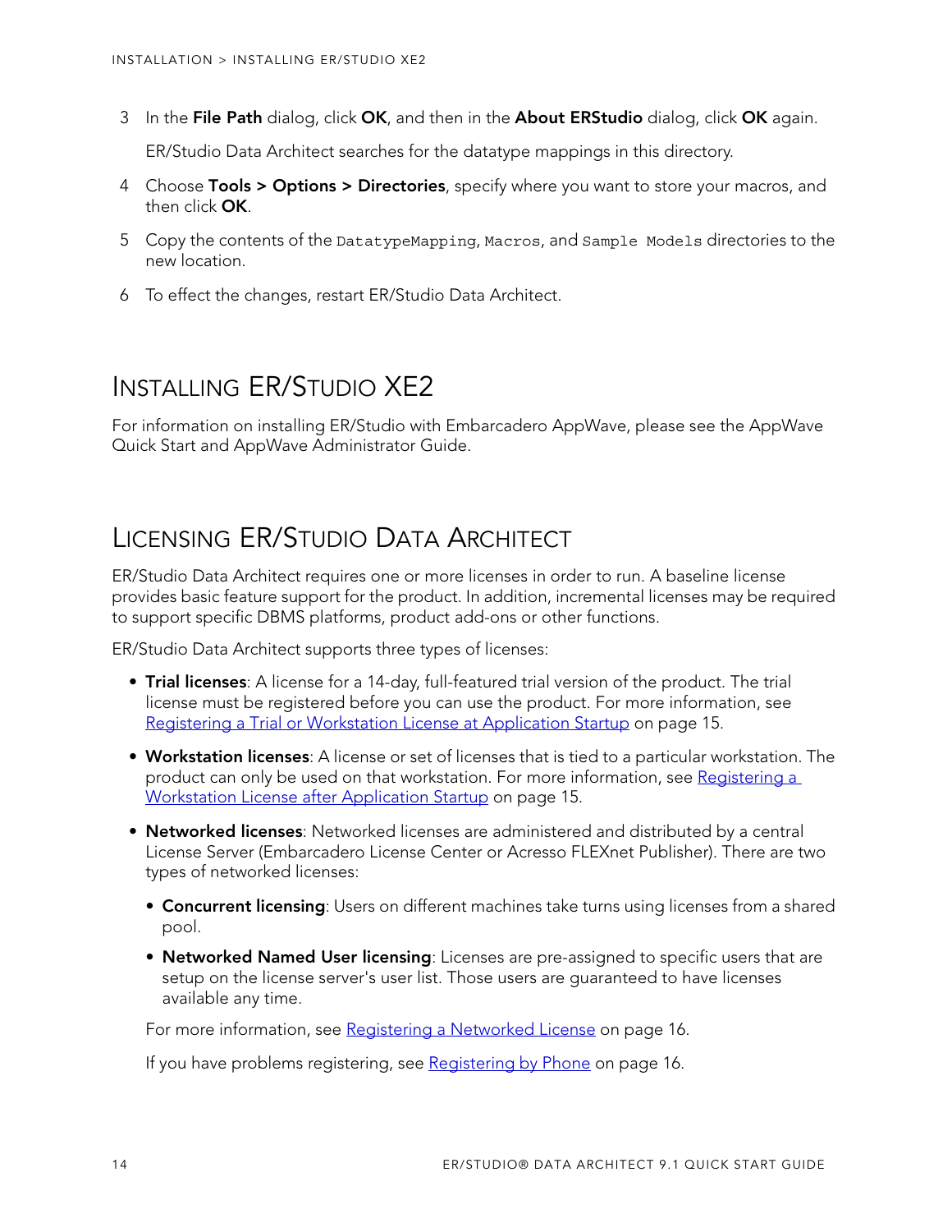3 In the **File Path** dialog, click **OK**, and then in the **About ERStudio** dialog, click **OK** again.

   ER/Studio Data Architect searches for the datatype mappings in this directory.

4 Choose **Tools > Options > Directories**, specify where you want to store your macros, and then click **OK**.

5 Copy the contents of the `DatatypeMapping`, `Macros`, and `Sample Models` directories to the new location.

6 To effect the changes, restart ER/Studio Data Architect.

## Installing ER/Studio XE2

For information on installing ER/Studio with Embarcadero AppWave, please see the AppWave Quick Start and AppWave Administrator Guide.

## Licensing ER/Studio Data Architect

ER/Studio Data Architect requires one or more licenses in order to run. A baseline license provides basic feature support for the product. In addition, incremental licenses may be required to support specific DBMS platforms, product add-ons or other functions.

ER/Studio Data Architect supports three types of licenses:

- **Trial licenses**: A license for a 14-day, full-featured trial version of the product. The trial license must be registered before you can use the product. For more information, see Registering a Trial or Workstation License at Application Startup on page 15.
- **Workstation licenses**: A license or set of licenses that is tied to a particular workstation. The product can only be used on that workstation. For more information, see Registering a Workstation License after Application Startup on page 15.
- **Networked licenses**: Networked licenses are administered and distributed by a central License Server (Embarcadero License Center or Acresso FLEXnet Publisher). There are two types of networked licenses:
  - **Concurrent licensing**: Users on different machines take turns using licenses from a shared pool.
  - **Networked Named User licensing**: Licenses are pre-assigned to specific users that are setup on the license server's user list. Those users are guaranteed to have licenses available any time.

  For more information, see Registering a Networked License on page 16.

  If you have problems registering, see Registering by Phone on page 16.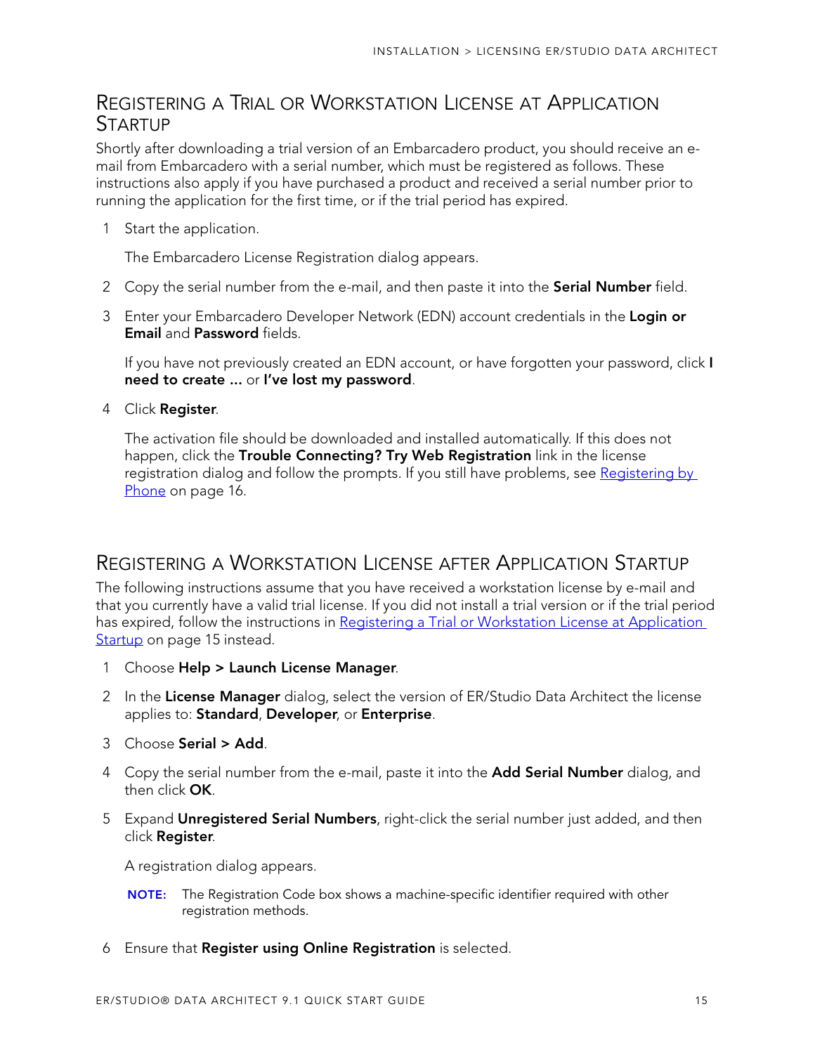## Registering a Trial or Workstation License at Application Startup

Shortly after downloading a trial version of an Embarcadero product, you should receive an e-mail from Embarcadero with a serial number, which must be registered as follows. These instructions also apply if you have purchased a product and received a serial number prior to running the application for the first time, or if the trial period has expired.

1. Start the application.

   The Embarcadero License Registration dialog appears.

2. Copy the serial number from the e-mail, and then paste it into the **Serial Number** field.

3. Enter your Embarcadero Developer Network (EDN) account credentials in the **Login or Email** and **Password** fields.

   If you have not previously created an EDN account, or have forgotten your password, click **I need to create ...** or **I've lost my password**.

4. Click **Register**.

   The activation file should be downloaded and installed automatically. If this does not happen, click the **Trouble Connecting? Try Web Registration** link in the license registration dialog and follow the prompts. If you still have problems, see Registering by Phone on page 16.

## Registering a Workstation License after Application Startup

The following instructions assume that you have received a workstation license by e-mail and that you currently have a valid trial license. If you did not install a trial version or if the trial period has expired, follow the instructions in Registering a Trial or Workstation License at Application Startup on page 15 instead.

1. Choose **Help > Launch License Manager**.

2. In the **License Manager** dialog, select the version of ER/Studio Data Architect the license applies to: **Standard**, **Developer**, or **Enterprise**.

3. Choose **Serial > Add**.

4. Copy the serial number from the e-mail, paste it into the **Add Serial Number** dialog, and then click **OK**.

5. Expand **Unregistered Serial Numbers**, right-click the serial number just added, and then click **Register**.

   A registration dialog appears.

   **NOTE:** The Registration Code box shows a machine-specific identifier required with other registration methods.

6. Ensure that **Register using Online Registration** is selected.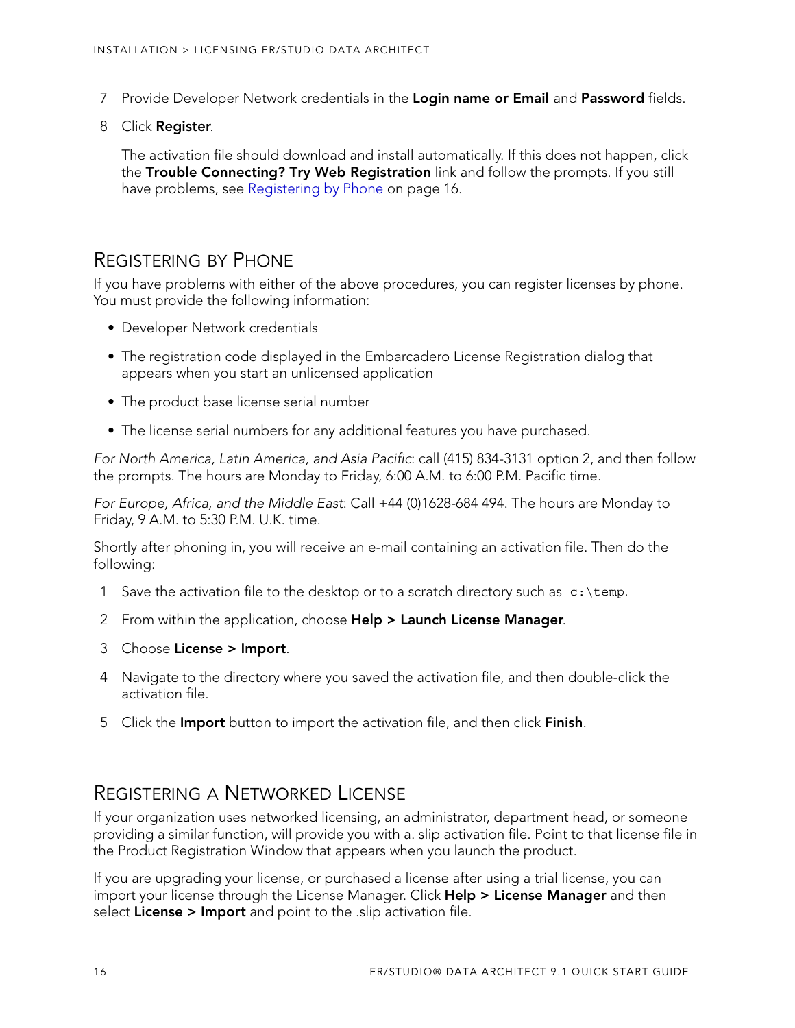7. Provide Developer Network credentials in the **Login name or Email** and **Password** fields.
8. Click **Register**.

   The activation file should download and install automatically. If this does not happen, click the **Trouble Connecting? Try Web Registration** link and follow the prompts. If you still have problems, see Registering by Phone on page 16.

## Registering by Phone

If you have problems with either of the above procedures, you can register licenses by phone. You must provide the following information:

- Developer Network credentials
- The registration code displayed in the Embarcadero License Registration dialog that appears when you start an unlicensed application
- The product base license serial number
- The license serial numbers for any additional features you have purchased.

*For North America, Latin America, and Asia Pacific*: call (415) 834-3131 option 2, and then follow the prompts. The hours are Monday to Friday, 6:00 A.M. to 6:00 P.M. Pacific time.

*For Europe, Africa, and the Middle East*: Call +44 (0)1628-684 494. The hours are Monday to Friday, 9 A.M. to 5:30 P.M. U.K. time.

Shortly after phoning in, you will receive an e-mail containing an activation file. Then do the following:

1. Save the activation file to the desktop or to a scratch directory such as `c:\temp`.
2. From within the application, choose **Help > Launch License Manager**.
3. Choose **License > Import**.
4. Navigate to the directory where you saved the activation file, and then double-click the activation file.
5. Click the **Import** button to import the activation file, and then click **Finish**.

## Registering a Networked License

If your organization uses networked licensing, an administrator, department head, or someone providing a similar function, will provide you with a. slip activation file. Point to that license file in the Product Registration Window that appears when you launch the product.

If you are upgrading your license, or purchased a license after using a trial license, you can import your license through the License Manager. Click **Help > License Manager** and then select **License > Import** and point to the .slip activation file.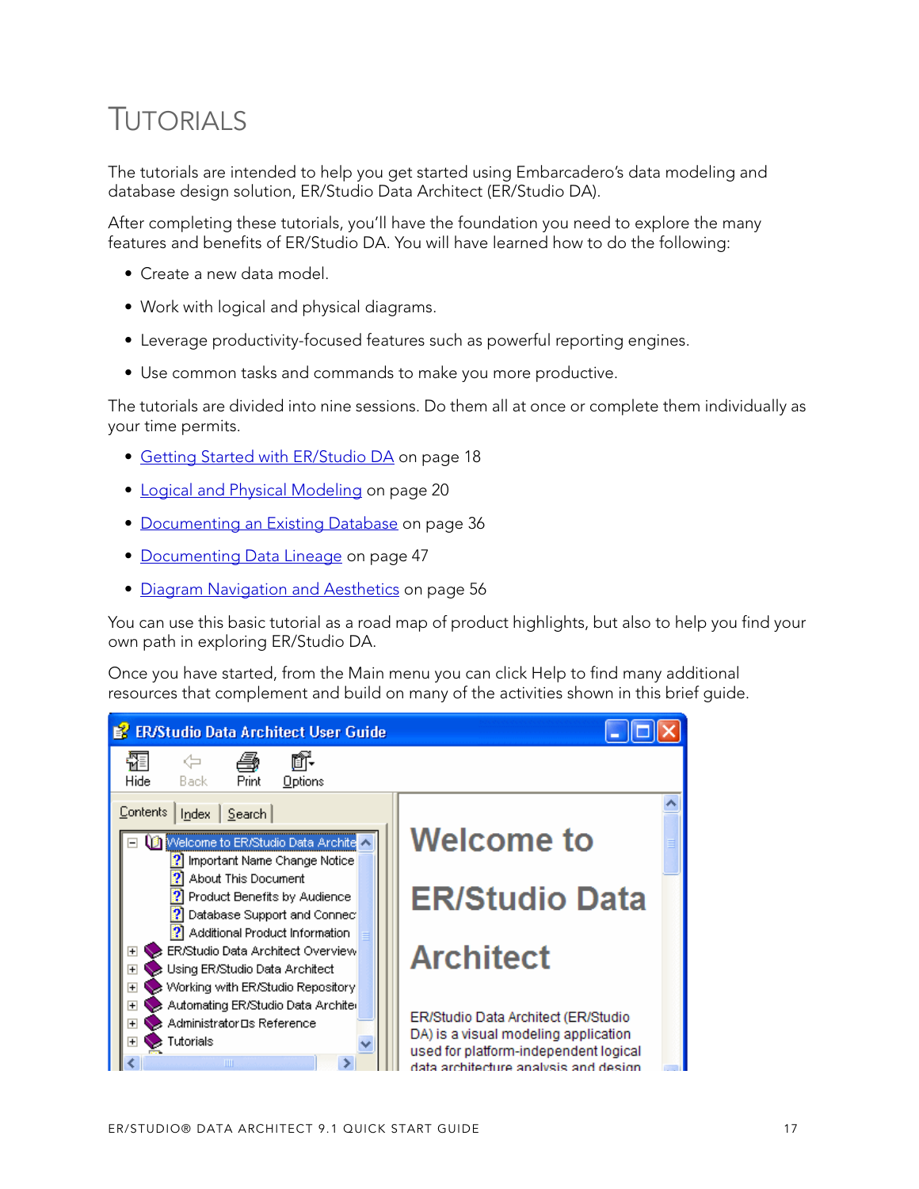# TUTORIALS

The tutorials are intended to help you get started using Embarcadero's data modeling and database design solution, ER/Studio Data Architect (ER/Studio DA).

After completing these tutorials, you'll have the foundation you need to explore the many features and benefits of ER/Studio DA. You will have learned how to do the following:

- Create a new data model.
- Work with logical and physical diagrams.
- Leverage productivity-focused features such as powerful reporting engines.
- Use common tasks and commands to make you more productive.

The tutorials are divided into nine sessions. Do them all at once or complete them individually as your time permits.

- Getting Started with ER/Studio DA on page 18
- Logical and Physical Modeling on page 20
- Documenting an Existing Database on page 36
- Documenting Data Lineage on page 47
- Diagram Navigation and Aesthetics on page 56

You can use this basic tutorial as a road map of product highlights, but also to help you find your own path in exploring ER/Studio DA.

Once you have started, from the Main menu you can click Help to find many additional resources that complement and build on many of the activities shown in this brief guide.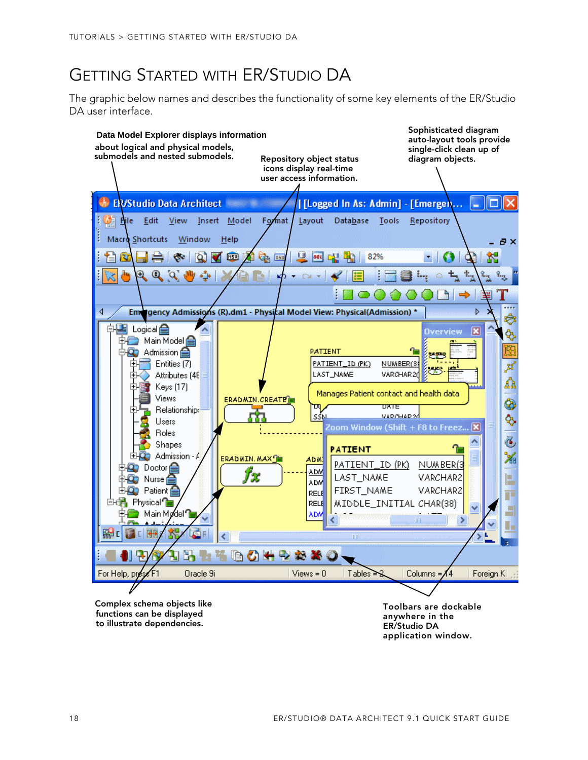# Getting Started with ER/Studio DA

The graphic below names and describes the functionality of some key elements of the ER/Studio DA user interface.

**Data Model Explorer displays information about logical and physical models, submodels and nested submodels.**

**Repository object status icons display real-time user access information.**

**Sophisticated diagram auto-layout tools provide single-click clean up of diagram objects.**

**Complex schema objects like functions can be displayed to illustrate dependencies.**

**Toolbars are dockable anywhere in the ER/Studio DA application window.**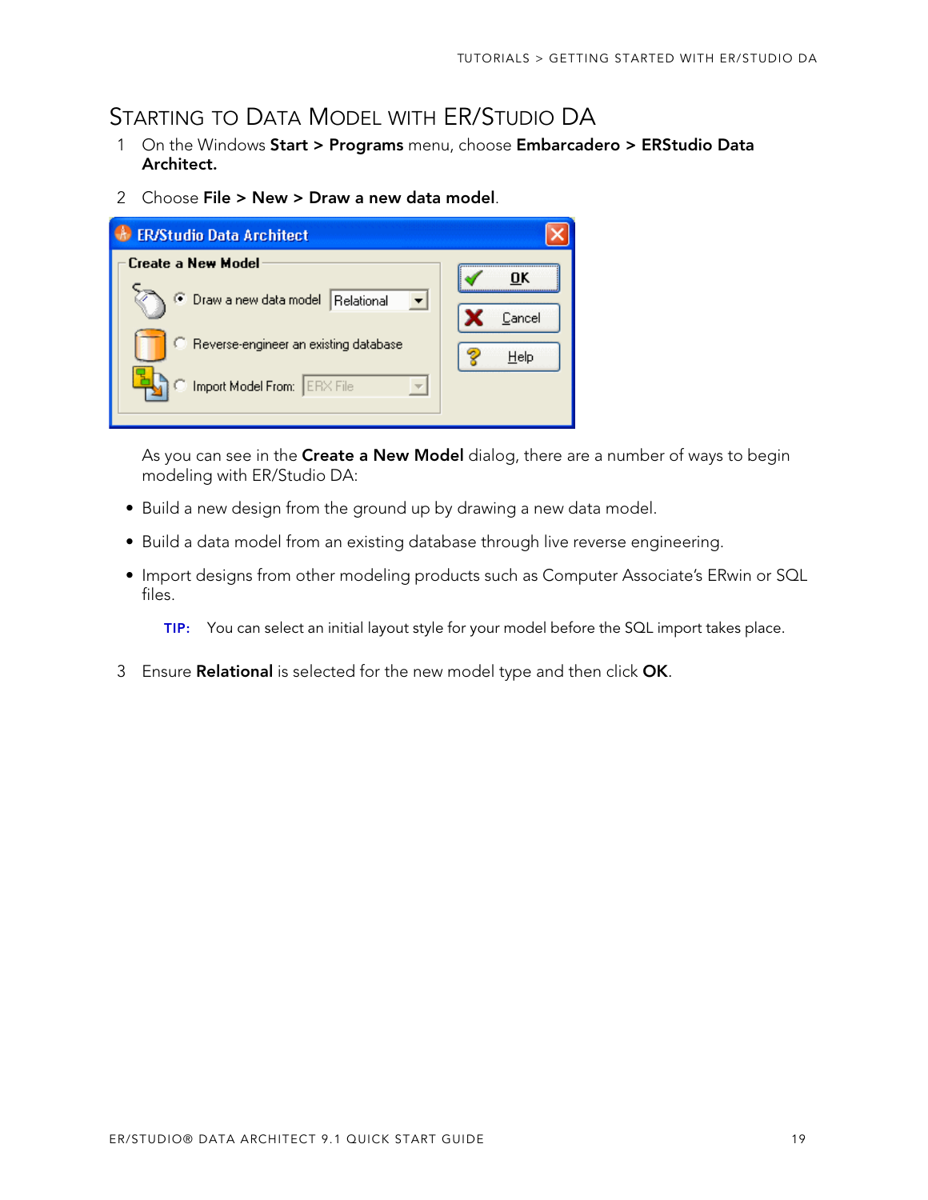## Starting to Data Model with ER/Studio DA

1. On the Windows **Start > Programs** menu, choose **Embarcadero > ERStudio Data Architect.**
2. Choose **File > New > Draw a new data model**.

   As you can see in the **Create a New Model** dialog, there are a number of ways to begin modeling with ER/Studio DA:

   - Build a new design from the ground up by drawing a new data model.
   - Build a data model from an existing database through live reverse engineering.
   - Import designs from other modeling products such as Computer Associate's ERwin or SQL files.

   **TIP:** You can select an initial layout style for your model before the SQL import takes place.

3. Ensure **Relational** is selected for the new model type and then click **OK**.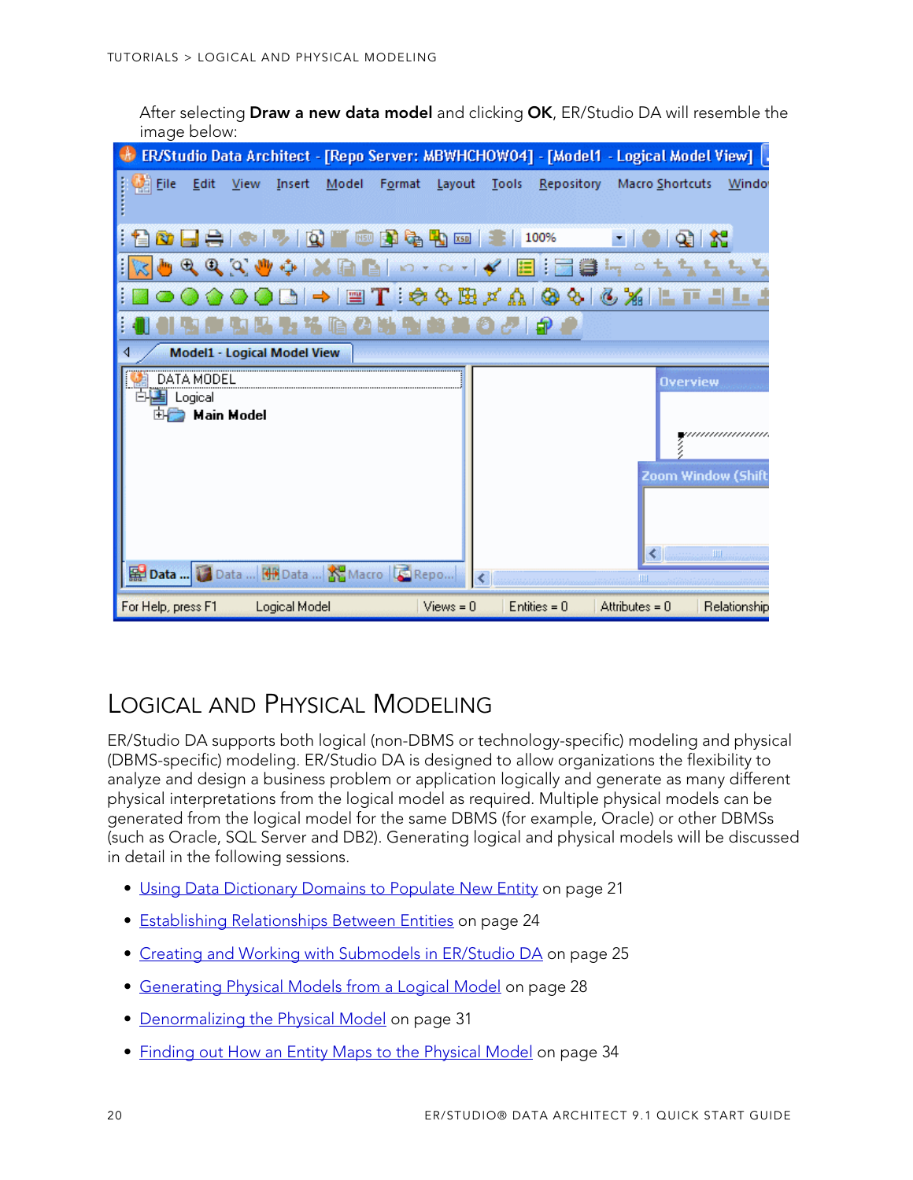After selecting **Draw a new data model** and clicking **OK**, ER/Studio DA will resemble the image below:

## Logical and Physical Modeling

ER/Studio DA supports both logical (non-DBMS or technology-specific) modeling and physical (DBMS-specific) modeling. ER/Studio DA is designed to allow organizations the flexibility to analyze and design a business problem or application logically and generate as many different physical interpretations from the logical model as required. Multiple physical models can be generated from the logical model for the same DBMS (for example, Oracle) or other DBMSs (such as Oracle, SQL Server and DB2). Generating logical and physical models will be discussed in detail in the following sessions.

- Using Data Dictionary Domains to Populate New Entity on page 21
- Establishing Relationships Between Entities on page 24
- Creating and Working with Submodels in ER/Studio DA on page 25
- Generating Physical Models from a Logical Model on page 28
- Denormalizing the Physical Model on page 31
- Finding out How an Entity Maps to the Physical Model on page 34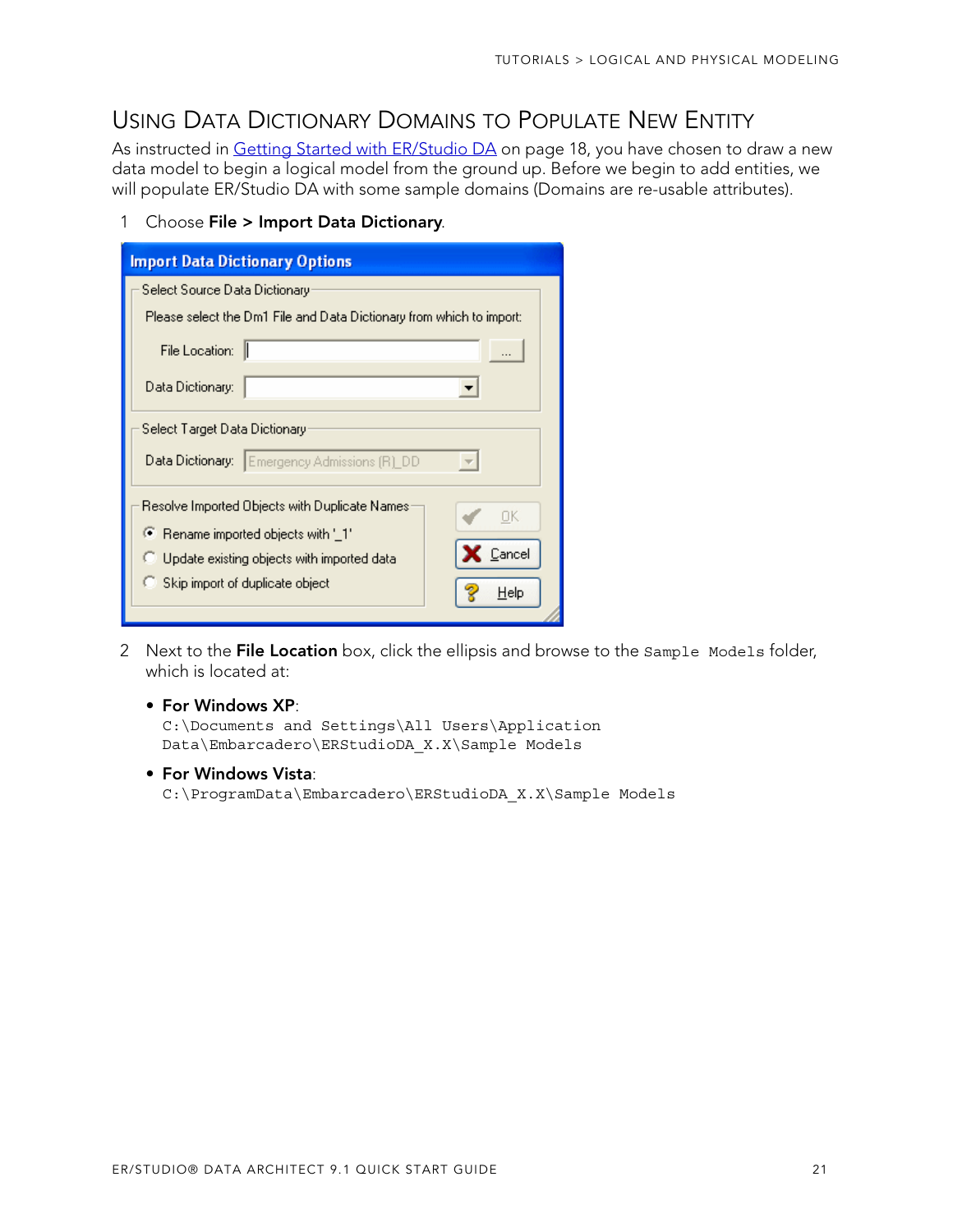## Using Data Dictionary Domains to Populate New Entity

As instructed in Getting Started with ER/Studio DA on page 18, you have chosen to draw a new data model to begin a logical model from the ground up. Before we begin to add entities, we will populate ER/Studio DA with some sample domains (Domains are re-usable attributes).

1. Choose **File > Import Data Dictionary**.

2. Next to the **File Location** box, click the ellipsis and browse to the `Sample Models` folder, which is located at:

   - **For Windows XP**:
     `C:\Documents and Settings\All Users\Application Data\Embarcadero\ERStudioDA_X.X\Sample Models`

   - **For Windows Vista**:
     `C:\ProgramData\Embarcadero\ERStudioDA_X.X\Sample Models`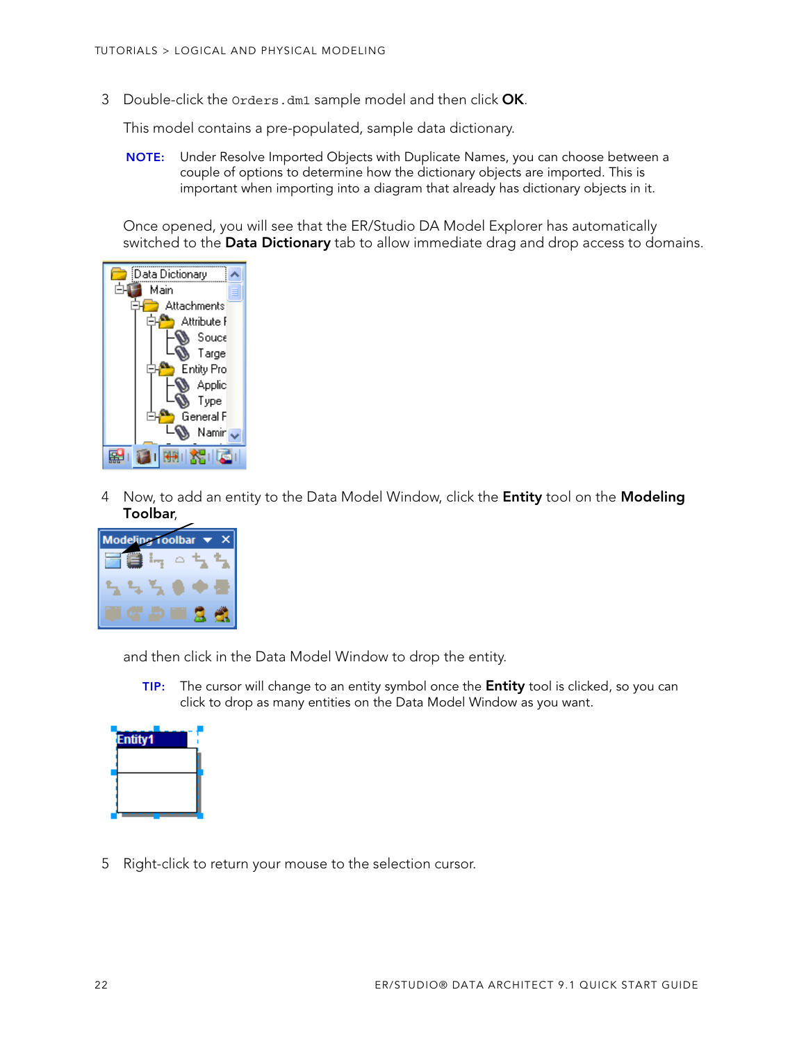3 Double-click the `Orders.dm1` sample model and then click **OK**.

This model contains a pre-populated, sample data dictionary.

**NOTE:** Under Resolve Imported Objects with Duplicate Names, you can choose between a couple of options to determine how the dictionary objects are imported. This is important when importing into a diagram that already has dictionary objects in it.

Once opened, you will see that the ER/Studio DA Model Explorer has automatically switched to the **Data Dictionary** tab to allow immediate drag and drop access to domains.

4 Now, to add an entity to the Data Model Window, click the **Entity** tool on the **Modeling Toolbar**,

and then click in the Data Model Window to drop the entity.

**TIP:** The cursor will change to an entity symbol once the **Entity** tool is clicked, so you can click to drop as many entities on the Data Model Window as you want.

5 Right-click to return your mouse to the selection cursor.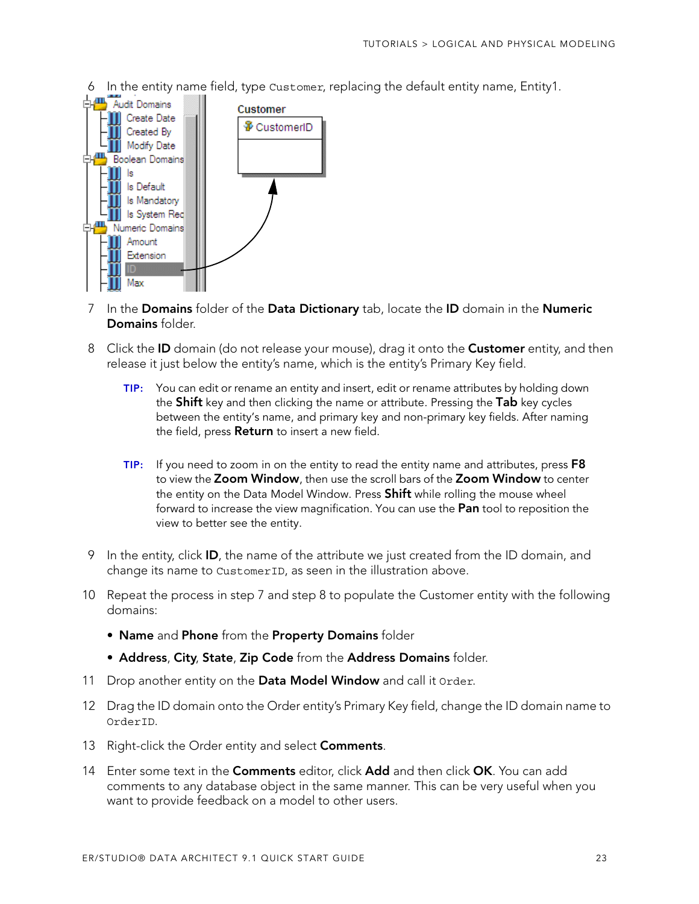6 In the entity name field, type `Customer`, replacing the default entity name, Entity1.

7 In the **Domains** folder of the **Data Dictionary** tab, locate the **ID** domain in the **Numeric Domains** folder.

8 Click the **ID** domain (do not release your mouse), drag it onto the **Customer** entity, and then release it just below the entity's name, which is the entity's Primary Key field.

> **TIP:** You can edit or rename an entity and insert, edit or rename attributes by holding down the **Shift** key and then clicking the name or attribute. Pressing the **Tab** key cycles between the entity's name, and primary key and non-primary key fields. After naming the field, press **Return** to insert a new field.

> **TIP:** If you need to zoom in on the entity to read the entity name and attributes, press **F8** to view the **Zoom Window**, then use the scroll bars of the **Zoom Window** to center the entity on the Data Model Window. Press **Shift** while rolling the mouse wheel forward to increase the view magnification. You can use the **Pan** tool to reposition the view to better see the entity.

9 In the entity, click **ID**, the name of the attribute we just created from the ID domain, and change its name to `CustomerID`, as seen in the illustration above.

10 Repeat the process in step 7 and step 8 to populate the Customer entity with the following domains:

- **Name** and **Phone** from the **Property Domains** folder
- **Address**, **City**, **State**, **Zip Code** from the **Address Domains** folder.

11 Drop another entity on the **Data Model Window** and call it `Order`.

12 Drag the ID domain onto the Order entity's Primary Key field, change the ID domain name to `OrderID`.

13 Right-click the Order entity and select **Comments**.

14 Enter some text in the **Comments** editor, click **Add** and then click **OK**. You can add comments to any database object in the same manner. This can be very useful when you want to provide feedback on a model to other users.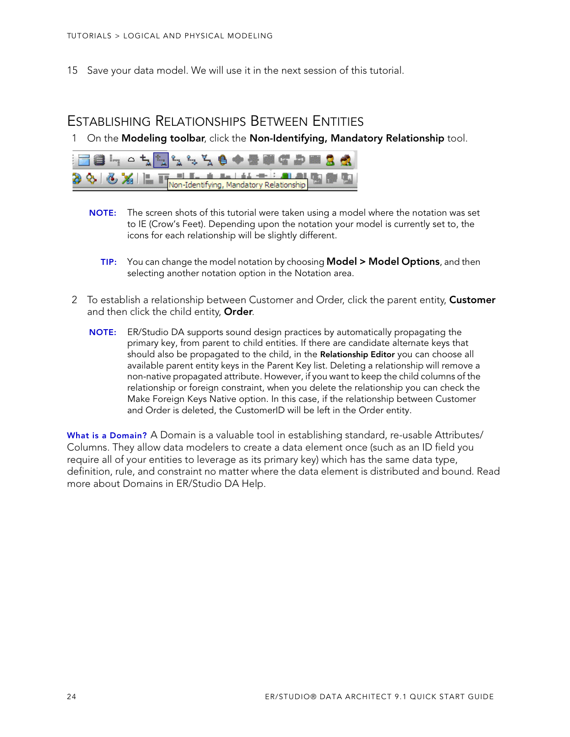15 Save your data model. We will use it in the next session of this tutorial.

## Establishing Relationships Between Entities

1 On the **Modeling toolbar**, click the **Non-Identifying, Mandatory Relationship** tool.

**NOTE:** The screen shots of this tutorial were taken using a model where the notation was set to IE (Crow's Feet). Depending upon the notation your model is currently set to, the icons for each relationship will be slightly different.

**TIP:** You can change the model notation by choosing **Model > Model Options**, and then selecting another notation option in the Notation area.

2 To establish a relationship between Customer and Order, click the parent entity, **Customer** and then click the child entity, **Order**.

**NOTE:** ER/Studio DA supports sound design practices by automatically propagating the primary key, from parent to child entities. If there are candidate alternate keys that should also be propagated to the child, in the **Relationship Editor** you can choose all available parent entity keys in the Parent Key list. Deleting a relationship will remove a non-native propagated attribute. However, if you want to keep the child columns of the relationship or foreign constraint, when you delete the relationship you can check the Make Foreign Keys Native option. In this case, if the relationship between Customer and Order is deleted, the CustomerID will be left in the Order entity.

**What is a Domain?** A Domain is a valuable tool in establishing standard, re-usable Attributes/ Columns. They allow data modelers to create a data element once (such as an ID field you require all of your entities to leverage as its primary key) which has the same data type, definition, rule, and constraint no matter where the data element is distributed and bound. Read more about Domains in ER/Studio DA Help.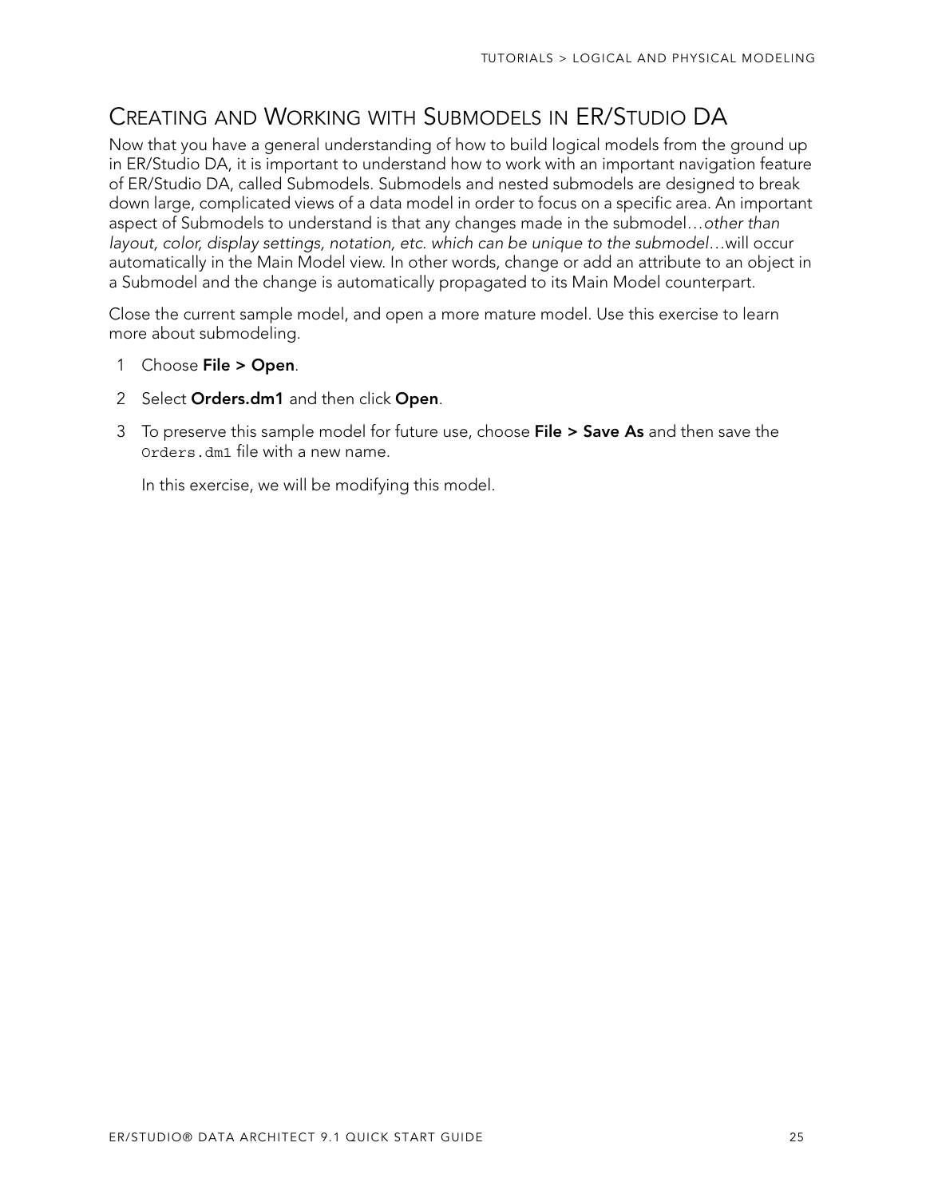## Creating and Working with Submodels in ER/Studio DA

Now that you have a general understanding of how to build logical models from the ground up in ER/Studio DA, it is important to understand how to work with an important navigation feature of ER/Studio DA, called Submodels. Submodels and nested submodels are designed to break down large, complicated views of a data model in order to focus on a specific area. An important aspect of Submodels to understand is that any changes made in the submodel…*other than layout, color, display settings, notation, etc. which can be unique to the submodel*…will occur automatically in the Main Model view. In other words, change or add an attribute to an object in a Submodel and the change is automatically propagated to its Main Model counterpart.

Close the current sample model, and open a more mature model. Use this exercise to learn more about submodeling.

1. Choose **File > Open**.
2. Select **Orders.dm1** and then click **Open**.
3. To preserve this sample model for future use, choose **File > Save As** and then save the `Orders.dm1` file with a new name.

   In this exercise, we will be modifying this model.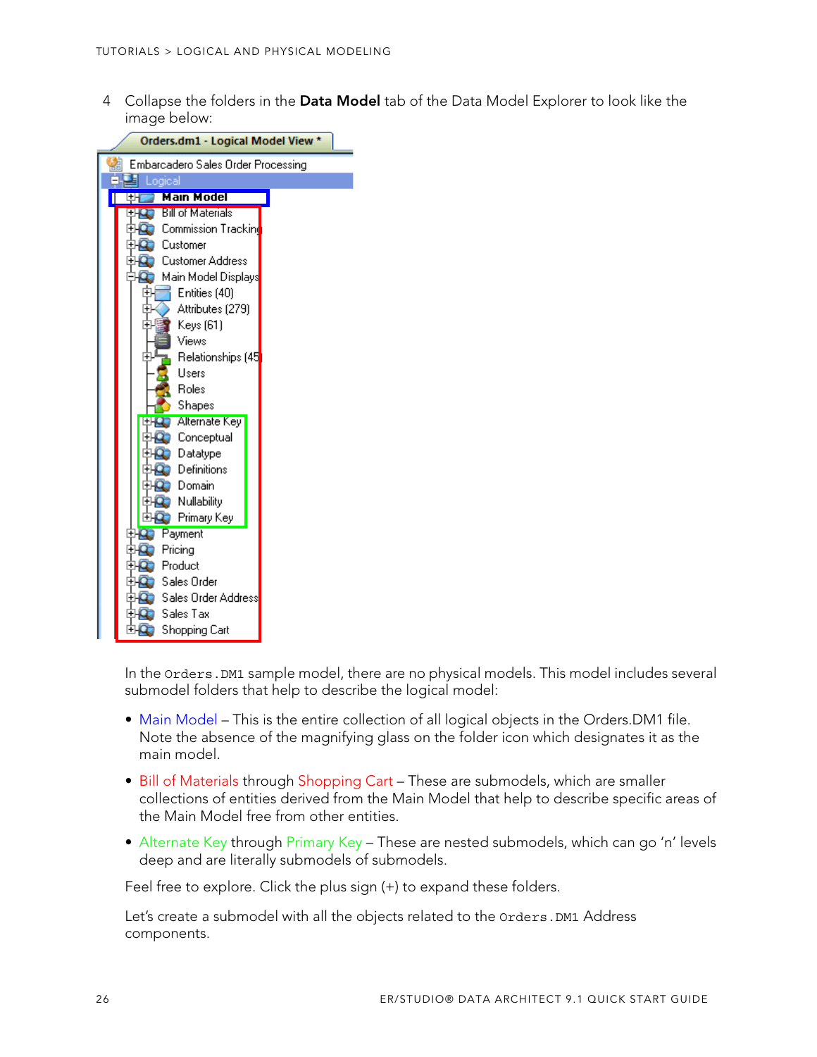4 Collapse the folders in the **Data Model** tab of the Data Model Explorer to look like the image below:

In the `Orders.DM1` sample model, there are no physical models. This model includes several submodel folders that help to describe the logical model:

- Main Model – This is the entire collection of all logical objects in the Orders.DM1 file. Note the absence of the magnifying glass on the folder icon which designates it as the main model.
- Bill of Materials through Shopping Cart – These are submodels, which are smaller collections of entities derived from the Main Model that help to describe specific areas of the Main Model free from other entities.
- Alternate Key through Primary Key – These are nested submodels, which can go 'n' levels deep and are literally submodels of submodels.

Feel free to explore. Click the plus sign (+) to expand these folders.

Let's create a submodel with all the objects related to the `Orders.DM1` Address components.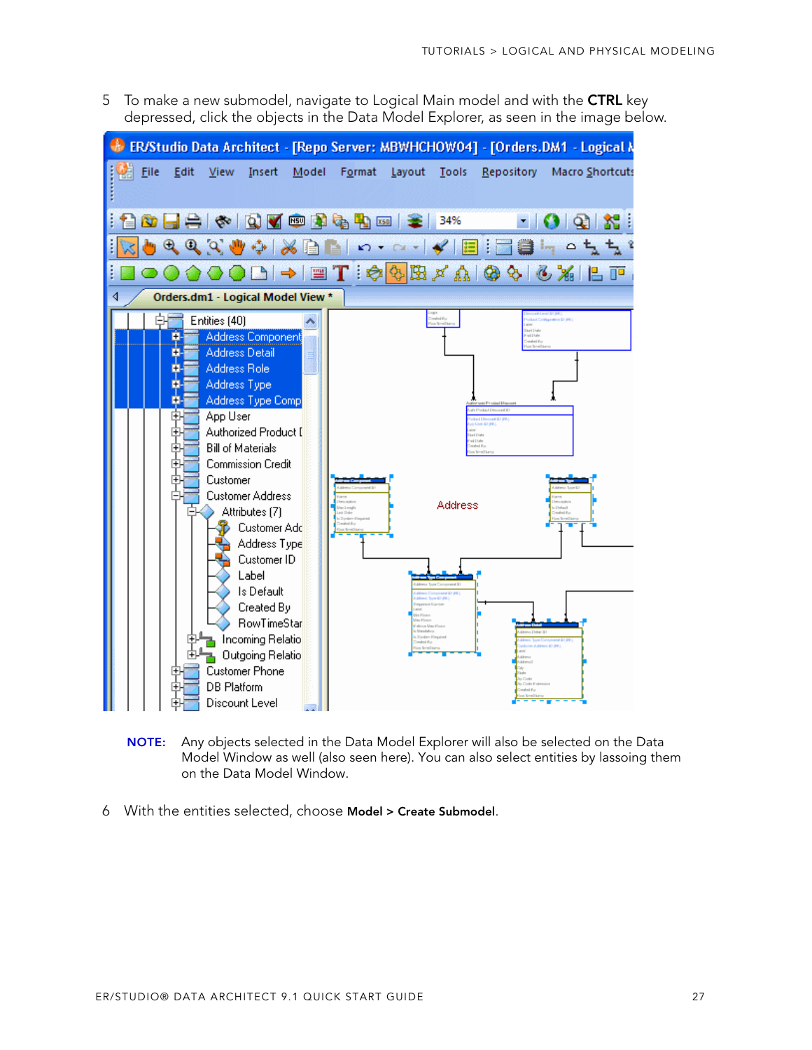5 To make a new submodel, navigate to Logical Main model and with the **CTRL** key depressed, click the objects in the Data Model Explorer, as seen in the image below.

**NOTE:** Any objects selected in the Data Model Explorer will also be selected on the Data Model Window as well (also seen here). You can also select entities by lassoing them on the Data Model Window.

6 With the entities selected, choose **Model > Create Submodel**.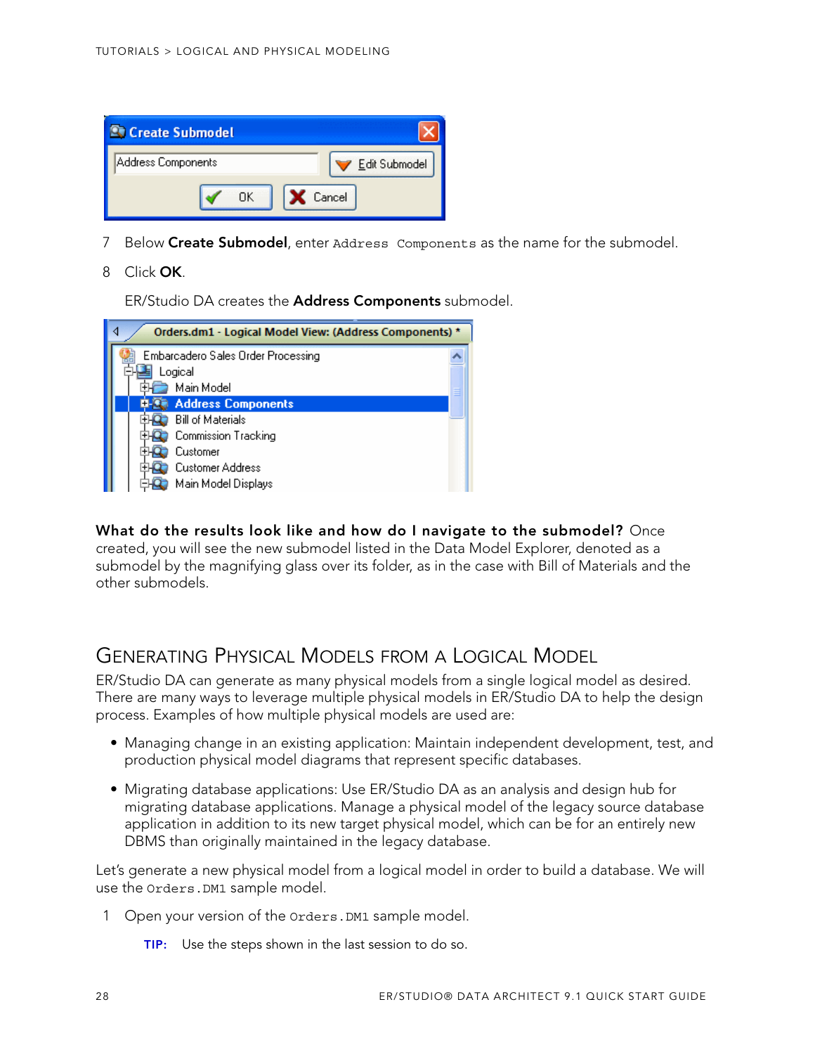7 Below **Create Submodel**, enter `Address Components` as the name for the submodel.

8 Click **OK**.

ER/Studio DA creates the **Address Components** submodel.

**What do the results look like and how do I navigate to the submodel?** Once created, you will see the new submodel listed in the Data Model Explorer, denoted as a submodel by the magnifying glass over its folder, as in the case with Bill of Materials and the other submodels.

## Generating Physical Models from a Logical Model

ER/Studio DA can generate as many physical models from a single logical model as desired. There are many ways to leverage multiple physical models in ER/Studio DA to help the design process. Examples of how multiple physical models are used are:

- Managing change in an existing application: Maintain independent development, test, and production physical model diagrams that represent specific databases.
- Migrating database applications: Use ER/Studio DA as an analysis and design hub for migrating database applications. Manage a physical model of the legacy source database application in addition to its new target physical model, which can be for an entirely new DBMS than originally maintained in the legacy database.

Let's generate a new physical model from a logical model in order to build a database. We will use the `Orders.DM1` sample model.

1 Open your version of the `Orders.DM1` sample model.

**TIP:** Use the steps shown in the last session to do so.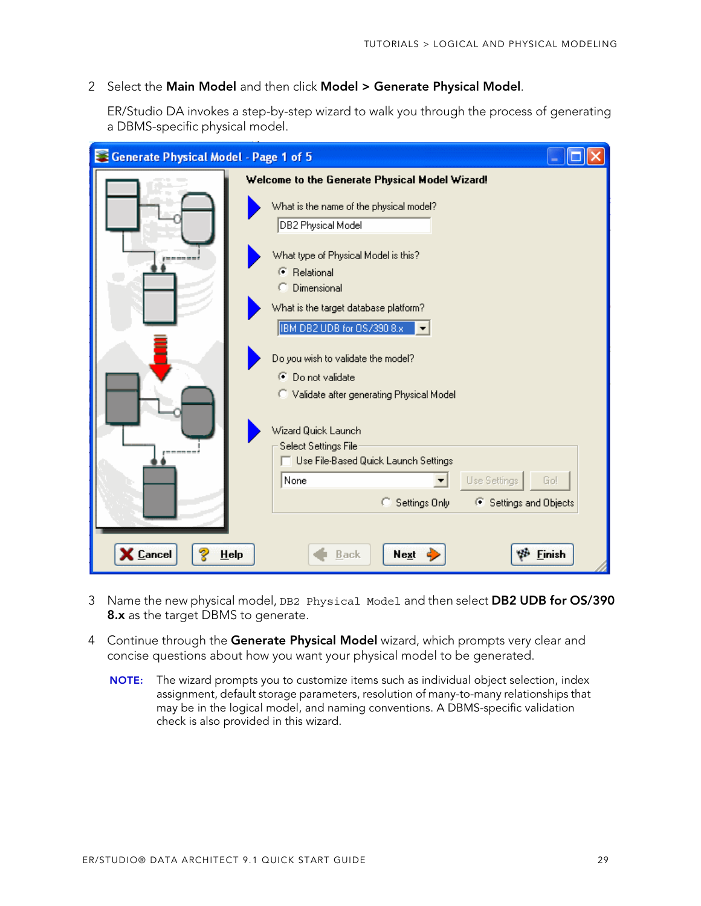2 Select the **Main Model** and then click **Model > Generate Physical Model**.

ER/Studio DA invokes a step-by-step wizard to walk you through the process of generating a DBMS-specific physical model.

3 Name the new physical model, `DB2 Physical Model` and then select **DB2 UDB for OS/390 8.x** as the target DBMS to generate.

4 Continue through the **Generate Physical Model** wizard, which prompts very clear and concise questions about how you want your physical model to be generated.

**NOTE:** The wizard prompts you to customize items such as individual object selection, index assignment, default storage parameters, resolution of many-to-many relationships that may be in the logical model, and naming conventions. A DBMS-specific validation check is also provided in this wizard.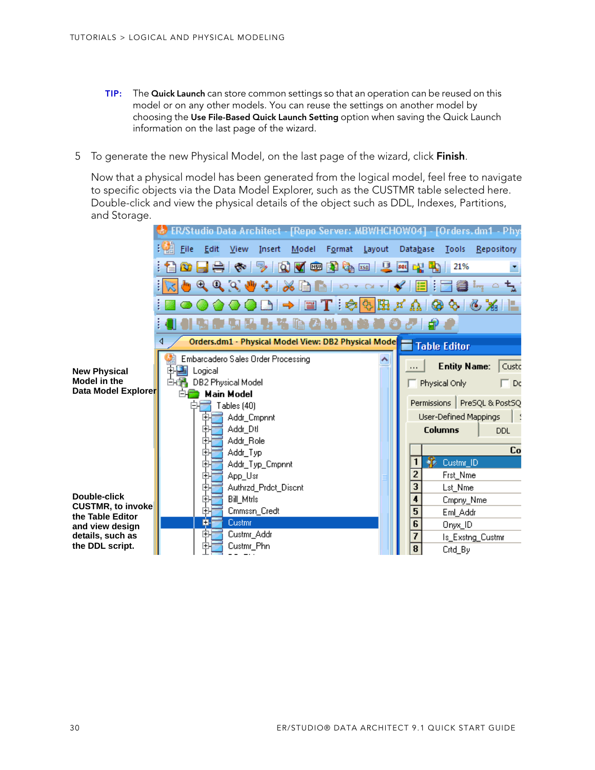**TIP:** The **Quick Launch** can store common settings so that an operation can be reused on this model or on any other models. You can reuse the settings on another model by choosing the **Use File-Based Quick Launch Setting** option when saving the Quick Launch information on the last page of the wizard.

5 To generate the new Physical Model, on the last page of the wizard, click **Finish**.

Now that a physical model has been generated from the logical model, feel free to navigate to specific objects via the Data Model Explorer, such as the CUSTMR table selected here. Double-click and view the physical details of the object such as DDL, Indexes, Partitions, and Storage.

**New Physical Model in the Data Model Explorer**

**Double-click CUSTMR, to invoke the Table Editor and view design details, such as the DDL script.**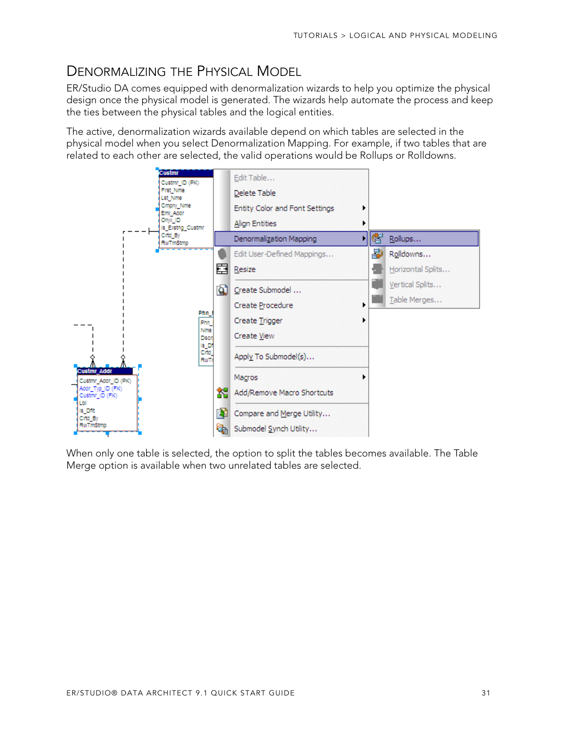## Denormalizing the Physical Model

ER/Studio DA comes equipped with denormalization wizards to help you optimize the physical design once the physical model is generated. The wizards help automate the process and keep the ties between the physical tables and the logical entities.

The active, denormalization wizards available depend on which tables are selected in the physical model when you select Denormalization Mapping. For example, if two tables that are related to each other are selected, the valid operations would be Rollups or Rolldowns.

When only one table is selected, the option to split the tables becomes available. The Table Merge option is available when two unrelated tables are selected.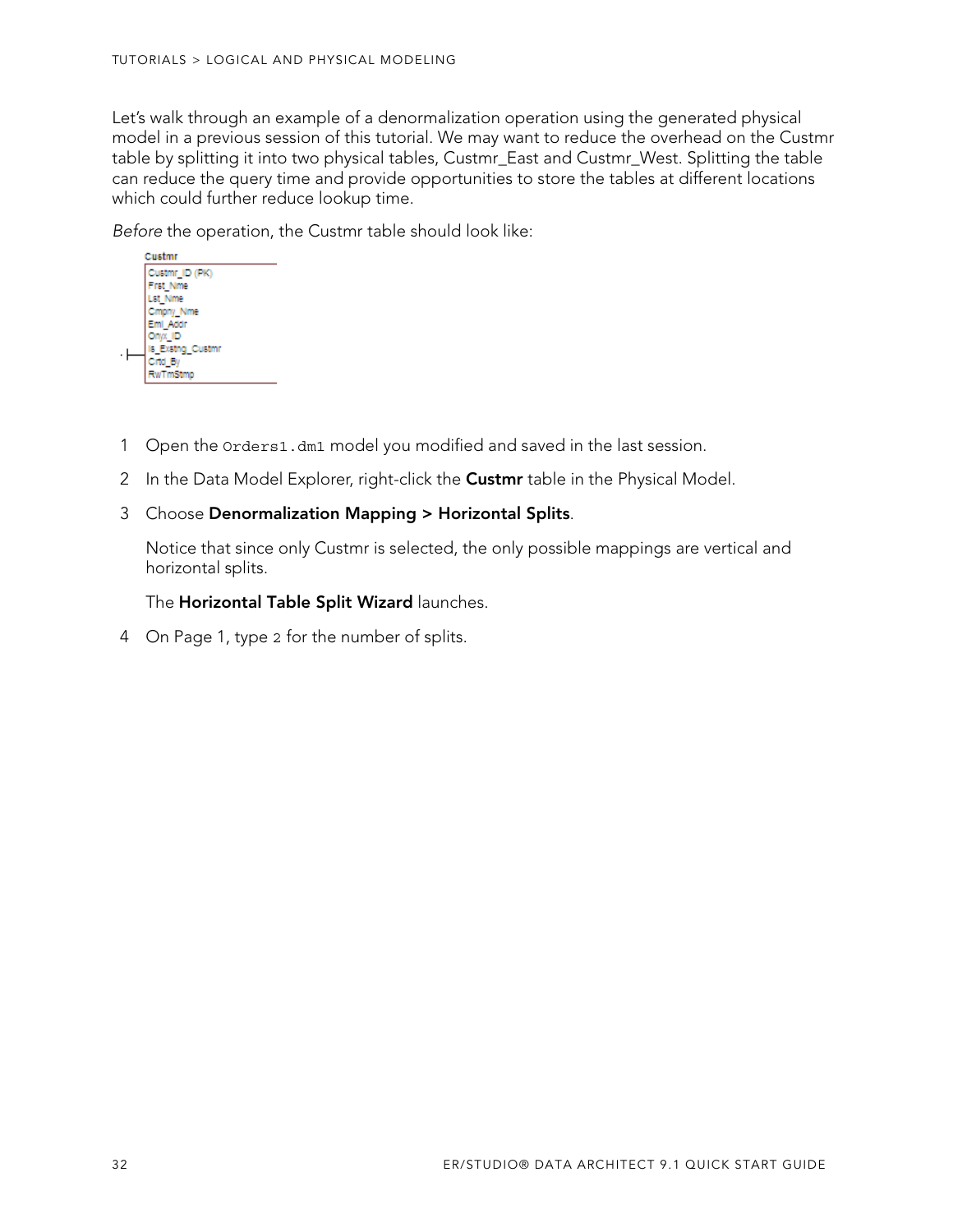Let's walk through an example of a denormalization operation using the generated physical model in a previous session of this tutorial. We may want to reduce the overhead on the Custmr table by splitting it into two physical tables, Custmr_East and Custmr_West. Splitting the table can reduce the query time and provide opportunities to store the tables at different locations which could further reduce lookup time.

*Before* the operation, the Custmr table should look like:

| Custmr |
| --- |
| Custmr_ID (PK) |
| Frst_Nme |
| Lst_Nme |
| Cmpny_Nme |
| Eml_Addr |
| Onyx_ID |
| Is_Exstng_Custmr |
| Crtd_By |
| RwTmStmp |

1. Open the `Orders1.dm1` model you modified and saved in the last session.
2. In the Data Model Explorer, right-click the **Custmr** table in the Physical Model.
3. Choose **Denormalization Mapping > Horizontal Splits**.

   Notice that since only Custmr is selected, the only possible mappings are vertical and horizontal splits.

   The **Horizontal Table Split Wizard** launches.
4. On Page 1, type `2` for the number of splits.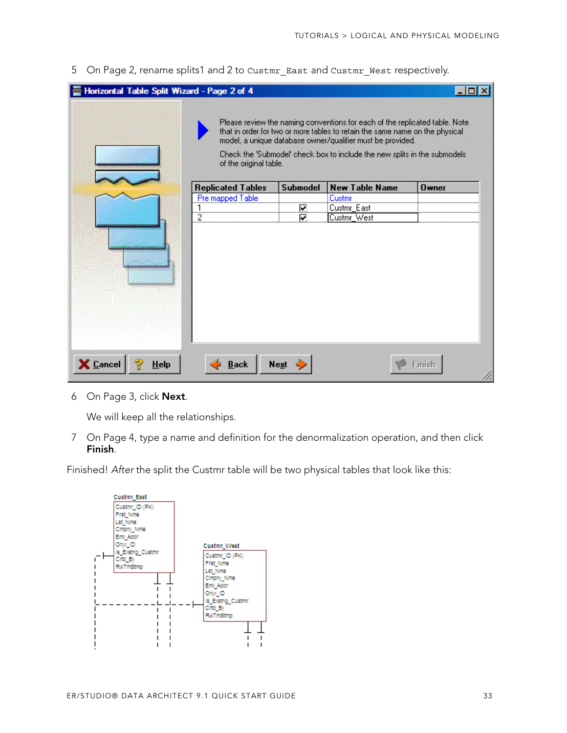5 On Page 2, rename splits1 and 2 to `Custmr_East` and `Custmr_West` respectively.

6 On Page 3, click **Next**.

We will keep all the relationships.

7 On Page 4, type a name and definition for the denormalization operation, and then click **Finish**.

Finished! *After* the split the Custmr table will be two physical tables that look like this: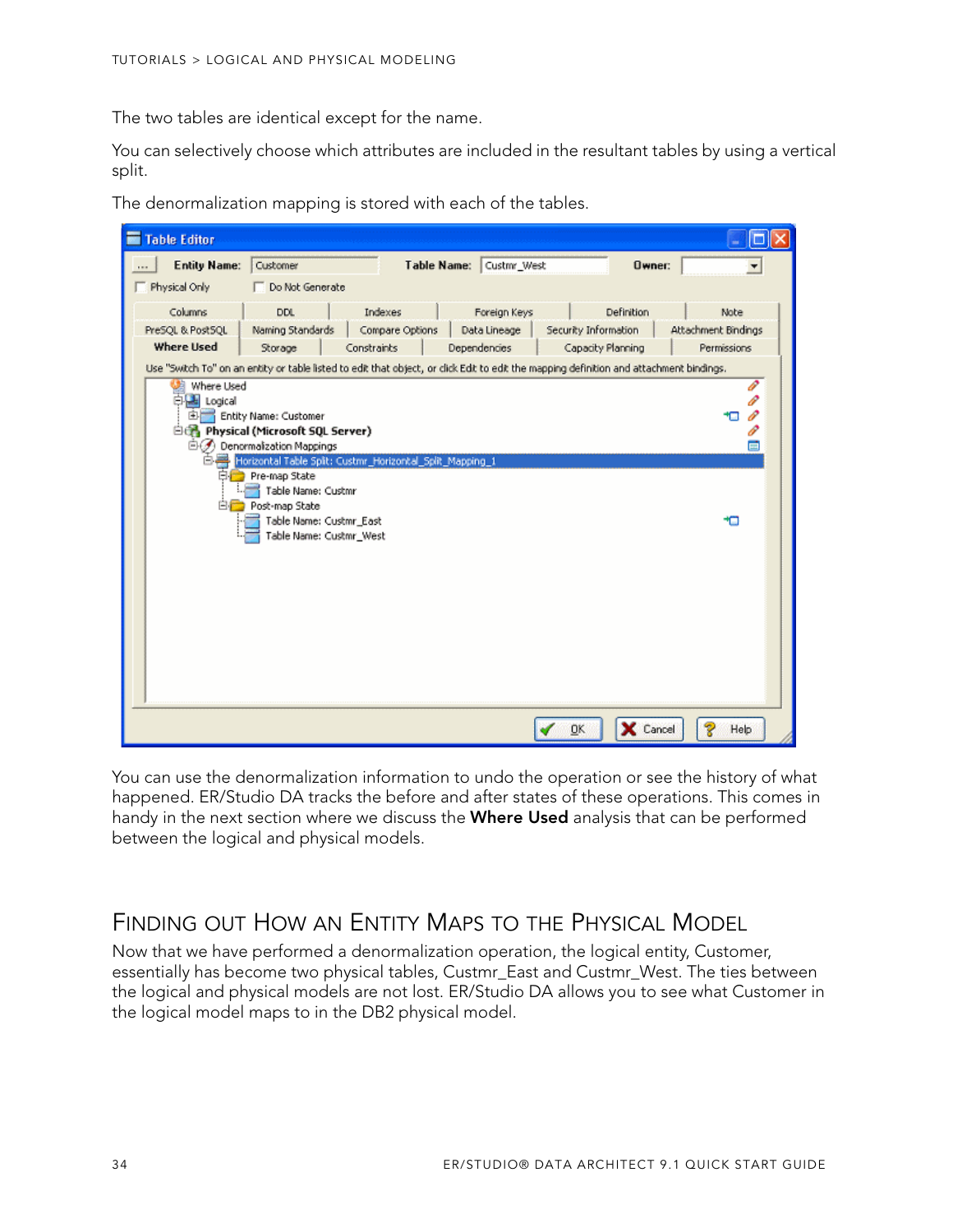The two tables are identical except for the name.

You can selectively choose which attributes are included in the resultant tables by using a vertical split.

The denormalization mapping is stored with each of the tables.

You can use the denormalization information to undo the operation or see the history of what happened. ER/Studio DA tracks the before and after states of these operations. This comes in handy in the next section where we discuss the **Where Used** analysis that can be performed between the logical and physical models.

## Finding out How an Entity Maps to the Physical Model

Now that we have performed a denormalization operation, the logical entity, Customer, essentially has become two physical tables, Custmr_East and Custmr_West. The ties between the logical and physical models are not lost. ER/Studio DA allows you to see what Customer in the logical model maps to in the DB2 physical model.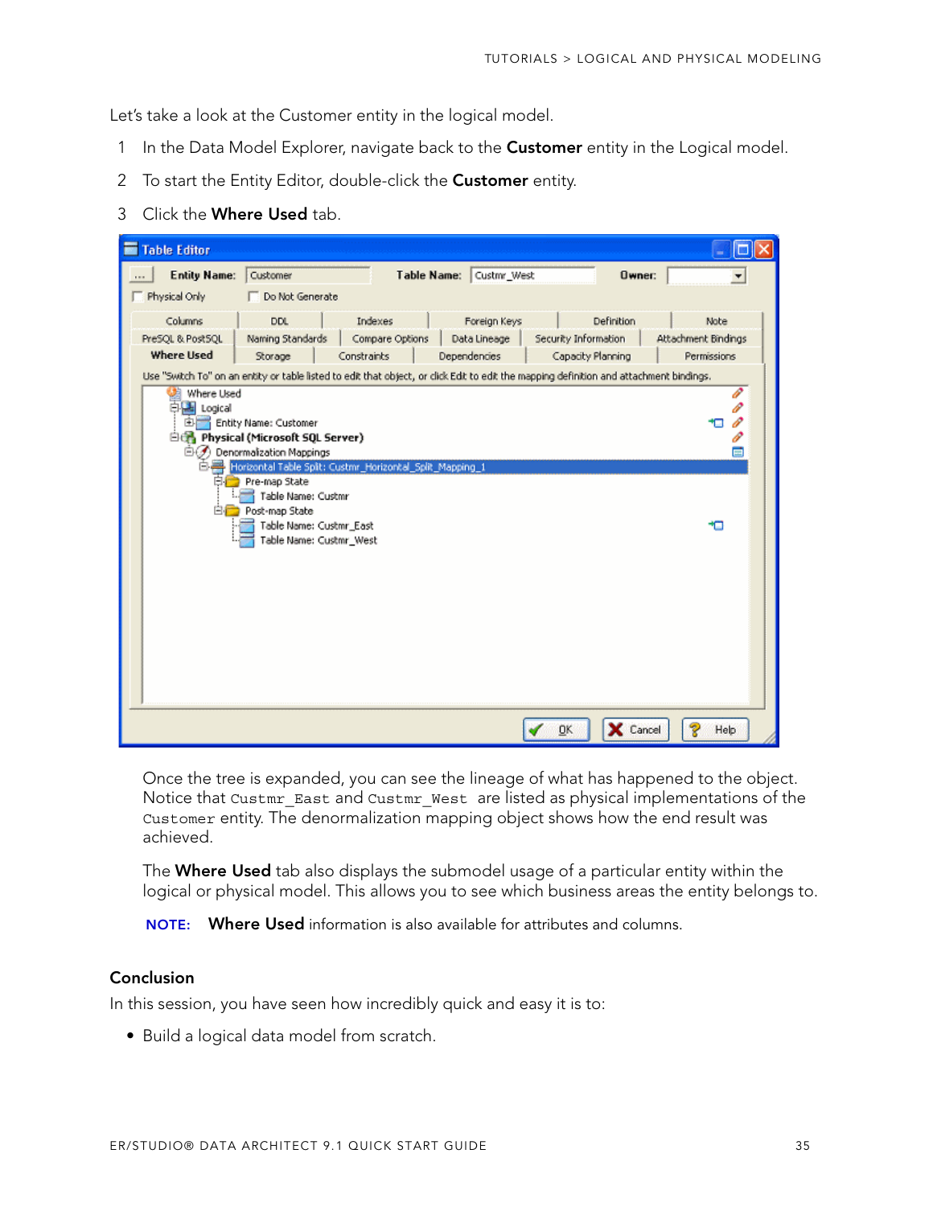Let's take a look at the Customer entity in the logical model.

1. In the Data Model Explorer, navigate back to the **Customer** entity in the Logical model.
2. To start the Entity Editor, double-click the **Customer** entity.
3. Click the **Where Used** tab.

Once the tree is expanded, you can see the lineage of what has happened to the object. Notice that `Custmr_East` and `Custmr_West` are listed as physical implementations of the `Customer` entity. The denormalization mapping object shows how the end result was achieved.

The **Where Used** tab also displays the submodel usage of a particular entity within the logical or physical model. This allows you to see which business areas the entity belongs to.

**NOTE:** **Where Used** information is also available for attributes and columns.

### Conclusion

In this session, you have seen how incredibly quick and easy it is to:

- Build a logical data model from scratch.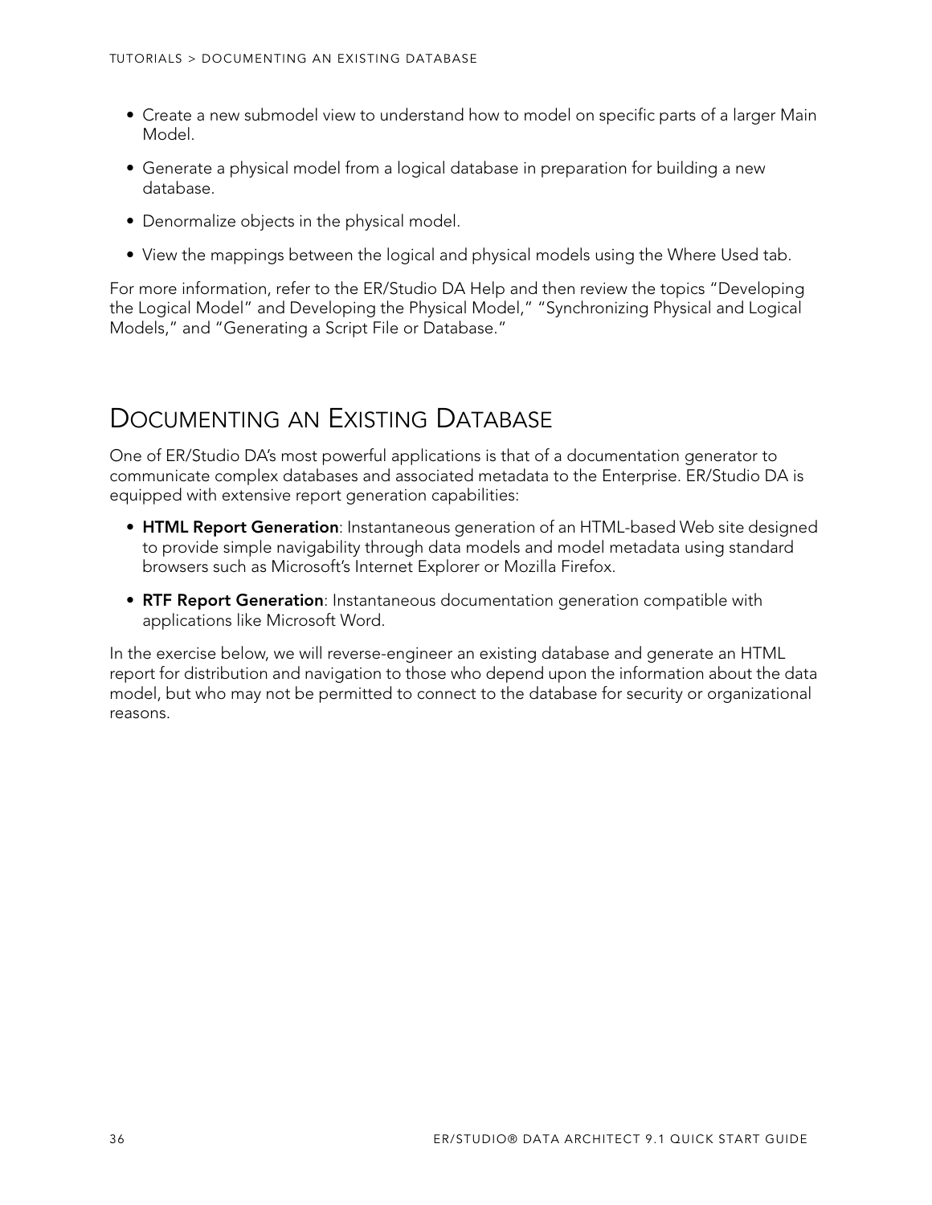- Create a new submodel view to understand how to model on specific parts of a larger Main Model.
- Generate a physical model from a logical database in preparation for building a new database.
- Denormalize objects in the physical model.
- View the mappings between the logical and physical models using the Where Used tab.

For more information, refer to the ER/Studio DA Help and then review the topics "Developing the Logical Model" and Developing the Physical Model," "Synchronizing Physical and Logical Models," and "Generating a Script File or Database."

## Documenting an Existing Database

One of ER/Studio DA's most powerful applications is that of a documentation generator to communicate complex databases and associated metadata to the Enterprise. ER/Studio DA is equipped with extensive report generation capabilities:

- **HTML Report Generation**: Instantaneous generation of an HTML-based Web site designed to provide simple navigability through data models and model metadata using standard browsers such as Microsoft's Internet Explorer or Mozilla Firefox.
- **RTF Report Generation**: Instantaneous documentation generation compatible with applications like Microsoft Word.

In the exercise below, we will reverse-engineer an existing database and generate an HTML report for distribution and navigation to those who depend upon the information about the data model, but who may not be permitted to connect to the database for security or organizational reasons.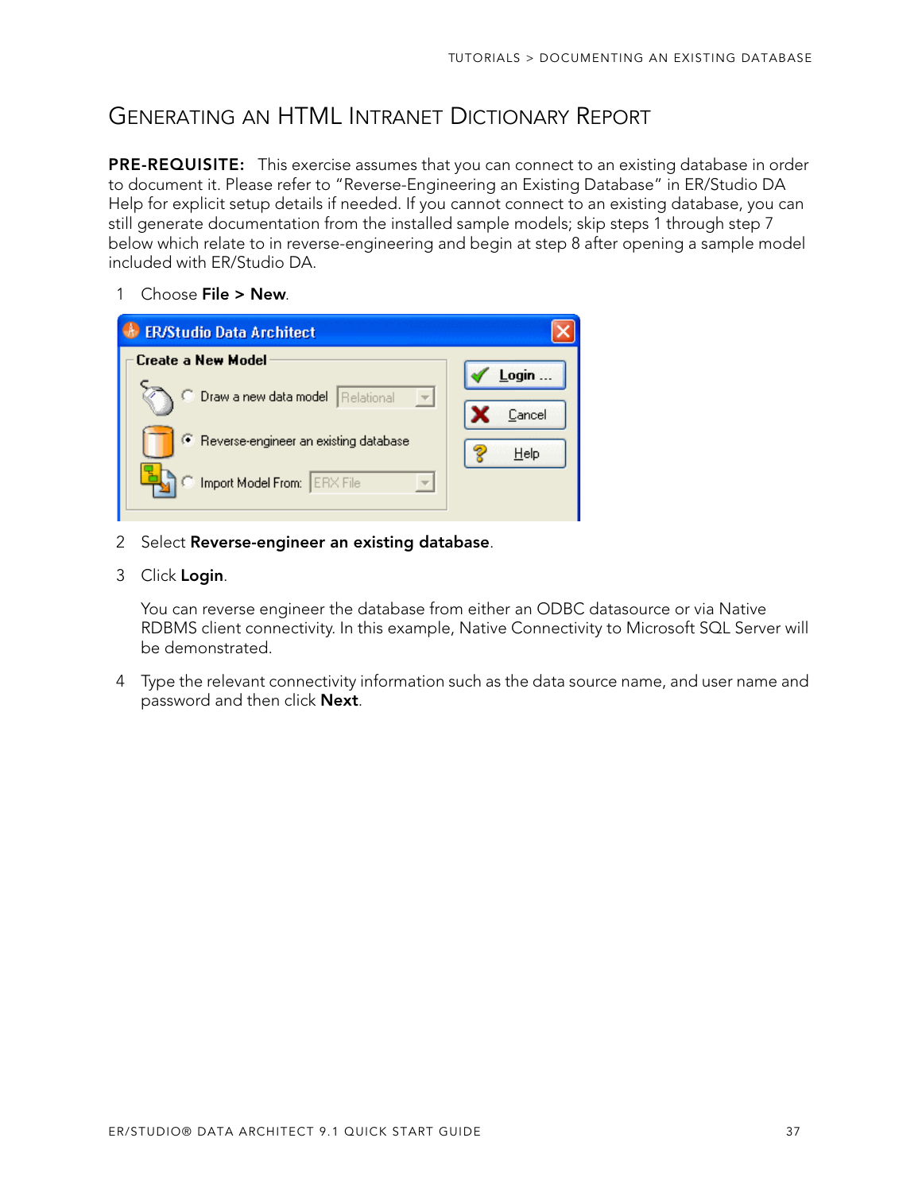## Generating an HTML Intranet Dictionary Report

**PRE-REQUISITE:** This exercise assumes that you can connect to an existing database in order to document it. Please refer to "Reverse-Engineering an Existing Database" in ER/Studio DA Help for explicit setup details if needed. If you cannot connect to an existing database, you can still generate documentation from the installed sample models; skip steps 1 through step 7 below which relate to in reverse-engineering and begin at step 8 after opening a sample model included with ER/Studio DA.

1. Choose **File > New**.
2. Select **Reverse-engineer an existing database**.
3. Click **Login**.

   You can reverse engineer the database from either an ODBC datasource or via Native RDBMS client connectivity. In this example, Native Connectivity to Microsoft SQL Server will be demonstrated.

4. Type the relevant connectivity information such as the data source name, and user name and password and then click **Next**.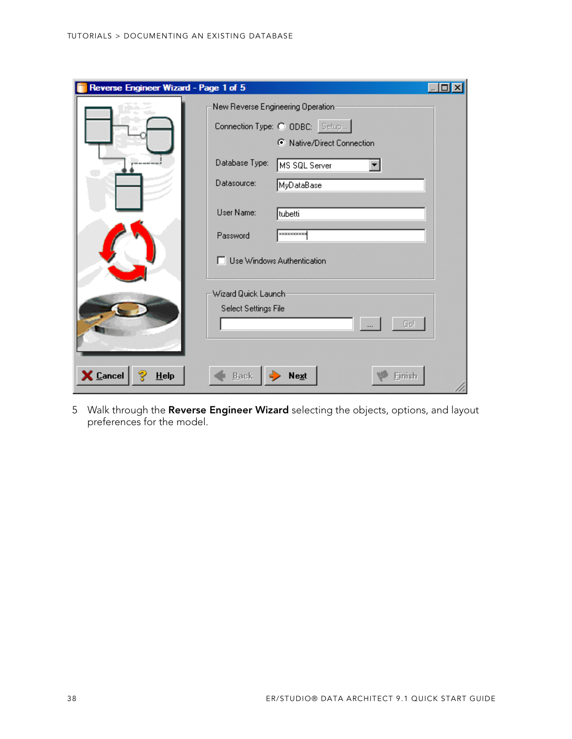5 Walk through the **Reverse Engineer Wizard** selecting the objects, options, and layout preferences for the model.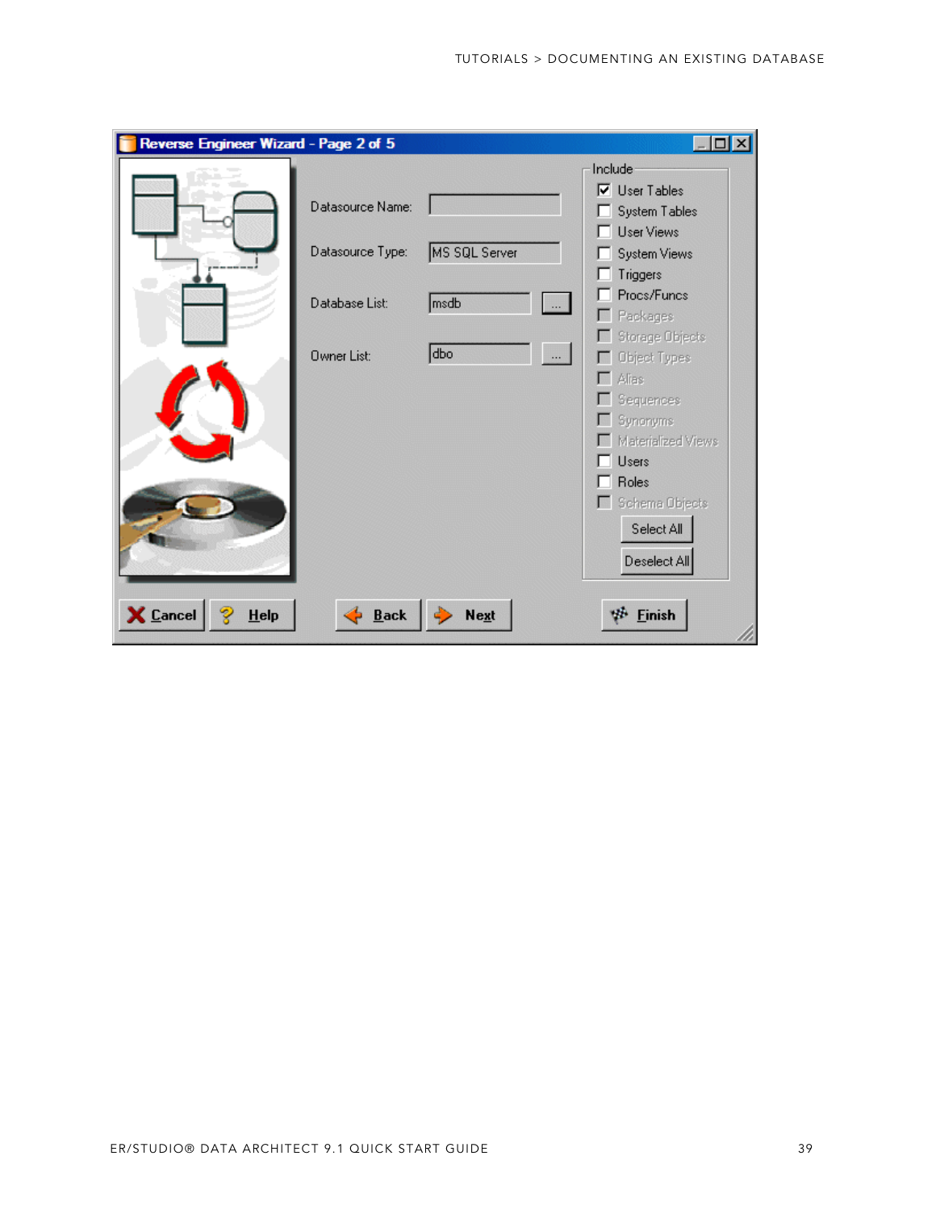**Reverse Engineer Wizard - Page 2 of 5**

Datasource Name:

Datasource Type: MS SQL Server

Database List: msdb

Owner List: dbo

Include

- [x] User Tables
- [ ] System Tables
- [ ] User Views
- [ ] System Views
- [ ] Triggers
- [ ] Procs/Funcs
- [ ] Packages
- [ ] Storage Objects
- [ ] Object Types
- [ ] Alias
- [ ] Sequences
- [ ] Synonyms
- [ ] Materialized Views
- [ ] Users
- [ ] Roles
- [ ] Schema Objects

Select All | Deselect All

Cancel | Help | Back | Next | Finish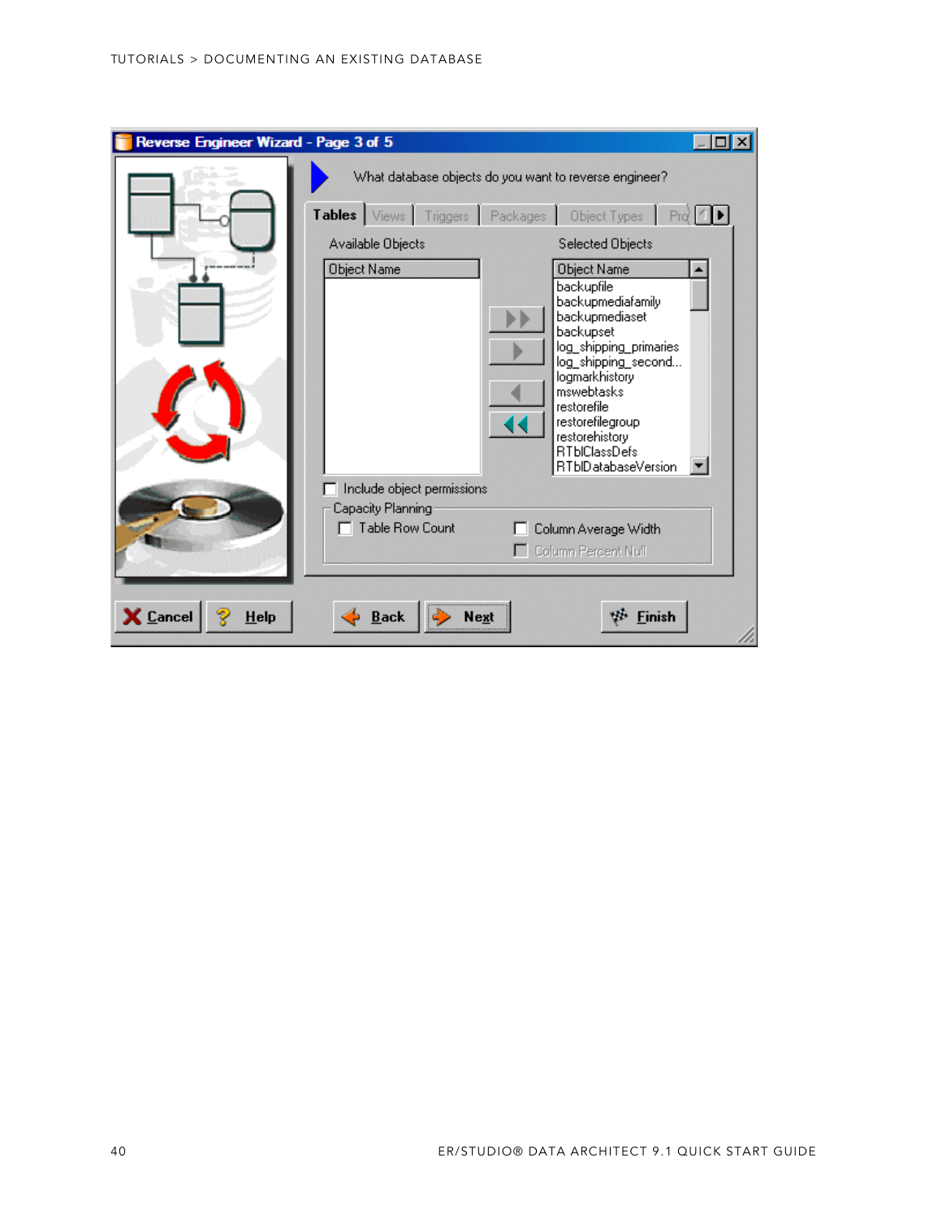**Reverse Engineer Wizard - Page 3 of 5**

What database objects do you want to reverse engineer?

Tables | Views | Triggers | Packages | Object Types | Pro

Available Objects

| Object Name |
| --- |

Selected Objects

| Object Name |
| --- |
| backupfile |
| backupmediafamily |
| backupmediaset |
| backupset |
| log_shipping_primaries |
| log_shipping_second... |
| logmarkhistory |
| mswebtasks |
| restorefile |
| restorefilegroup |
| restorehistory |
| RTblClassDefs |
| RTblDatabaseVersion |

- [ ] Include object permissions

Capacity Planning

- [ ] Table Row Count
- [ ] Column Average Width
- [ ] Column Percent Null

Cancel | Help | Back | Next | Finish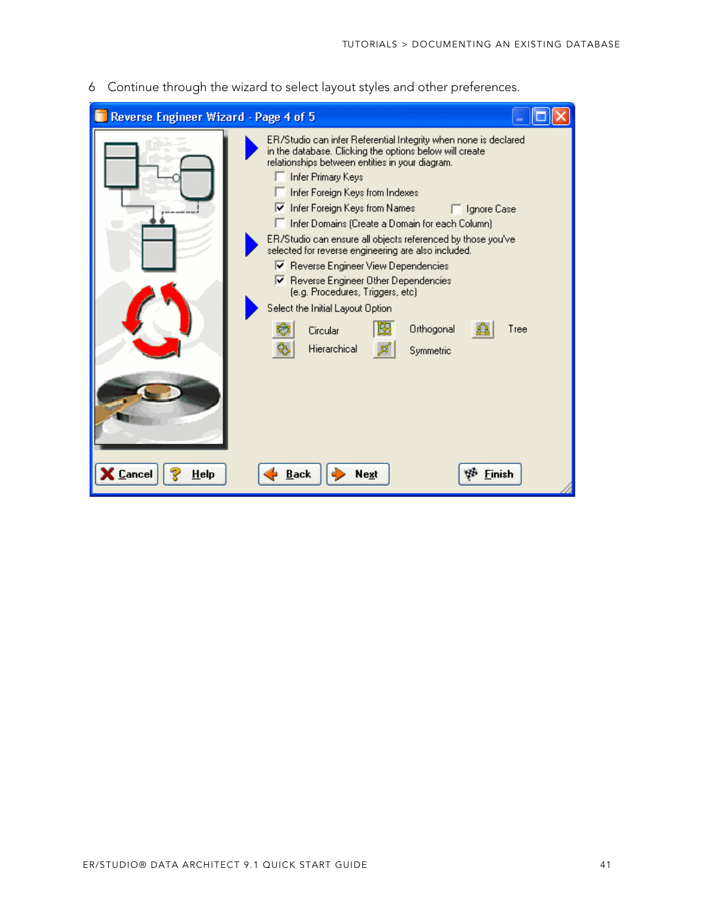6 Continue through the wizard to select layout styles and other preferences.

Reverse Engineer Wizard - Page 4 of 5

ER/Studio can infer Referential Integrity when none is declared in the database. Clicking the options below will create relationships between entities in your diagram.

- [ ] Infer Primary Keys
- [ ] Infer Foreign Keys from Indexes
- [x] Infer Foreign Keys from Names
- [ ] Ignore Case
- [ ] Infer Domains (Create a Domain for each Column)

ER/Studio can ensure all objects referenced by those you've selected for reverse engineering are also included.

- [x] Reverse Engineer View Dependencies
- [x] Reverse Engineer Other Dependencies (e.g. Procedures, Triggers, etc)

Select the Initial Layout Option

Circular | Orthogonal | Tree | Hierarchical | Symmetric

Cancel | Help | Back | Next | Finish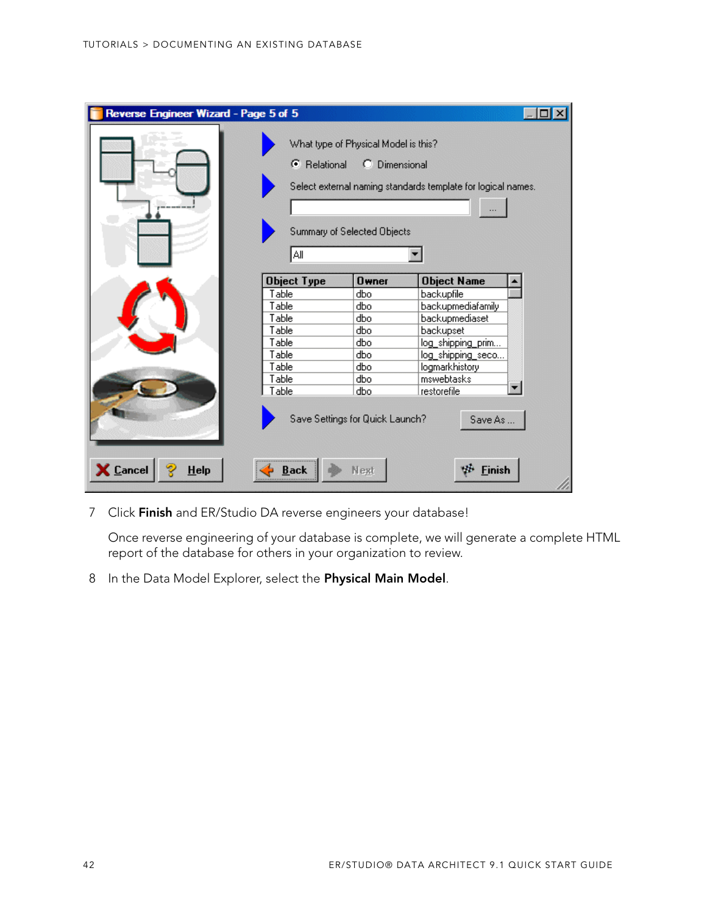7 Click **Finish** and ER/Studio DA reverse engineers your database!

   Once reverse engineering of your database is complete, we will generate a complete HTML report of the database for others in your organization to review.

8 In the Data Model Explorer, select the **Physical Main Model**.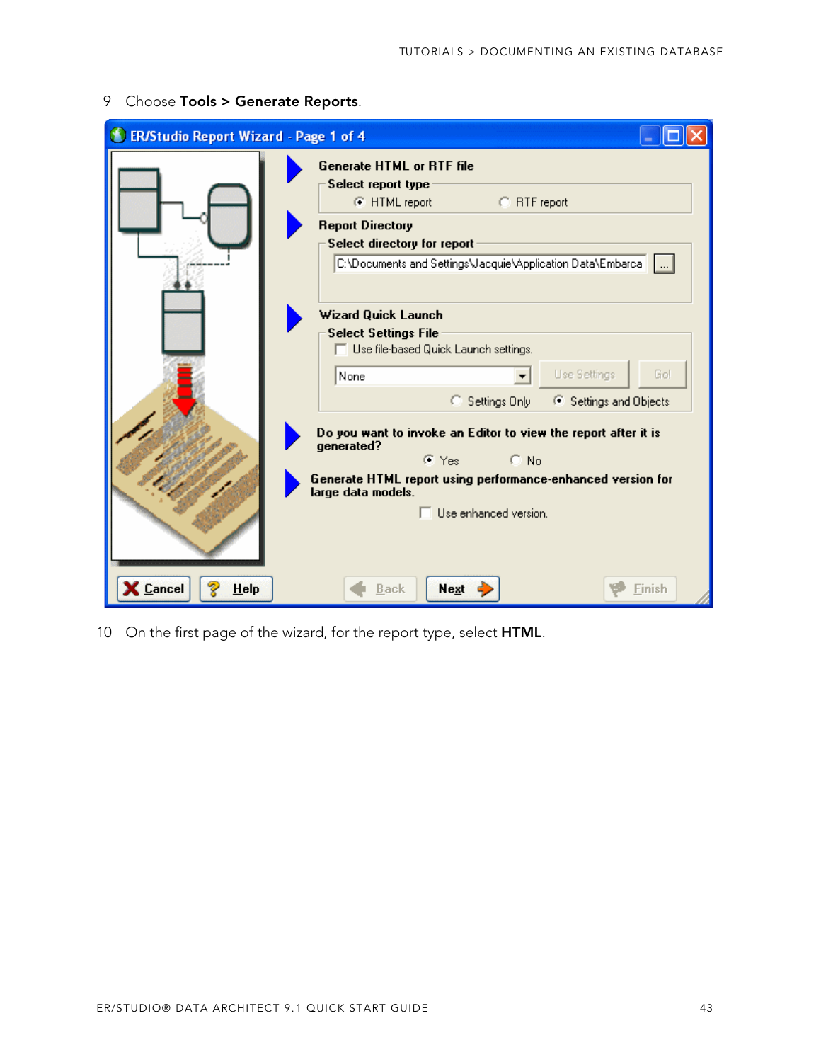9 Choose **Tools > Generate Reports**.

10 On the first page of the wizard, for the report type, select **HTML**.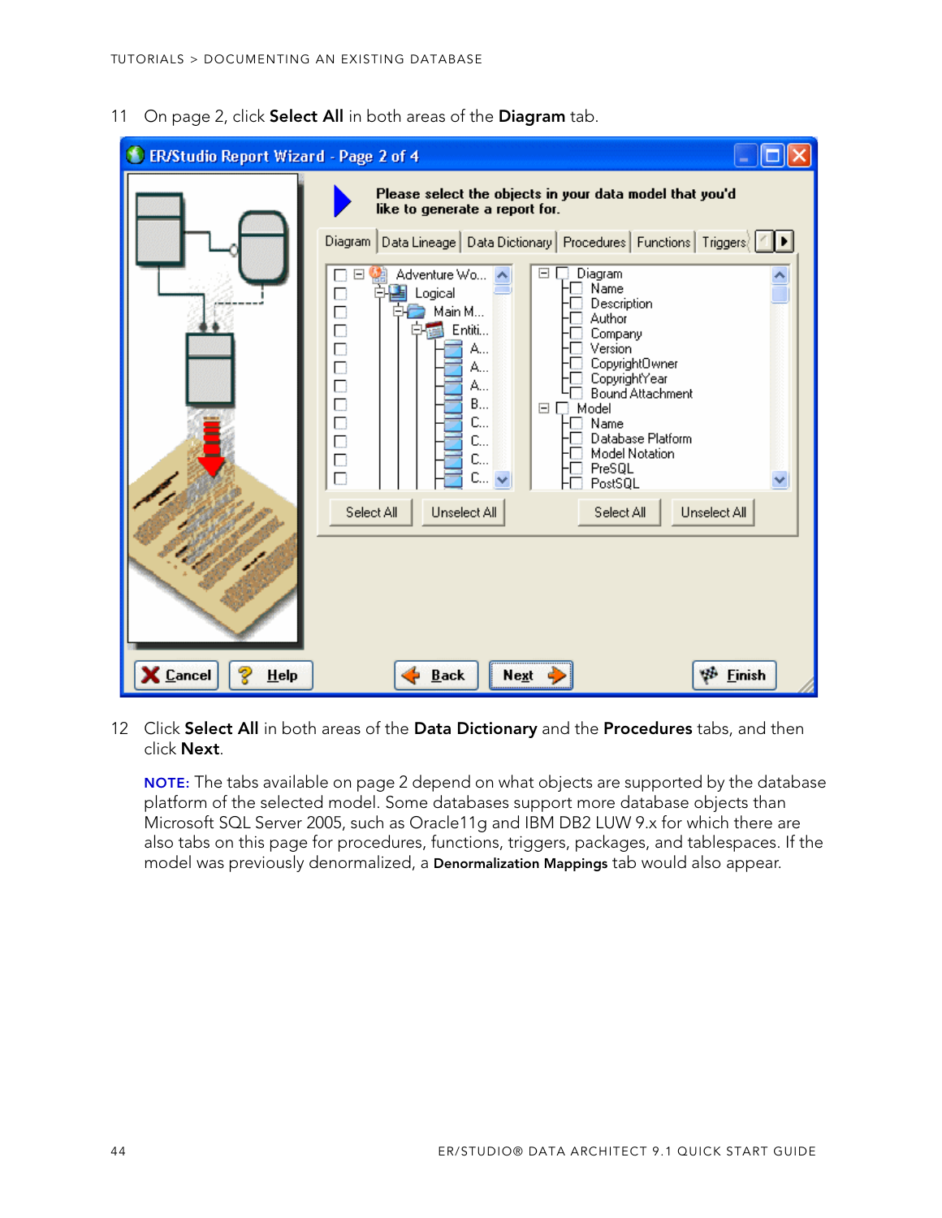11 On page 2, click **Select All** in both areas of the **Diagram** tab.

12 Click **Select All** in both areas of the **Data Dictionary** and the **Procedures** tabs, and then click **Next**.

**NOTE:** The tabs available on page 2 depend on what objects are supported by the database platform of the selected model. Some databases support more database objects than Microsoft SQL Server 2005, such as Oracle11g and IBM DB2 LUW 9.x for which there are also tabs on this page for procedures, functions, triggers, packages, and tablespaces. If the model was previously denormalized, a **Denormalization Mappings** tab would also appear.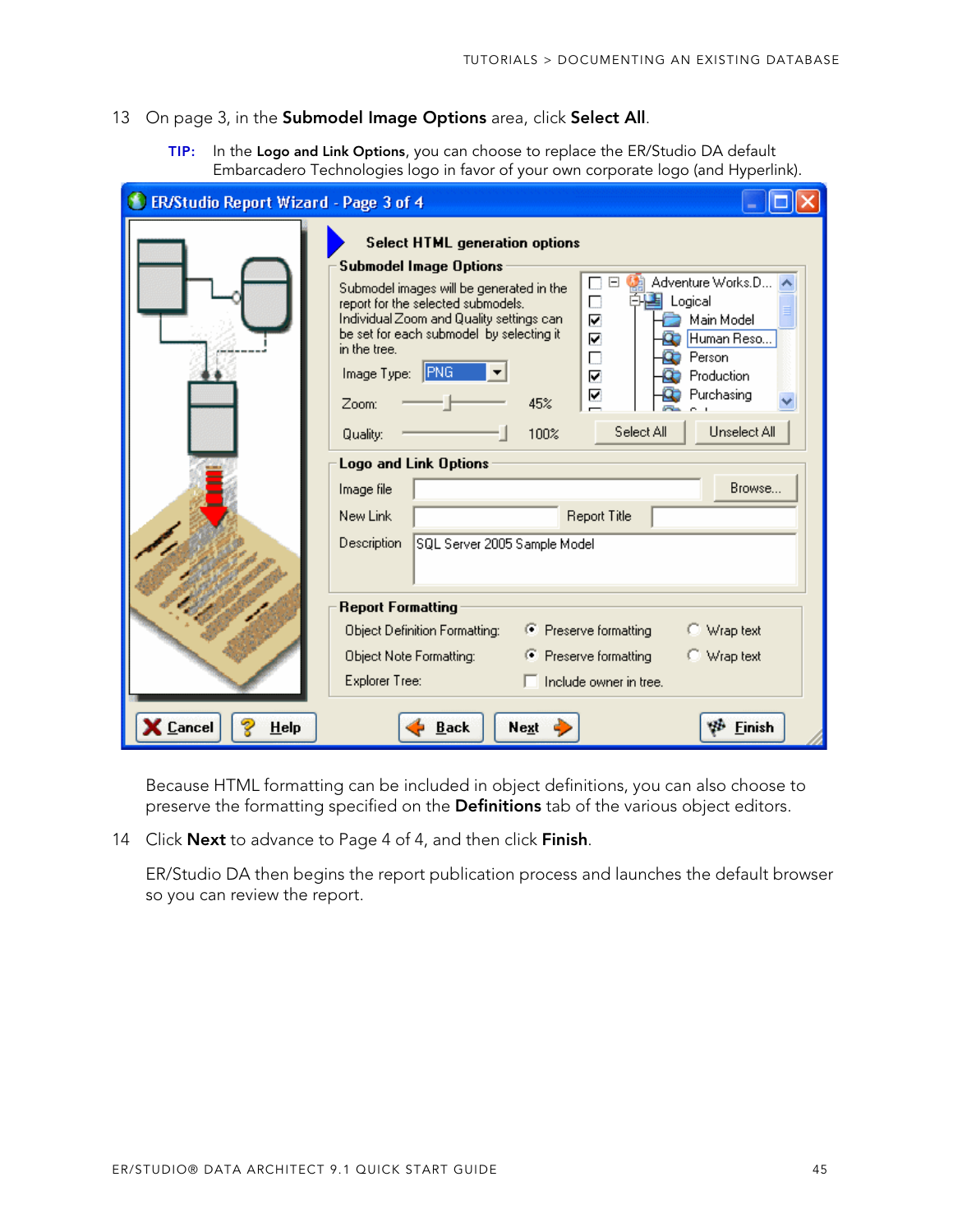13 On page 3, in the **Submodel Image Options** area, click **Select All**.

**TIP:** In the **Logo and Link Options**, you can choose to replace the ER/Studio DA default Embarcadero Technologies logo in favor of your own corporate logo (and Hyperlink).

Because HTML formatting can be included in object definitions, you can also choose to preserve the formatting specified on the **Definitions** tab of the various object editors.

14 Click **Next** to advance to Page 4 of 4, and then click **Finish**.

ER/Studio DA then begins the report publication process and launches the default browser so you can review the report.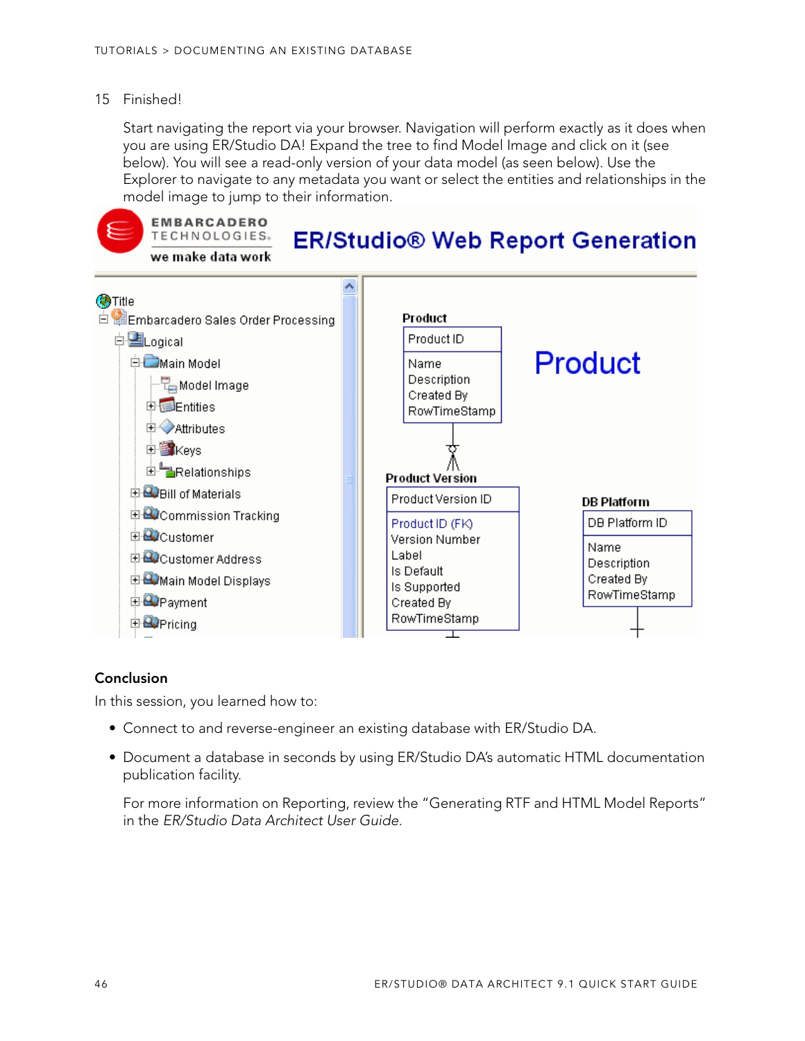15 Finished!

Start navigating the report via your browser. Navigation will perform exactly as it does when you are using ER/Studio DA! Expand the tree to find Model Image and click on it (see below). You will see a read-only version of your data model (as seen below). Use the Explorer to navigate to any metadata you want or select the entities and relationships in the model image to jump to their information.

### Conclusion

In this session, you learned how to:

- Connect to and reverse-engineer an existing database with ER/Studio DA.
- Document a database in seconds by using ER/Studio DA's automatic HTML documentation publication facility.

  For more information on Reporting, review the "Generating RTF and HTML Model Reports" in the *ER/Studio Data Architect User Guide*.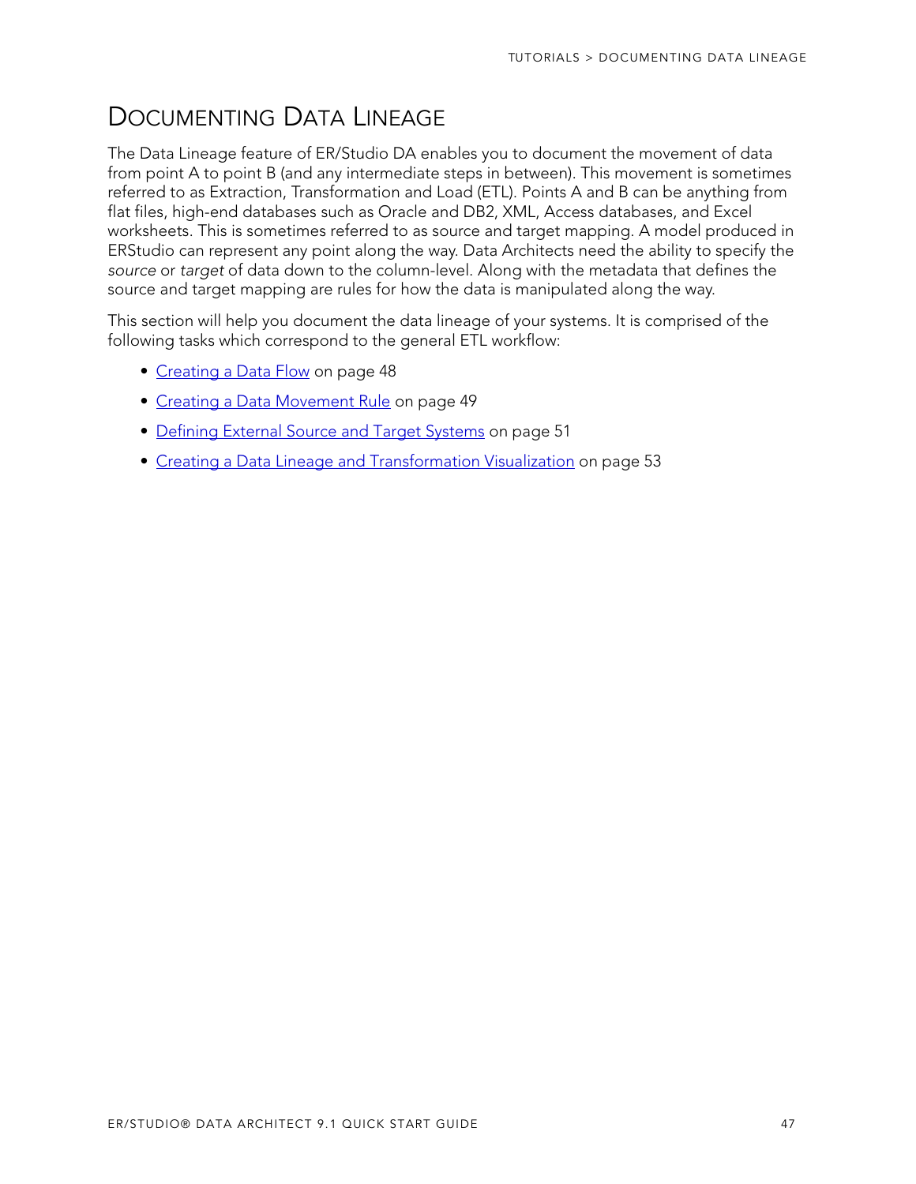# Documenting Data Lineage

The Data Lineage feature of ER/Studio DA enables you to document the movement of data from point A to point B (and any intermediate steps in between). This movement is sometimes referred to as Extraction, Transformation and Load (ETL). Points A and B can be anything from flat files, high-end databases such as Oracle and DB2, XML, Access databases, and Excel worksheets. This is sometimes referred to as source and target mapping. A model produced in ERStudio can represent any point along the way. Data Architects need the ability to specify the *source* or *target* of data down to the column-level. Along with the metadata that defines the source and target mapping are rules for how the data is manipulated along the way.

This section will help you document the data lineage of your systems. It is comprised of the following tasks which correspond to the general ETL workflow:

- Creating a Data Flow on page 48
- Creating a Data Movement Rule on page 49
- Defining External Source and Target Systems on page 51
- Creating a Data Lineage and Transformation Visualization on page 53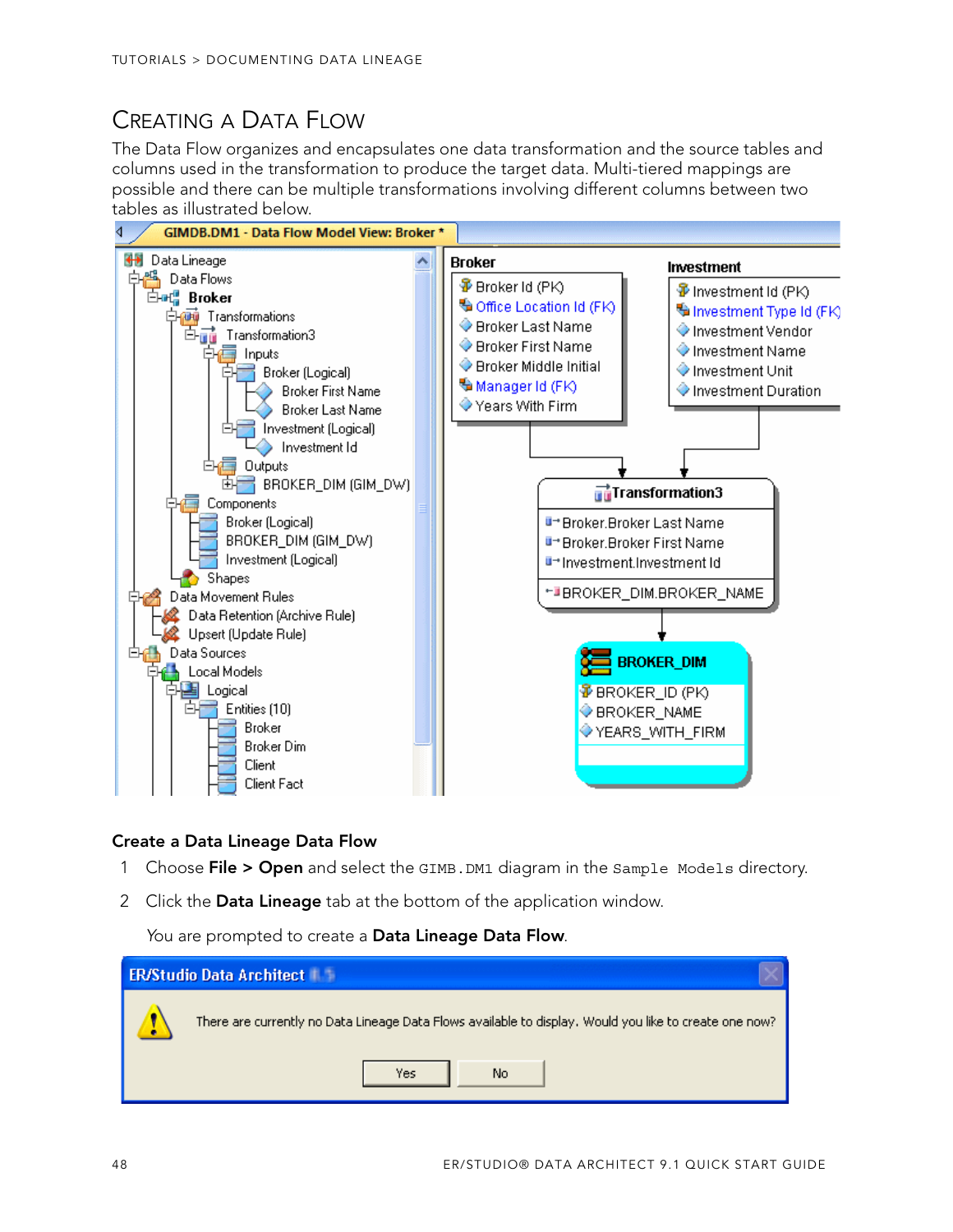## Creating a Data Flow

The Data Flow organizes and encapsulates one data transformation and the source tables and columns used in the transformation to produce the target data. Multi-tiered mappings are possible and there can be multiple transformations involving different columns between two tables as illustrated below.

### Create a Data Lineage Data Flow

1. Choose **File > Open** and select the `GIMB.DM1` diagram in the `Sample Models` directory.
2. Click the **Data Lineage** tab at the bottom of the application window.

   You are prompted to create a **Data Lineage Data Flow**.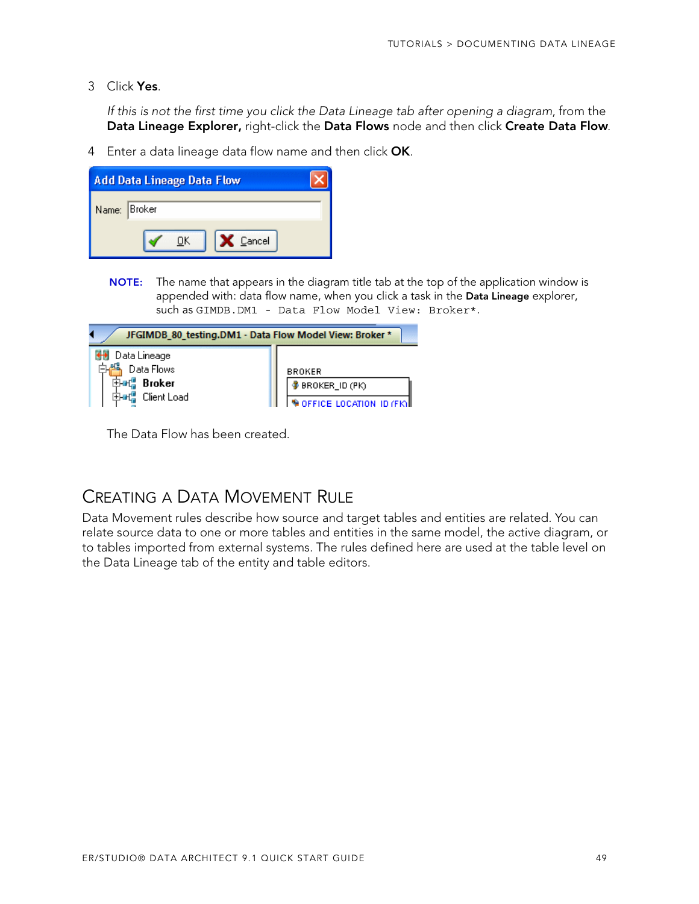3 Click **Yes**.

*If this is not the first time you click the Data Lineage tab after opening a diagram*, from the **Data Lineage Explorer,** right-click the **Data Flows** node and then click **Create Data Flow**.

4 Enter a data lineage data flow name and then click **OK**.

**NOTE:** The name that appears in the diagram title tab at the top of the application window is appended with: data flow name, when you click a task in the **Data Lineage** explorer, such as `GIMDB.DM1 - Data Flow Model View: Broker*`.

The Data Flow has been created.

## Creating a Data Movement Rule

Data Movement rules describe how source and target tables and entities are related. You can relate source data to one or more tables and entities in the same model, the active diagram, or to tables imported from external systems. The rules defined here are used at the table level on the Data Lineage tab of the entity and table editors.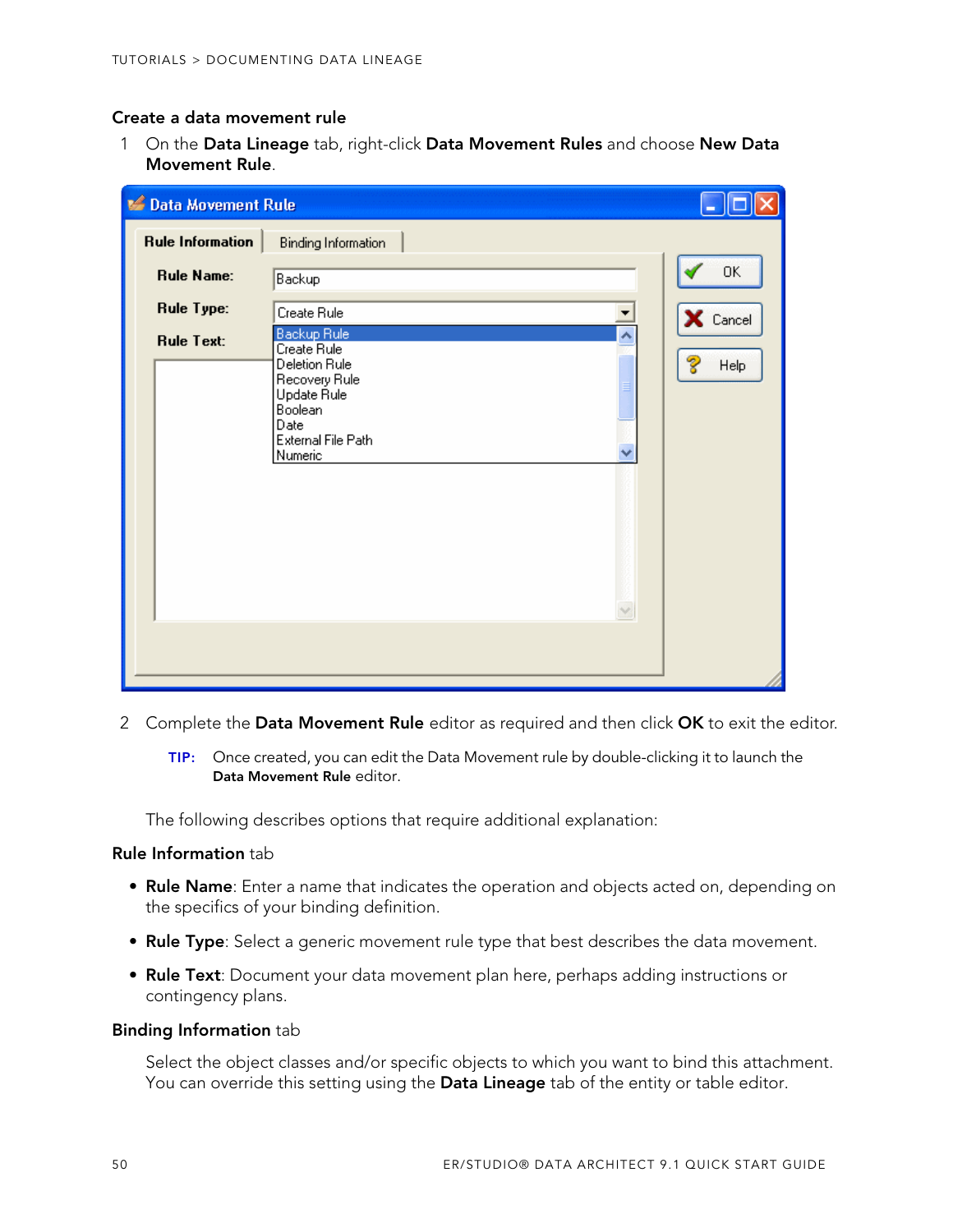### Create a data movement rule

1. On the **Data Lineage** tab, right-click **Data Movement Rules** and choose **New Data Movement Rule**.

2. Complete the **Data Movement Rule** editor as required and then click **OK** to exit the editor.

   **TIP:** Once created, you can edit the Data Movement rule by double-clicking it to launch the **Data Movement Rule** editor.

The following describes options that require additional explanation:

**Rule Information** tab

- **Rule Name**: Enter a name that indicates the operation and objects acted on, depending on the specifics of your binding definition.
- **Rule Type**: Select a generic movement rule type that best describes the data movement.
- **Rule Text**: Document your data movement plan here, perhaps adding instructions or contingency plans.

**Binding Information** tab

Select the object classes and/or specific objects to which you want to bind this attachment. You can override this setting using the **Data Lineage** tab of the entity or table editor.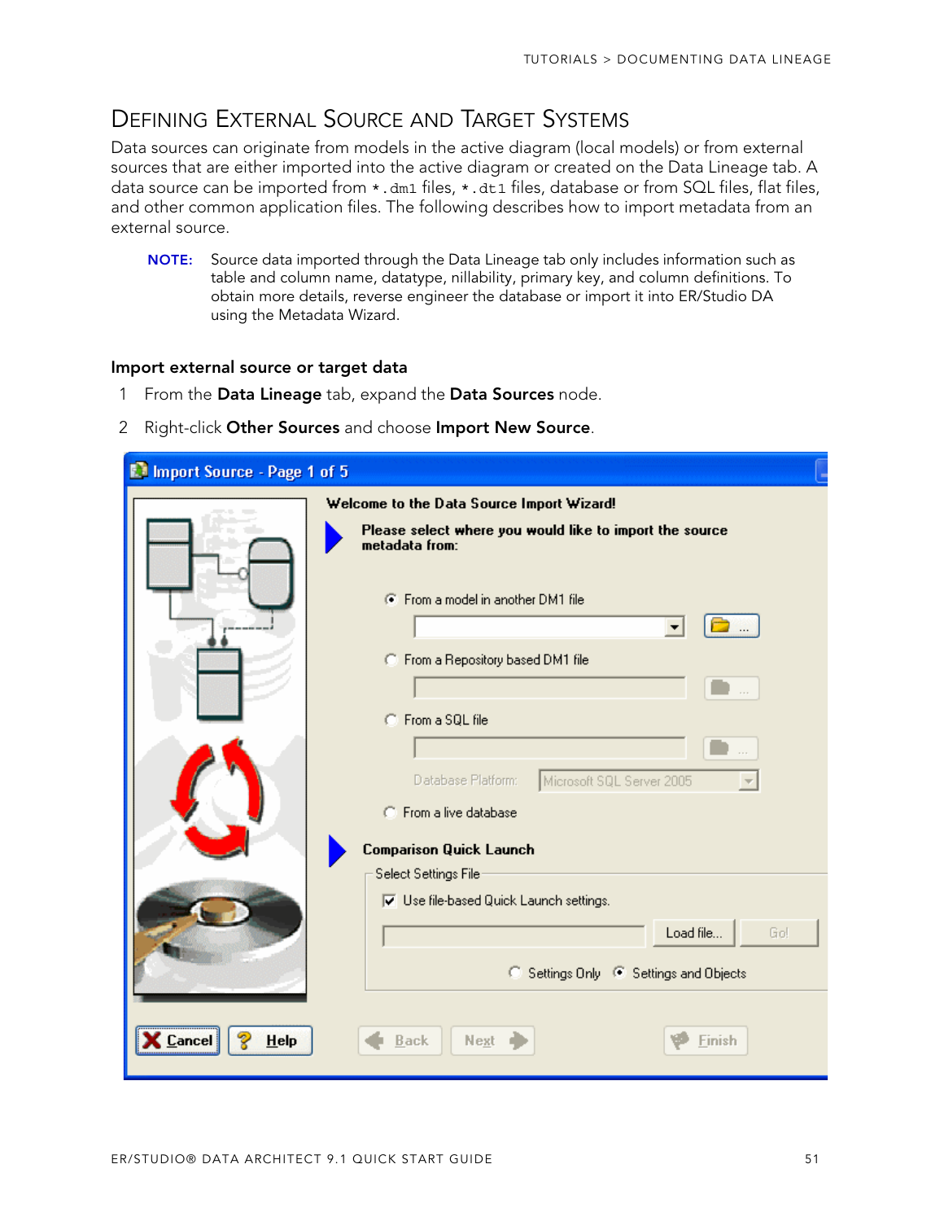## Defining External Source and Target Systems

Data sources can originate from models in the active diagram (local models) or from external sources that are either imported into the active diagram or created on the Data Lineage tab. A data source can be imported from `*.dm1` files, `*.dt1` files, database or from SQL files, flat files, and other common application files. The following describes how to import metadata from an external source.

**NOTE:** Source data imported through the Data Lineage tab only includes information such as table and column name, datatype, nillability, primary key, and column definitions. To obtain more details, reverse engineer the database or import it into ER/Studio DA using the Metadata Wizard.

### Import external source or target data

1. From the **Data Lineage** tab, expand the **Data Sources** node.
2. Right-click **Other Sources** and choose **Import New Source**.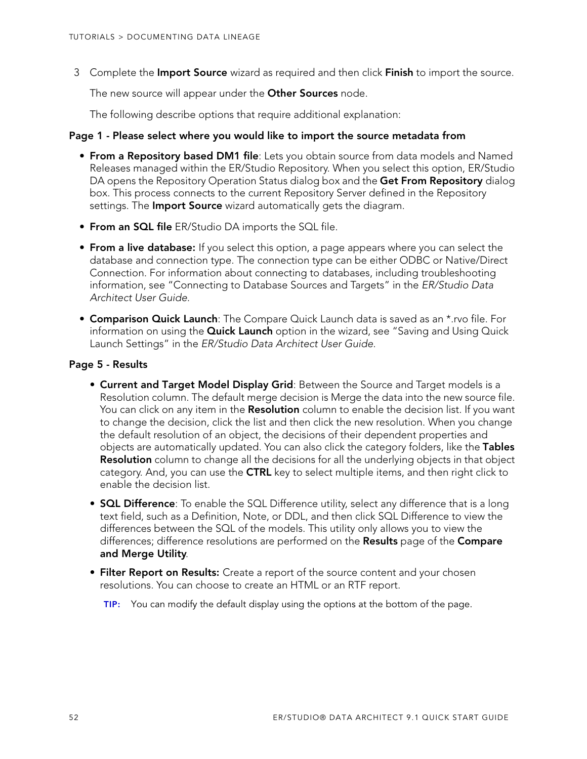3 Complete the **Import Source** wizard as required and then click **Finish** to import the source.

The new source will appear under the **Other Sources** node.

The following describe options that require additional explanation:

**Page 1 - Please select where you would like to import the source metadata from**

- **From a Repository based DM1 file**: Lets you obtain source from data models and Named Releases managed within the ER/Studio Repository. When you select this option, ER/Studio DA opens the Repository Operation Status dialog box and the **Get From Repository** dialog box. This process connects to the current Repository Server defined in the Repository settings. The **Import Source** wizard automatically gets the diagram.
- **From an SQL file** ER/Studio DA imports the SQL file.
- **From a live database:** If you select this option, a page appears where you can select the database and connection type. The connection type can be either ODBC or Native/Direct Connection. For information about connecting to databases, including troubleshooting information, see "Connecting to Database Sources and Targets" in the *ER/Studio Data Architect User Guide*.
- **Comparison Quick Launch**: The Compare Quick Launch data is saved as an *.rvo file. For information on using the **Quick Launch** option in the wizard, see "Saving and Using Quick Launch Settings" in the *ER/Studio Data Architect User Guide*.

**Page 5 - Results**

- **Current and Target Model Display Grid**: Between the Source and Target models is a Resolution column. The default merge decision is Merge the data into the new source file. You can click on any item in the **Resolution** column to enable the decision list. If you want to change the decision, click the list and then click the new resolution. When you change the default resolution of an object, the decisions of their dependent properties and objects are automatically updated. You can also click the category folders, like the **Tables Resolution** column to change all the decisions for all the underlying objects in that object category. And, you can use the **CTRL** key to select multiple items, and then right click to enable the decision list.
- **SQL Difference**: To enable the SQL Difference utility, select any difference that is a long text field, such as a Definition, Note, or DDL, and then click SQL Difference to view the differences between the SQL of the models. This utility only allows you to view the differences; difference resolutions are performed on the **Results** page of the **Compare and Merge Utility**.
- **Filter Report on Results:** Create a report of the source content and your chosen resolutions. You can choose to create an HTML or an RTF report.

  **TIP:** You can modify the default display using the options at the bottom of the page.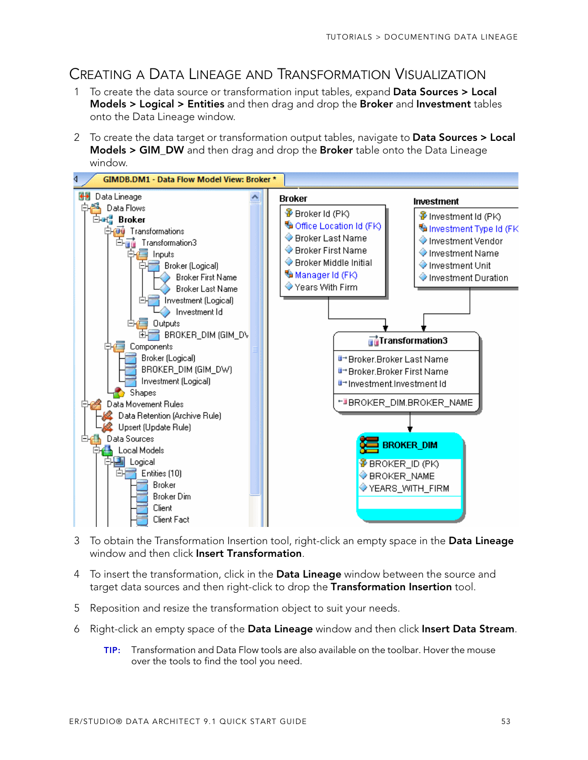## Creating a Data Lineage and Transformation Visualization

1. To create the data source or transformation input tables, expand **Data Sources > Local Models > Logical > Entities** and then drag and drop the **Broker** and **Investment** tables onto the Data Lineage window.

2. To create the data target or transformation output tables, navigate to **Data Sources > Local Models > GIM_DW** and then drag and drop the **Broker** table onto the Data Lineage window.

3. To obtain the Transformation Insertion tool, right-click an empty space in the **Data Lineage** window and then click **Insert Transformation**.

4. To insert the transformation, click in the **Data Lineage** window between the source and target data sources and then right-click to drop the **Transformation Insertion** tool.

5. Reposition and resize the transformation object to suit your needs.

6. Right-click an empty space of the **Data Lineage** window and then click **Insert Data Stream**.

   **TIP:** Transformation and Data Flow tools are also available on the toolbar. Hover the mouse over the tools to find the tool you need.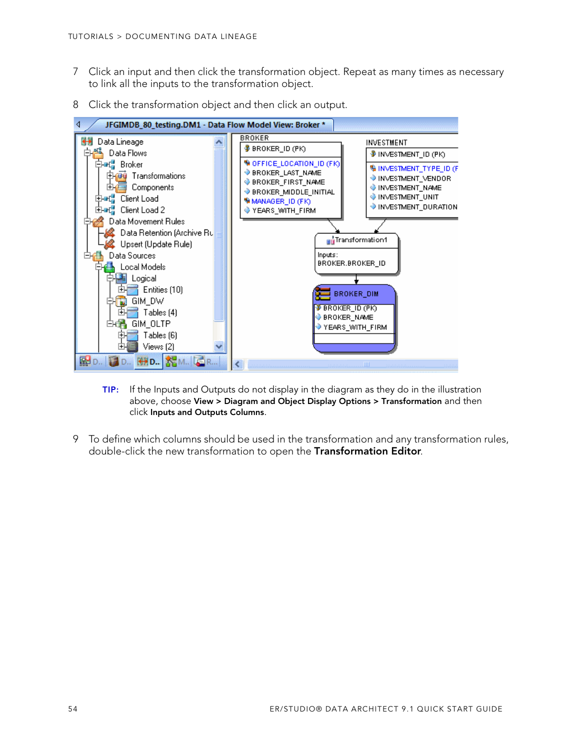7 Click an input and then click the transformation object. Repeat as many times as necessary to link all the inputs to the transformation object.

8 Click the transformation object and then click an output.

**TIP:** If the Inputs and Outputs do not display in the diagram as they do in the illustration above, choose **View > Diagram and Object Display Options > Transformation** and then click **Inputs and Outputs Columns**.

9 To define which columns should be used in the transformation and any transformation rules, double-click the new transformation to open the **Transformation Editor**.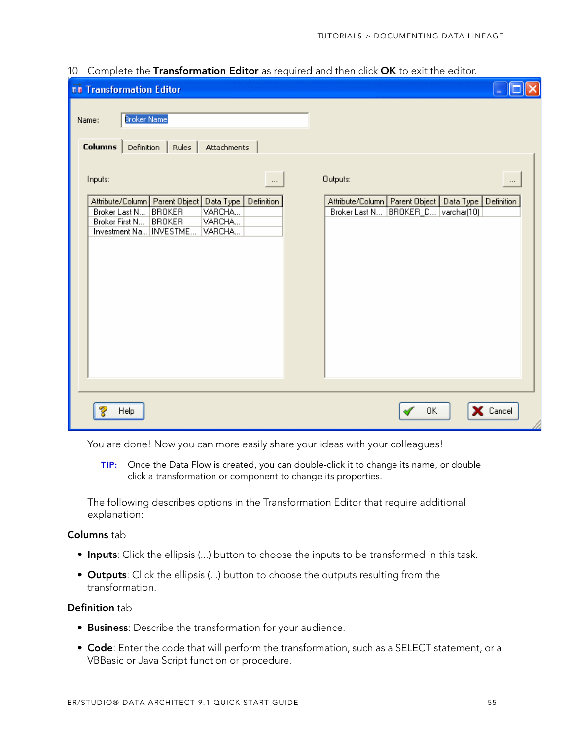10 Complete the **Transformation Editor** as required and then click **OK** to exit the editor.

You are done! Now you can more easily share your ideas with your colleagues!

**TIP:** Once the Data Flow is created, you can double-click it to change its name, or double click a transformation or component to change its properties.

The following describes options in the Transformation Editor that require additional explanation:

**Columns** tab

- **Inputs**: Click the ellipsis (...) button to choose the inputs to be transformed in this task.
- **Outputs**: Click the ellipsis (...) button to choose the outputs resulting from the transformation.

**Definition** tab

- **Business**: Describe the transformation for your audience.
- **Code**: Enter the code that will perform the transformation, such as a SELECT statement, or a VBBasic or Java Script function or procedure.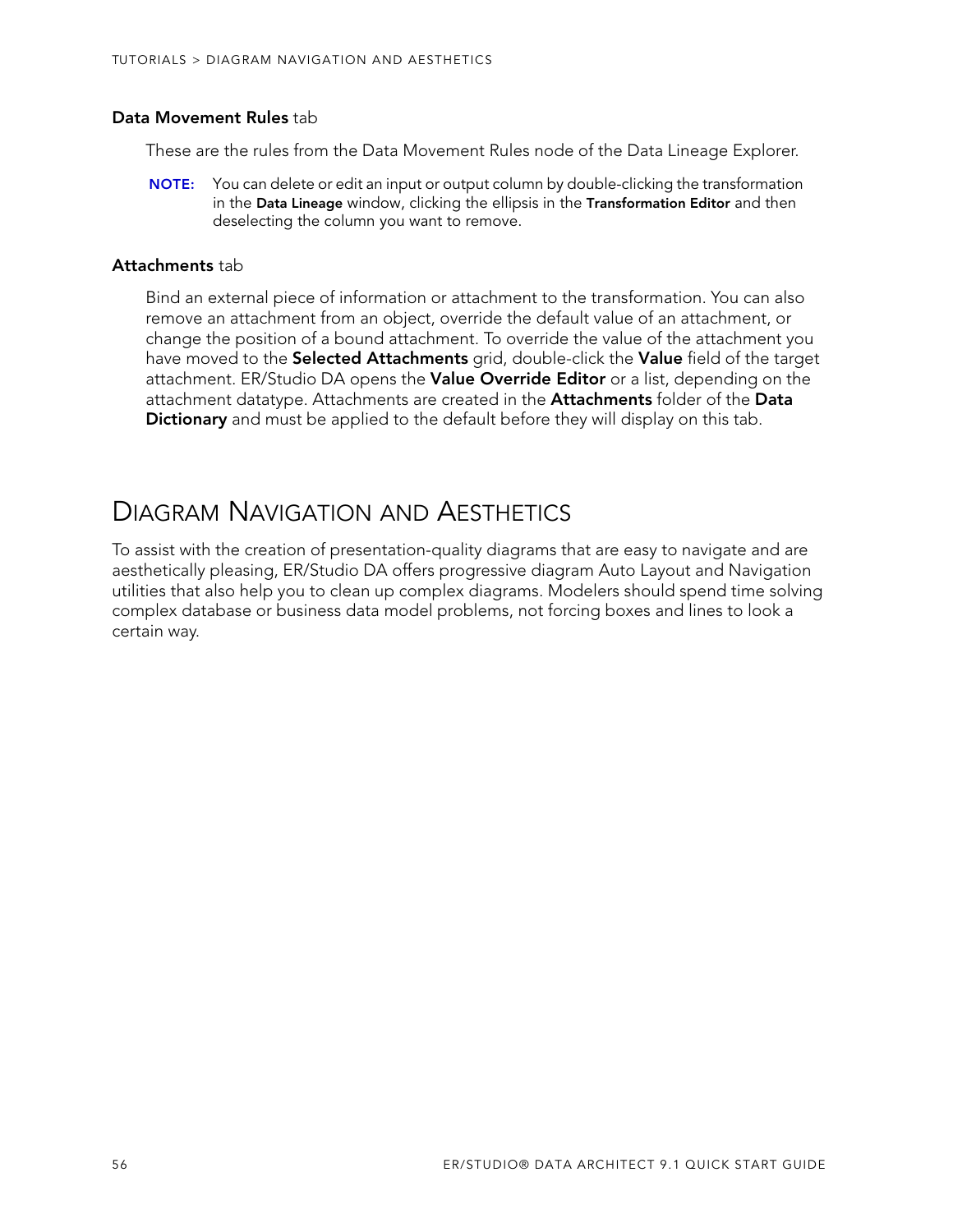**Data Movement Rules** tab

These are the rules from the Data Movement Rules node of the Data Lineage Explorer.

**NOTE:** You can delete or edit an input or output column by double-clicking the transformation in the **Data Lineage** window, clicking the ellipsis in the **Transformation Editor** and then deselecting the column you want to remove.

**Attachments** tab

Bind an external piece of information or attachment to the transformation. You can also remove an attachment from an object, override the default value of an attachment, or change the position of a bound attachment. To override the value of the attachment you have moved to the **Selected Attachments** grid, double-click the **Value** field of the target attachment. ER/Studio DA opens the **Value Override Editor** or a list, depending on the attachment datatype. Attachments are created in the **Attachments** folder of the **Data Dictionary** and must be applied to the default before they will display on this tab.

# Diagram Navigation and Aesthetics

To assist with the creation of presentation-quality diagrams that are easy to navigate and are aesthetically pleasing, ER/Studio DA offers progressive diagram Auto Layout and Navigation utilities that also help you to clean up complex diagrams. Modelers should spend time solving complex database or business data model problems, not forcing boxes and lines to look a certain way.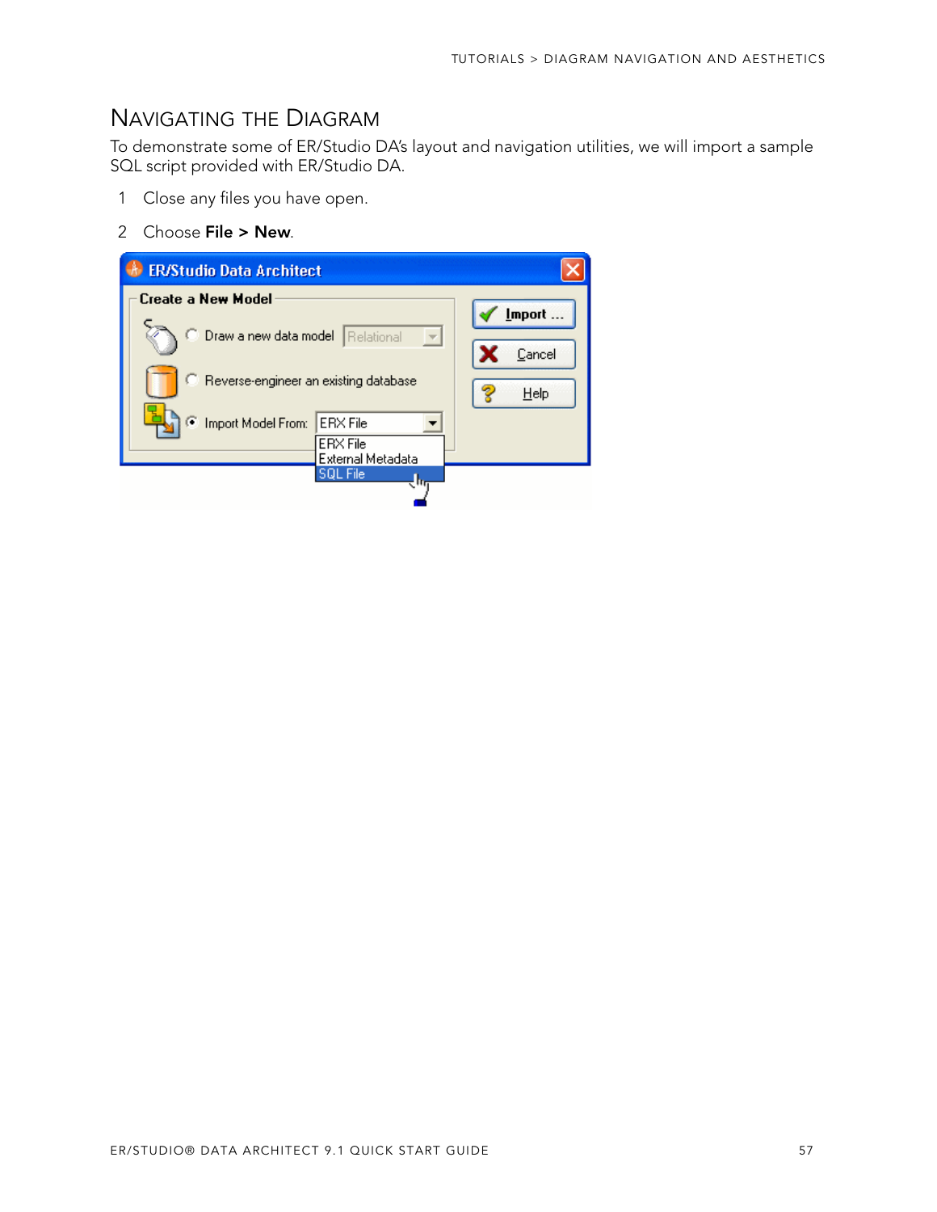## Navigating the Diagram

To demonstrate some of ER/Studio DA's layout and navigation utilities, we will import a sample SQL script provided with ER/Studio DA.

1 Close any files you have open.

2 Choose **File > New**.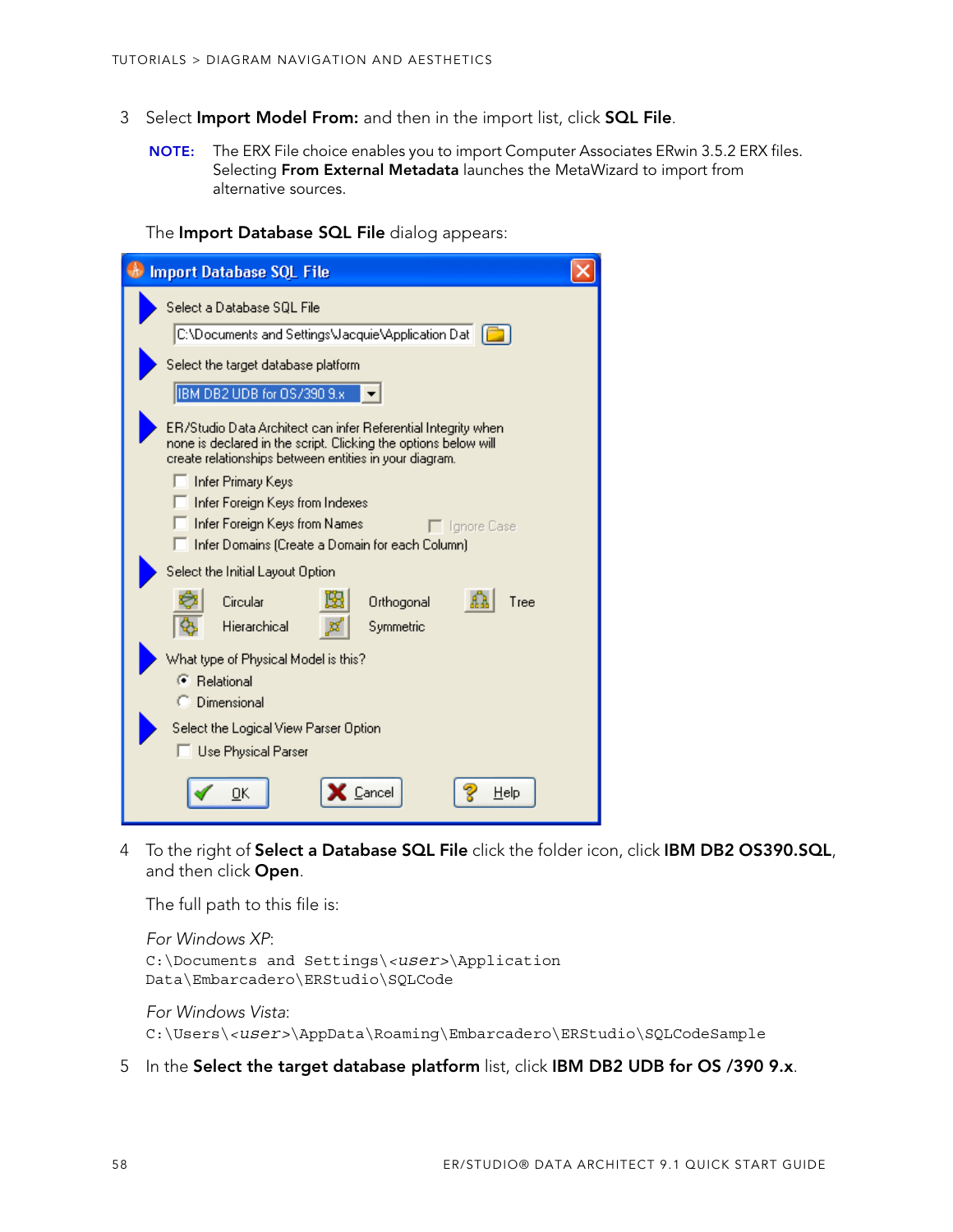3 Select **Import Model From:** and then in the import list, click **SQL File**.

**NOTE:** The ERX File choice enables you to import Computer Associates ERwin 3.5.2 ERX files. Selecting **From External Metadata** launches the MetaWizard to import from alternative sources.

The **Import Database SQL File** dialog appears:

4 To the right of **Select a Database SQL File** click the folder icon, click **IBM DB2 OS390.SQL**, and then click **Open**.

The full path to this file is:

*For Windows XP*:

```
C:\Documents and Settings\<user>\Application
Data\Embarcadero\ERStudio\SQLCode
```

*For Windows Vista*:

```
C:\Users\<user>\AppData\Roaming\Embarcadero\ERStudio\SQLCodeSample
```

5 In the **Select the target database platform** list, click **IBM DB2 UDB for OS /390 9.x**.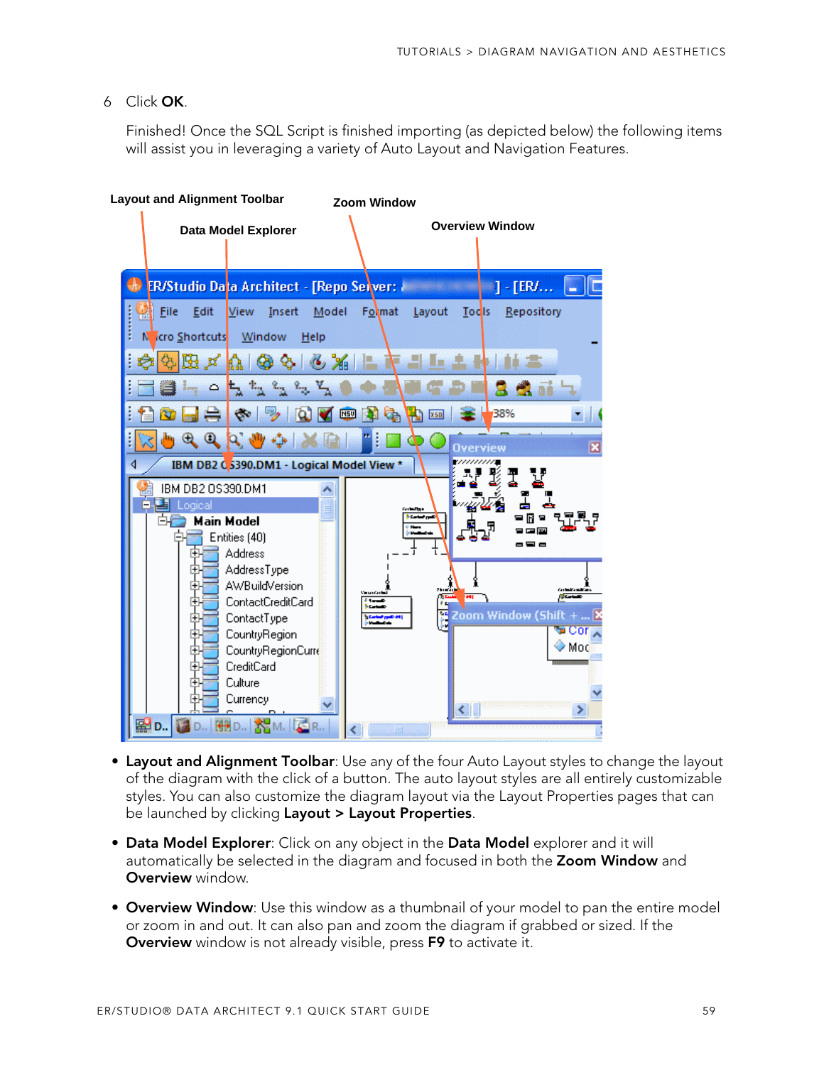6 Click **OK**.

Finished! Once the SQL Script is finished importing (as depicted below) the following items will assist you in leveraging a variety of Auto Layout and Navigation Features.

- **Layout and Alignment Toolbar**: Use any of the four Auto Layout styles to change the layout of the diagram with the click of a button. The auto layout styles are all entirely customizable styles. You can also customize the diagram layout via the Layout Properties pages that can be launched by clicking **Layout > Layout Properties**.
- **Data Model Explorer**: Click on any object in the **Data Model** explorer and it will automatically be selected in the diagram and focused in both the **Zoom Window** and **Overview** window.
- **Overview Window**: Use this window as a thumbnail of your model to pan the entire model or zoom in and out. It can also pan and zoom the diagram if grabbed or sized. If the **Overview** window is not already visible, press **F9** to activate it.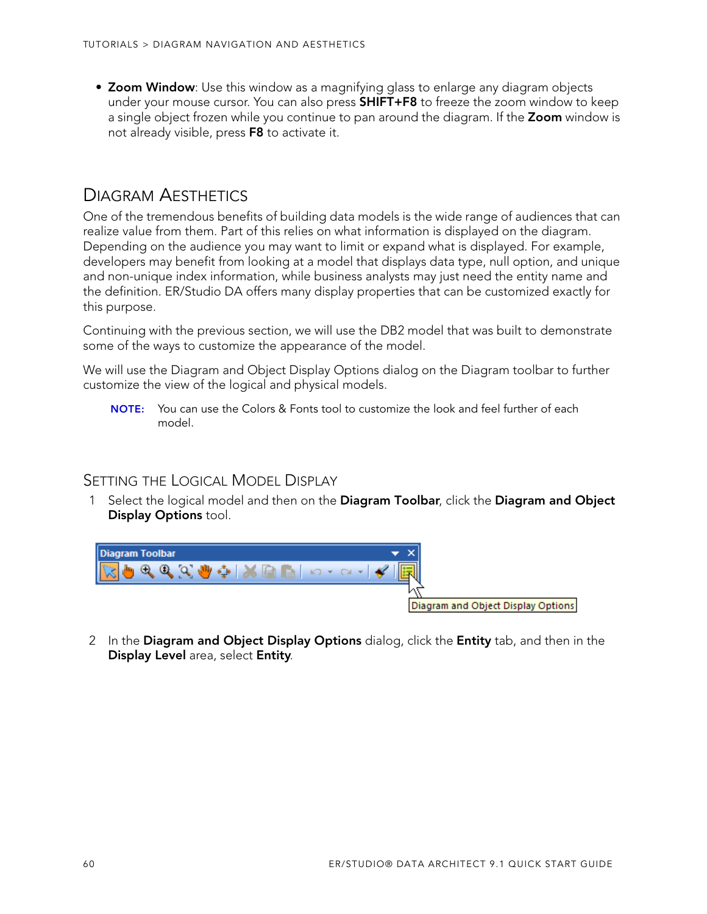- **Zoom Window**: Use this window as a magnifying glass to enlarge any diagram objects under your mouse cursor. You can also press **SHIFT+F8** to freeze the zoom window to keep a single object frozen while you continue to pan around the diagram. If the **Zoom** window is not already visible, press **F8** to activate it.

## Diagram Aesthetics

One of the tremendous benefits of building data models is the wide range of audiences that can realize value from them. Part of this relies on what information is displayed on the diagram. Depending on the audience you may want to limit or expand what is displayed. For example, developers may benefit from looking at a model that displays data type, null option, and unique and non-unique index information, while business analysts may just need the entity name and the definition. ER/Studio DA offers many display properties that can be customized exactly for this purpose.

Continuing with the previous section, we will use the DB2 model that was built to demonstrate some of the ways to customize the appearance of the model.

We will use the Diagram and Object Display Options dialog on the Diagram toolbar to further customize the view of the logical and physical models.

> **NOTE:** You can use the Colors & Fonts tool to customize the look and feel further of each model.

### Setting the Logical Model Display

1. Select the logical model and then on the **Diagram Toolbar**, click the **Diagram and Object Display Options** tool.

2. In the **Diagram and Object Display Options** dialog, click the **Entity** tab, and then in the **Display Level** area, select **Entity**.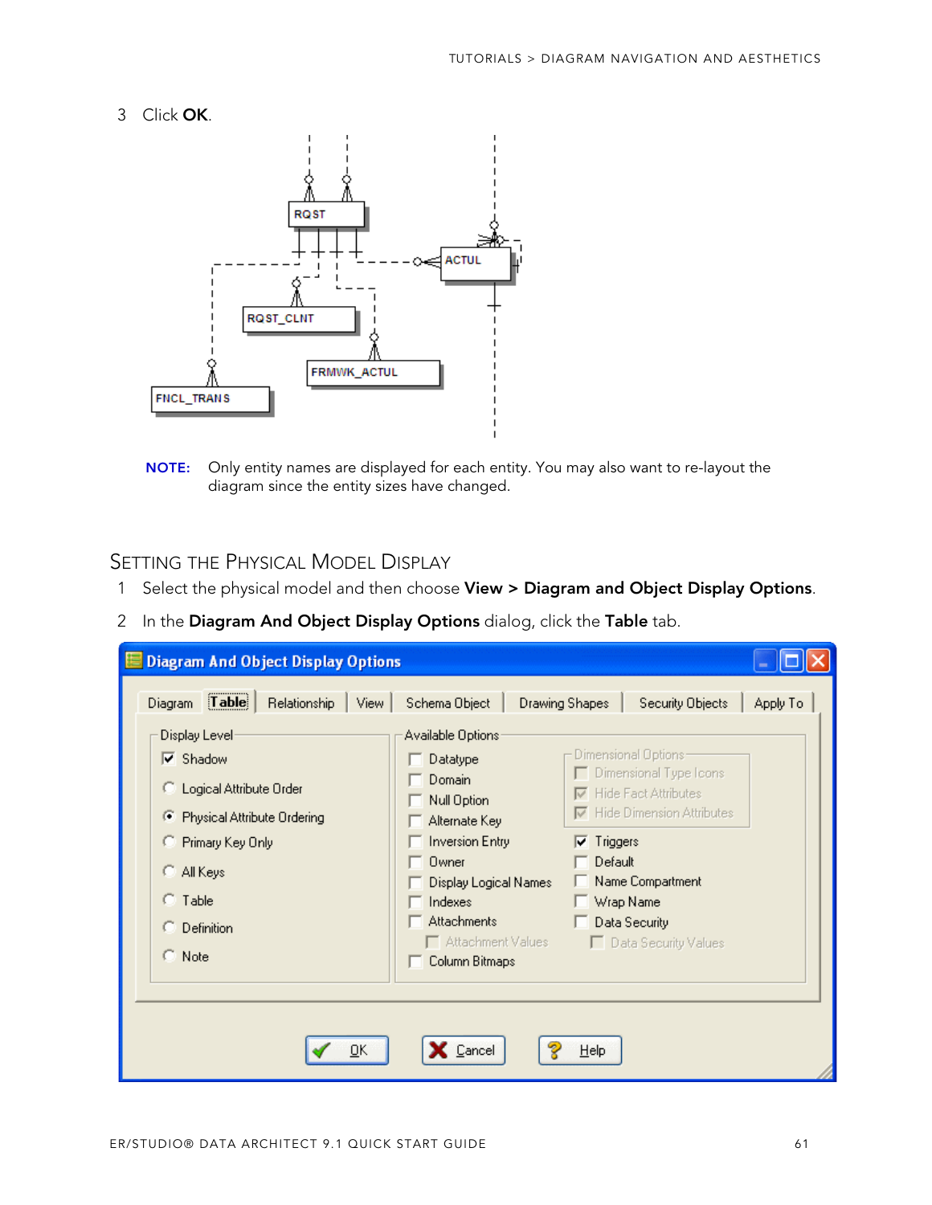3 Click **OK**.

**NOTE:** Only entity names are displayed for each entity. You may also want to re-layout the diagram since the entity sizes have changed.

## Setting the Physical Model Display

1 Select the physical model and then choose **View > Diagram and Object Display Options**.

2 In the **Diagram And Object Display Options** dialog, click the **Table** tab.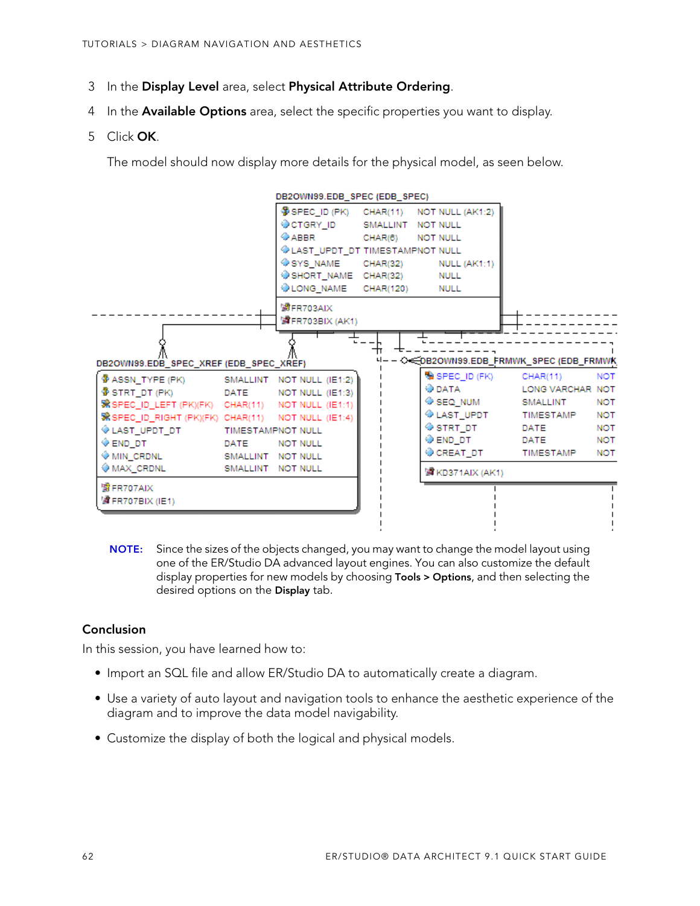3 In the **Display Level** area, select **Physical Attribute Ordering**.

4 In the **Available Options** area, select the specific properties you want to display.

5 Click **OK**.

The model should now display more details for the physical model, as seen below.

DB2OWN99.EDB_SPEC (EDB_SPEC)
SPEC_ID (PK) CHAR(11) NOT NULL (AK1:2)
CTGRY_ID SMALLINT NOT NULL
ABBR CHAR(6) NOT NULL
LAST_UPDT_DT TIMESTAMP NOT NULL
SYS_NAME CHAR(32) NULL (AK1:1)
SHORT_NAME CHAR(32) NULL
LONG_NAME CHAR(120) NULL
FR703AIX
FR703BIX (AK1)

DB2OWN99.EDB_SPEC_XREF (EDB_SPEC_XREF)
ASSN_TYPE (PK) SMALLINT NOT NULL (IE1:2)
STRT_DT (PK) DATE NOT NULL (IE1:3)
SPEC_ID_LEFT (PK)(FK) CHAR(11) NOT NULL (IE1:1)
SPEC_ID_RIGHT (PK)(FK) CHAR(11) NOT NULL (IE1:4)
LAST_UPDT_DT TIMESTAMP NOT NULL
END_DT DATE NOT NULL
MIN_CRDNL SMALLINT NOT NULL
MAX_CRDNL SMALLINT NOT NULL
FR707AIX
FR707BIX (IE1)

DB2OWN99.EDB_FRMWK_SPEC (EDB_FRMWK
SPEC_ID (FK) CHAR(11) NOT
DATA LONG VARCHAR NOT
SEQ_NUM SMALLINT NOT
LAST_UPDT TIMESTAMP NOT
STRT_DT DATE NOT
END_DT DATE NOT
CREAT_DT TIMESTAMP NOT
KD371AIX (AK1)

**NOTE:** Since the sizes of the objects changed, you may want to change the model layout using one of the ER/Studio DA advanced layout engines. You can also customize the default display properties for new models by choosing **Tools > Options**, and then selecting the desired options on the **Display** tab.

### Conclusion

In this session, you have learned how to:

- Import an SQL file and allow ER/Studio DA to automatically create a diagram.
- Use a variety of auto layout and navigation tools to enhance the aesthetic experience of the diagram and to improve the data model navigability.
- Customize the display of both the logical and physical models.